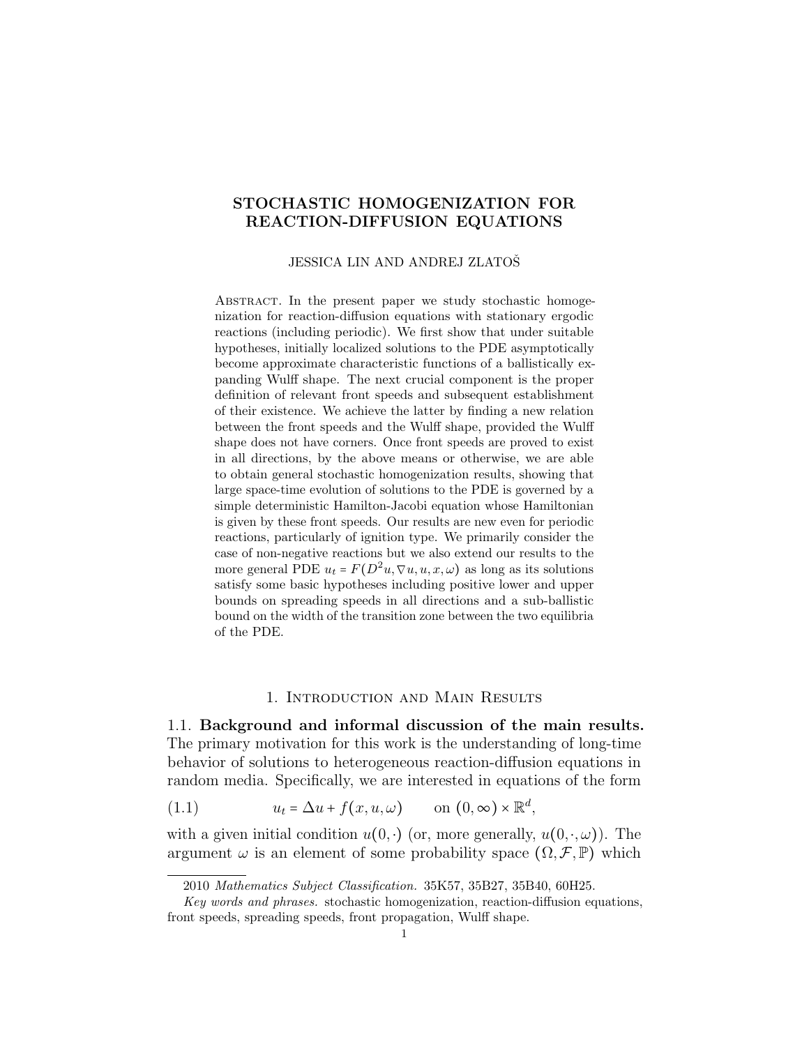# STOCHASTIC HOMOGENIZATION FOR REACTION-DIFFUSION EQUATIONS

JESSICA LIN AND ANDREJ ZLATOŠ

Abstract. In the present paper we study stochastic homogenization for reaction-diffusion equations with stationary ergodic reactions (including periodic). We first show that under suitable hypotheses, initially localized solutions to the PDE asymptotically become approximate characteristic functions of a ballistically expanding Wulff shape. The next crucial component is the proper definition of relevant front speeds and subsequent establishment of their existence. We achieve the latter by finding a new relation between the front speeds and the Wulff shape, provided the Wulff shape does not have corners. Once front speeds are proved to exist in all directions, by the above means or otherwise, we are able to obtain general stochastic homogenization results, showing that large space-time evolution of solutions to the PDE is governed by a simple deterministic Hamilton-Jacobi equation whose Hamiltonian is given by these front speeds. Our results are new even for periodic reactions, particularly of ignition type. We primarily consider the case of non-negative reactions but we also extend our results to the more general PDE $u_t = F(D^2u, \nabla u, u, x, \omega)$ as long as its solutions satisfy some basic hypotheses including positive lower and upper bounds on spreading speeds in all directions and a sub-ballistic bound on the width of the transition zone between the two equilibria of the PDE.

## 1. Introduction and Main Results

### 1.1. Background and informal discussion of the main results.

The primary motivation for this work is the understanding of long-time behavior of solutions to heterogeneous reaction-diffusion equations in random media. Specifically, we are interested in equations of the form

$$
u_t = \Delta u + f(x, u, \omega) \qquad \text{on } (0, \infty) \times \mathbb{R}^d, \tag{1.1}
$$

with a given initial condition $u(0,\cdot)$ (or, more generally, $u(0,\cdot,\omega)$). The argument $\omega$ is an element of some probability space $(\Omega, \mathcal{F}, \mathbb{P})$ which

---

2010 *Mathematics Subject Classification.* 35K57, 35B27, 35B40, 60H25.

*Key words and phrases.* stochastic homogenization, reaction-diffusion equations, front speeds, spreading speeds, front propagation, Wulff shape.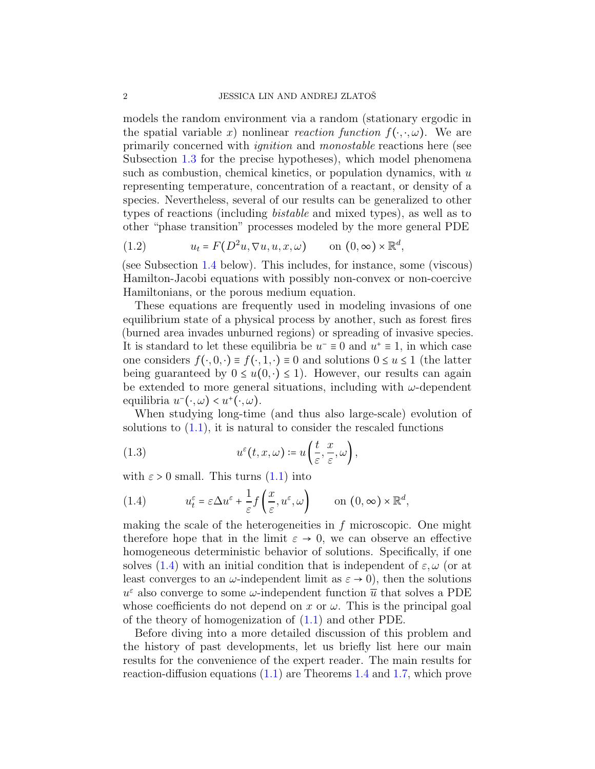models the random environment via a random (stationary ergodic in the spatial variable $x$) nonlinear *reaction function* $f(\cdot,\cdot,\omega)$. We are primarily concerned with *ignition* and *monostable* reactions here (see Subsection 1.3 for the precise hypotheses), which model phenomena such as combustion, chemical kinetics, or population dynamics, with $u$ representing temperature, concentration of a reactant, or density of a species. Nevertheless, several of our results can be generalized to other types of reactions (including *bistable* and mixed types), as well as to other "phase transition" processes modeled by the more general PDE

$$u_t = F(D^2u, \nabla u, u, x, \omega) \qquad \text{on } (0,\infty)\times\mathbb{R}^d, \tag{1.2}$$

(see Subsection 1.4 below). This includes, for instance, some (viscous) Hamilton-Jacobi equations with possibly non-convex or non-coercive Hamiltonians, or the porous medium equation.

These equations are frequently used in modeling invasions of one equilibrium state of a physical process by another, such as forest fires (burned area invades unburned regions) or spreading of invasive species. It is standard to let these equilibria be $u^- \equiv 0$ and $u^+ \equiv 1$, in which case one considers $f(\cdot,0,\cdot) \equiv f(\cdot,1,\cdot) \equiv 0$ and solutions $0 \le u \le 1$ (the latter being guaranteed by $0 \le u(0,\cdot) \le 1$). However, our results can again be extended to more general situations, including with $\omega$-dependent equilibria $u^-(\cdot,\omega) < u^+(\cdot,\omega)$.

When studying long-time (and thus also large-scale) evolution of solutions to (1.1), it is natural to consider the rescaled functions

$$u^\varepsilon(t,x,\omega) := u\left(\frac{t}{\varepsilon},\frac{x}{\varepsilon},\omega\right), \tag{1.3}$$

with $\varepsilon > 0$ small. This turns (1.1) into

$$u^\varepsilon_t = \varepsilon\Delta u^\varepsilon + \frac{1}{\varepsilon} f\left(\frac{x}{\varepsilon}, u^\varepsilon, \omega\right) \qquad \text{on } (0,\infty)\times\mathbb{R}^d, \tag{1.4}$$

making the scale of the heterogeneities in $f$ microscopic. One might therefore hope that in the limit $\varepsilon \to 0$, we can observe an effective homogeneous deterministic behavior of solutions. Specifically, if one solves (1.4) with an initial condition that is independent of $\varepsilon, \omega$ (or at least converges to an $\omega$-independent limit as $\varepsilon \to 0$), then the solutions $u^\varepsilon$ also converge to some $\omega$-independent function $\overline{u}$ that solves a PDE whose coefficients do not depend on $x$ or $\omega$. This is the principal goal of the theory of homogenization of (1.1) and other PDE.

Before diving into a more detailed discussion of this problem and the history of past developments, let us briefly list here our main results for the convenience of the expert reader. The main results for reaction-diffusion equations (1.1) are Theorems 1.4 and 1.7, which prove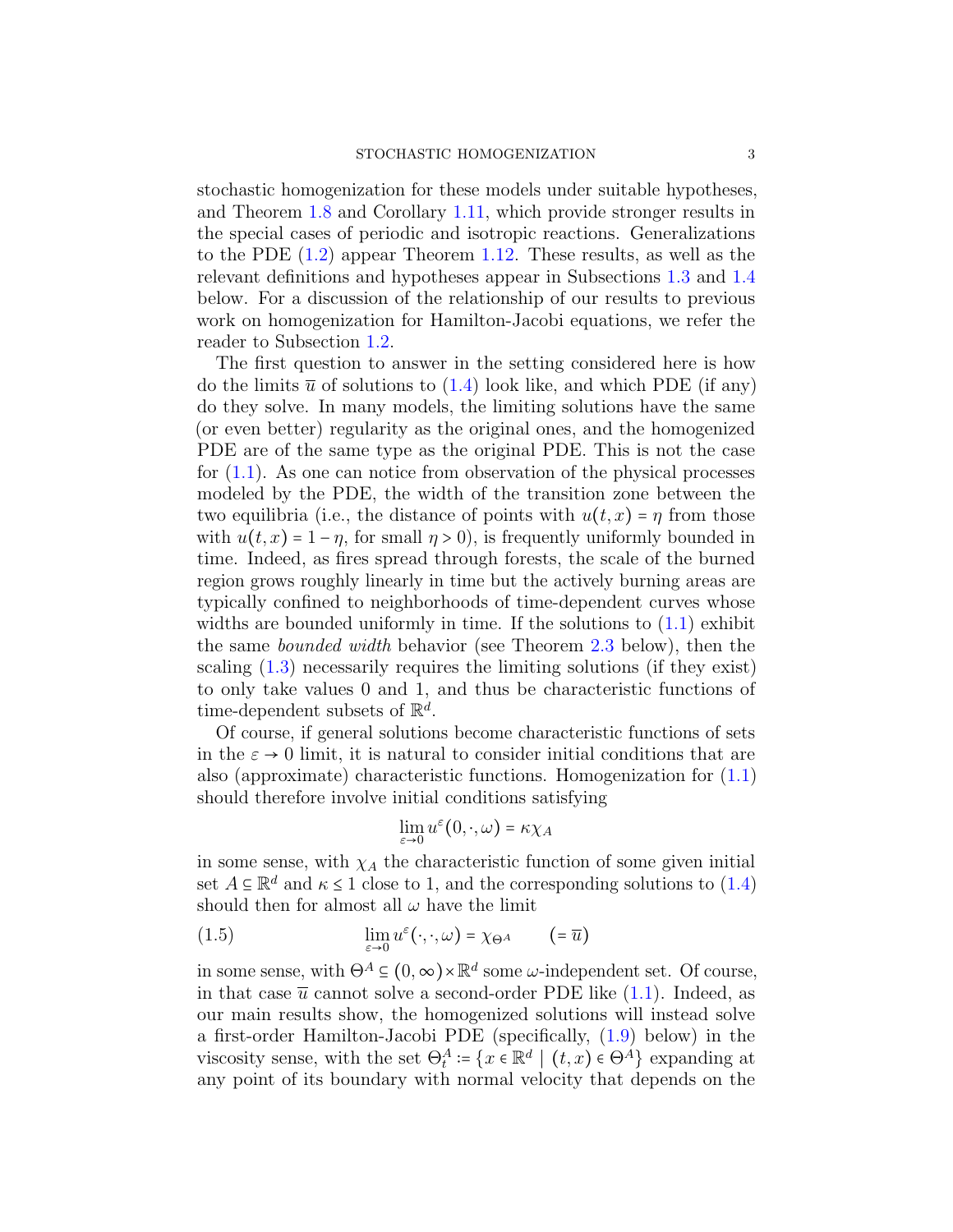stochastic homogenization for these models under suitable hypotheses, and Theorem 1.8 and Corollary 1.11, which provide stronger results in the special cases of periodic and isotropic reactions. Generalizations to the PDE (1.2) appear Theorem 1.12. These results, as well as the relevant definitions and hypotheses appear in Subsections 1.3 and 1.4 below. For a discussion of the relationship of our results to previous work on homogenization for Hamilton-Jacobi equations, we refer the reader to Subsection 1.2.

The first question to answer in the setting considered here is how do the limits $\overline{u}$ of solutions to (1.4) look like, and which PDE (if any) do they solve. In many models, the limiting solutions have the same (or even better) regularity as the original ones, and the homogenized PDE are of the same type as the original PDE. This is not the case for (1.1). As one can notice from observation of the physical processes modeled by the PDE, the width of the transition zone between the two equilibria (i.e., the distance of points with $u(t,x) = \eta$ from those with $u(t,x) = 1-\eta$, for small $\eta > 0$), is frequently uniformly bounded in time. Indeed, as fires spread through forests, the scale of the burned region grows roughly linearly in time but the actively burning areas are typically confined to neighborhoods of time-dependent curves whose widths are bounded uniformly in time. If the solutions to (1.1) exhibit the same *bounded width* behavior (see Theorem 2.3 below), then the scaling (1.3) necessarily requires the limiting solutions (if they exist) to only take values 0 and 1, and thus be characteristic functions of time-dependent subsets of $\mathbb{R}^d$.

Of course, if general solutions become characteristic functions of sets in the $\varepsilon \to 0$ limit, it is natural to consider initial conditions that are also (approximate) characteristic functions. Homogenization for (1.1) should therefore involve initial conditions satisfying

$$\lim_{\varepsilon\to 0} u^{\varepsilon}(0,\cdot,\omega) = \kappa\chi_A$$

in some sense, with $\chi_A$ the characteristic function of some given initial set $A \subseteq \mathbb{R}^d$ and $\kappa \le 1$ close to 1, and the corresponding solutions to (1.4) should then for almost all $\omega$ have the limit

$$\lim_{\varepsilon\to 0} u^{\varepsilon}(\cdot,\cdot,\omega) = \chi_{\Theta^A} \qquad (= \overline{u}) \tag{1.5}$$

in some sense, with $\Theta^A \subseteq (0,\infty)\times\mathbb{R}^d$ some $\omega$-independent set. Of course, in that case $\overline{u}$ cannot solve a second-order PDE like (1.1). Indeed, as our main results show, the homogenized solutions will instead solve a first-order Hamilton-Jacobi PDE (specifically, (1.9) below) in the viscosity sense, with the set $\Theta^A_t := \{x \in \mathbb{R}^d \mid (t,x) \in \Theta^A\}$ expanding at any point of its boundary with normal velocity that depends on the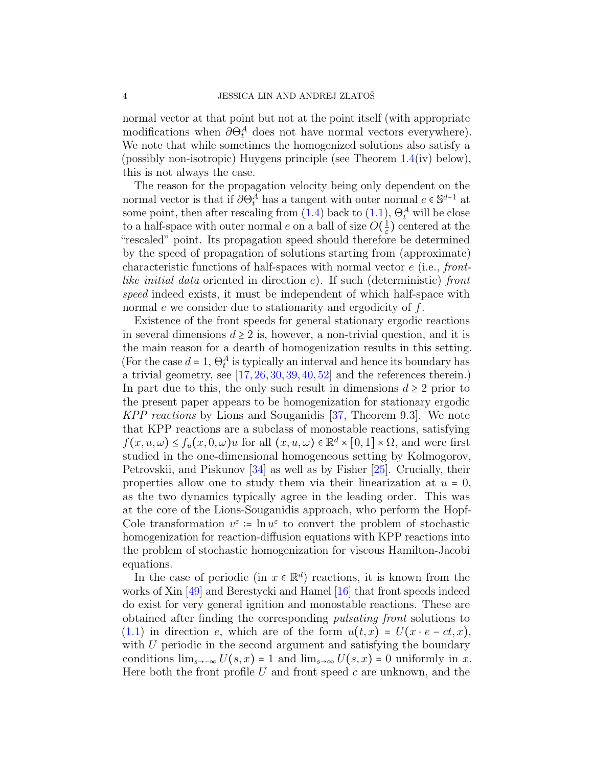normal vector at that point but not at the point itself (with appropriate modifications when $\partial\Theta_t^A$ does not have normal vectors everywhere). We note that while sometimes the homogenized solutions also satisfy a (possibly non-isotropic) Huygens principle (see Theorem 1.4(iv) below), this is not always the case.

The reason for the propagation velocity being only dependent on the normal vector is that if $\partial\Theta_t^A$ has a tangent with outer normal $e \in \mathbb{S}^{d-1}$ at some point, then after rescaling from (1.4) back to (1.1), $\Theta_t^A$ will be close to a half-space with outer normal $e$ on a ball of size $O(\frac{1}{\varepsilon})$ centered at the "rescaled" point. Its propagation speed should therefore be determined by the speed of propagation of solutions starting from (approximate) characteristic functions of half-spaces with normal vector $e$ (i.e., *front-like initial data* oriented in direction $e$). If such (deterministic) *front speed* indeed exists, it must be independent of which half-space with normal $e$ we consider due to stationarity and ergodicity of $f$.

Existence of the front speeds for general stationary ergodic reactions in several dimensions $d \geq 2$ is, however, a non-trivial question, and it is the main reason for a dearth of homogenization results in this setting. (For the case $d = 1$, $\Theta_t^A$ is typically an interval and hence its boundary has a trivial geometry, see [17, 26, 30, 39, 40, 52] and the references therein.) In part due to this, the only such result in dimensions $d \geq 2$ prior to the present paper appears to be homogenization for stationary ergodic *KPP reactions* by Lions and Souganidis [37, Theorem 9.3]. We note that KPP reactions are a subclass of monostable reactions, satisfying $f(x,u,\omega) \leq f_u(x,0,\omega)u$ for all $(x,u,\omega) \in \mathbb{R}^d \times [0,1] \times \Omega$, and were first studied in the one-dimensional homogeneous setting by Kolmogorov, Petrovskii, and Piskunov [34] as well as by Fisher [25]. Crucially, their properties allow one to study them via their linearization at $u = 0$, as the two dynamics typically agree in the leading order. This was at the core of the Lions-Souganidis approach, who perform the Hopf-Cole transformation $v^\varepsilon := \ln u^\varepsilon$ to convert the problem of stochastic homogenization for reaction-diffusion equations with KPP reactions into the problem of stochastic homogenization for viscous Hamilton-Jacobi equations.

In the case of periodic (in $x \in \mathbb{R}^d$) reactions, it is known from the works of Xin [49] and Berestycki and Hamel [16] that front speeds indeed do exist for very general ignition and monostable reactions. These are obtained after finding the corresponding *pulsating front* solutions to (1.1) in direction $e$, which are of the form $u(t,x) = U(x \cdot e - ct, x)$, with $U$ periodic in the second argument and satisfying the boundary conditions $\lim_{s\to-\infty} U(s,x) = 1$ and $\lim_{s\to\infty} U(s,x) = 0$ uniformly in $x$. Here both the front profile $U$ and front speed $c$ are unknown, and the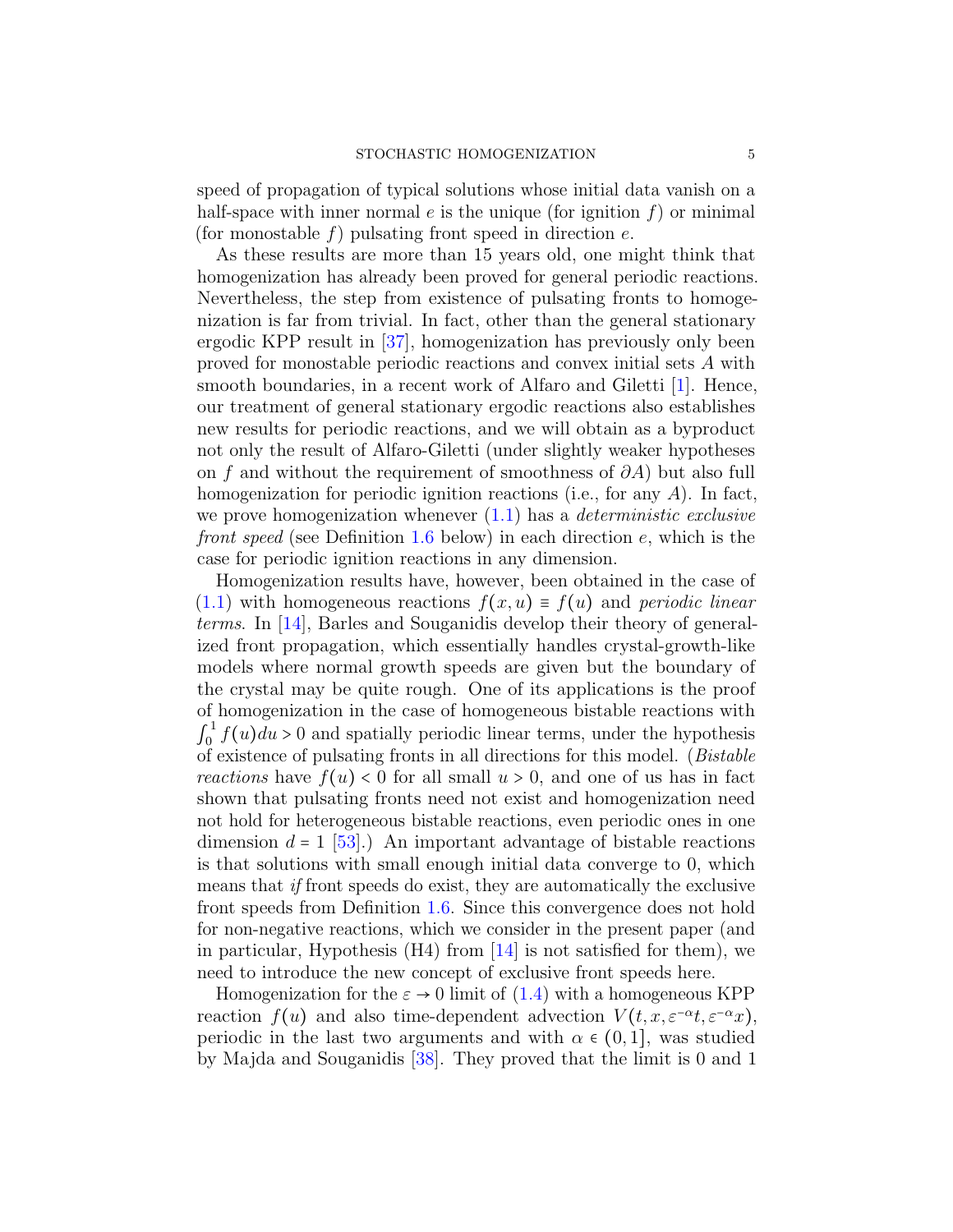speed of propagation of typical solutions whose initial data vanish on a half-space with inner normal $e$ is the unique (for ignition $f$) or minimal (for monostable $f$) pulsating front speed in direction $e$.

As these results are more than 15 years old, one might think that homogenization has already been proved for general periodic reactions. Nevertheless, the step from existence of pulsating fronts to homogenization is far from trivial. In fact, other than the general stationary ergodic KPP result in [37], homogenization has previously only been proved for monostable periodic reactions and convex initial sets $A$ with smooth boundaries, in a recent work of Alfaro and Giletti [1]. Hence, our treatment of general stationary ergodic reactions also establishes new results for periodic reactions, and we will obtain as a byproduct not only the result of Alfaro-Giletti (under slightly weaker hypotheses on $f$ and without the requirement of smoothness of $\partial A$) but also full homogenization for periodic ignition reactions (i.e., for any $A$). In fact, we prove homogenization whenever (1.1) has a *deterministic exclusive front speed* (see Definition 1.6 below) in each direction $e$, which is the case for periodic ignition reactions in any dimension.

Homogenization results have, however, been obtained in the case of (1.1) with homogeneous reactions $f(x,u) \equiv f(u)$ and *periodic linear terms*. In [14], Barles and Souganidis develop their theory of generalized front propagation, which essentially handles crystal-growth-like models where normal growth speeds are given but the boundary of the crystal may be quite rough. One of its applications is the proof of homogenization in the case of homogeneous bistable reactions with $\int_0^1 f(u)du > 0$ and spatially periodic linear terms, under the hypothesis of existence of pulsating fronts in all directions for this model. (*Bistable reactions* have $f(u) < 0$ for all small $u > 0$, and one of us has in fact shown that pulsating fronts need not exist and homogenization need not hold for heterogeneous bistable reactions, even periodic ones in one dimension $d = 1$ [53].) An important advantage of bistable reactions is that solutions with small enough initial data converge to 0, which means that *if* front speeds do exist, they are automatically the exclusive front speeds from Definition 1.6. Since this convergence does not hold for non-negative reactions, which we consider in the present paper (and in particular, Hypothesis (H4) from [14] is not satisfied for them), we need to introduce the new concept of exclusive front speeds here.

Homogenization for the $\varepsilon \to 0$ limit of (1.4) with a homogeneous KPP reaction $f(u)$ and also time-dependent advection $V(t, x, \varepsilon^{-\alpha}t, \varepsilon^{-\alpha}x)$, periodic in the last two arguments and with $\alpha \in (0,1]$, was studied by Majda and Souganidis [38]. They proved that the limit is 0 and 1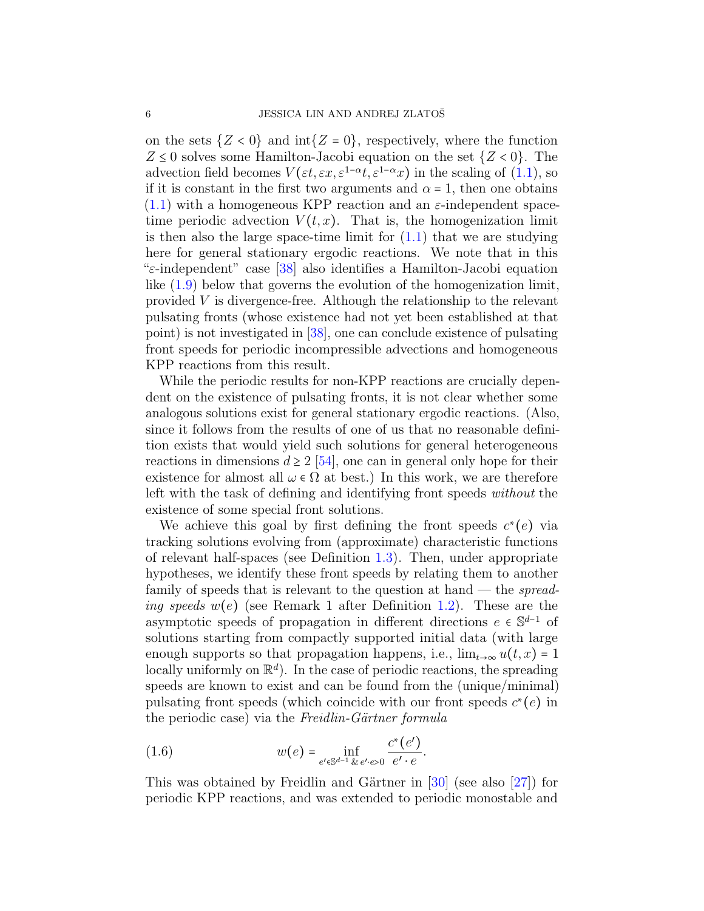on the sets $\{Z < 0\}$ and $\text{int}\{Z = 0\}$, respectively, where the function $Z \le 0$ solves some Hamilton-Jacobi equation on the set $\{Z < 0\}$. The advection field becomes $V(\varepsilon t, \varepsilon x, \varepsilon^{1-\alpha} t, \varepsilon^{1-\alpha} x)$ in the scaling of (1.1), so if it is constant in the first two arguments and $\alpha = 1$, then one obtains (1.1) with a homogeneous KPP reaction and an $\varepsilon$-independent space-time periodic advection $V(t,x)$. That is, the homogenization limit is then also the large space-time limit for (1.1) that we are studying here for general stationary ergodic reactions. We note that in this "$\varepsilon$-independent" case [38] also identifies a Hamilton-Jacobi equation like (1.9) below that governs the evolution of the homogenization limit, provided $V$ is divergence-free. Although the relationship to the relevant pulsating fronts (whose existence had not yet been established at that point) is not investigated in [38], one can conclude existence of pulsating front speeds for periodic incompressible advections and homogeneous KPP reactions from this result.

While the periodic results for non-KPP reactions are crucially dependent on the existence of pulsating fronts, it is not clear whether some analogous solutions exist for general stationary ergodic reactions. (Also, since it follows from the results of one of us that no reasonable definition exists that would yield such solutions for general heterogeneous reactions in dimensions $d \ge 2$ [54], one can in general only hope for their existence for almost all $\omega \in \Omega$ at best.) In this work, we are therefore left with the task of defining and identifying front speeds *without* the existence of some special front solutions.

We achieve this goal by first defining the front speeds $c^*(e)$ via tracking solutions evolving from (approximate) characteristic functions of relevant half-spaces (see Definition 1.3). Then, under appropriate hypotheses, we identify these front speeds by relating them to another family of speeds that is relevant to the question at hand — the *spreading speeds* $w(e)$ (see Remark 1 after Definition 1.2). These are the asymptotic speeds of propagation in different directions $e \in \mathbb{S}^{d-1}$ of solutions starting from compactly supported initial data (with large enough supports so that propagation happens, i.e., $\lim_{t\to\infty} u(t,x) = 1$ locally uniformly on $\mathbb{R}^d$). In the case of periodic reactions, the spreading speeds are known to exist and can be found from the (unique/minimal) pulsating front speeds (which coincide with our front speeds $c^*(e)$ in the periodic case) via the *Freidlin-Gärtner formula*

$$
w(e) = \inf_{e' \in \mathbb{S}^{d-1} \,\&\, e' \cdot e > 0} \frac{c^*(e')}{e' \cdot e}. \tag{1.6}
$$

This was obtained by Freidlin and Gärtner in [30] (see also [27]) for periodic KPP reactions, and was extended to periodic monostable and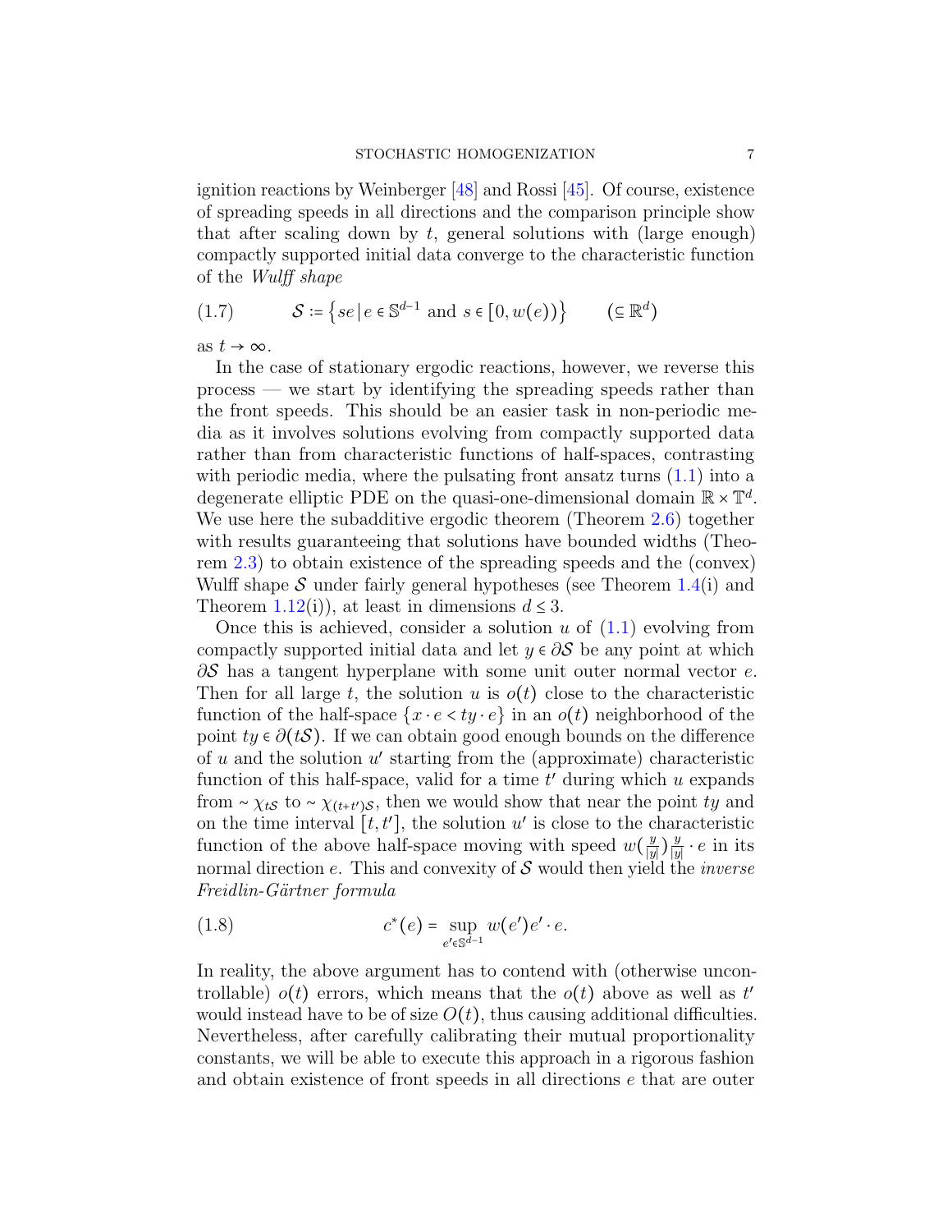ignition reactions by Weinberger [48] and Rossi [45]. Of course, existence of spreading speeds in all directions and the comparison principle show that after scaling down by $t$, general solutions with (large enough) compactly supported initial data converge to the characteristic function of the *Wulff shape*

$$\mathcal{S} := \left\{ se \,|\, e \in \mathbb{S}^{d-1} \text{ and } s \in [0, w(e)) \right\} \qquad (\subseteq \mathbb{R}^d) \tag{1.7}$$

as $t \to \infty$.

In the case of stationary ergodic reactions, however, we reverse this process — we start by identifying the spreading speeds rather than the front speeds. This should be an easier task in non-periodic media as it involves solutions evolving from compactly supported data rather than from characteristic functions of half-spaces, contrasting with periodic media, where the pulsating front ansatz turns (1.1) into a degenerate elliptic PDE on the quasi-one-dimensional domain $\mathbb{R} \times \mathbb{T}^d$. We use here the subadditive ergodic theorem (Theorem 2.6) together with results guaranteeing that solutions have bounded widths (Theorem 2.3) to obtain existence of the spreading speeds and the (convex) Wulff shape $\mathcal{S}$ under fairly general hypotheses (see Theorem 1.4(i) and Theorem 1.12(i)), at least in dimensions $d \leq 3$.

Once this is achieved, consider a solution $u$ of (1.1) evolving from compactly supported initial data and let $y \in \partial\mathcal{S}$ be any point at which $\partial\mathcal{S}$ has a tangent hyperplane with some unit outer normal vector $e$. Then for all large $t$, the solution $u$ is $o(t)$ close to the characteristic function of the half-space $\{x \cdot e < ty \cdot e\}$ in an $o(t)$ neighborhood of the point $ty \in \partial(t\mathcal{S})$. If we can obtain good enough bounds on the difference of $u$ and the solution $u'$ starting from the (approximate) characteristic function of this half-space, valid for a time $t'$ during which $u$ expands from $\sim \chi_{t\mathcal{S}}$ to $\sim \chi_{(t+t')\mathcal{S}}$, then we would show that near the point $ty$ and on the time interval $[t, t']$, the solution $u'$ is close to the characteristic function of the above half-space moving with speed $w(\frac{y}{|y|})\frac{y}{|y|} \cdot e$ in its normal direction $e$. This and convexity of $\mathcal{S}$ would then yield the *inverse Freidlin-Gärtner formula*

$$c^*(e) = \sup_{e' \in \mathbb{S}^{d-1}} w(e')e' \cdot e. \tag{1.8}$$

In reality, the above argument has to contend with (otherwise uncontrollable) $o(t)$ errors, which means that the $o(t)$ above as well as $t'$ would instead have to be of size $O(t)$, thus causing additional difficulties. Nevertheless, after carefully calibrating their mutual proportionality constants, we will be able to execute this approach in a rigorous fashion and obtain existence of front speeds in all directions $e$ that are outer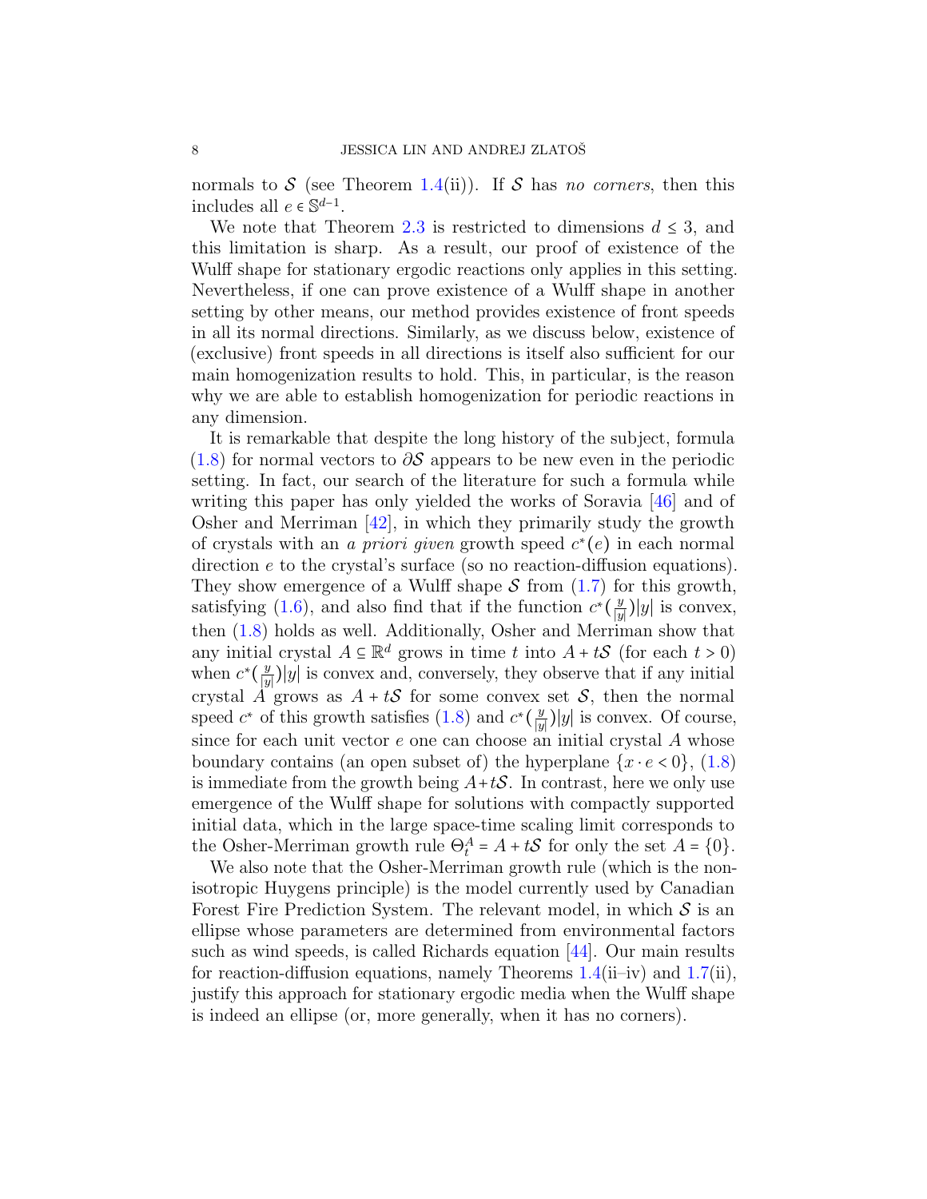normals to $\mathcal{S}$ (see Theorem 1.4(ii)). If $\mathcal{S}$ has *no corners*, then this includes all $e \in \mathbb{S}^{d-1}$.

We note that Theorem 2.3 is restricted to dimensions $d \le 3$, and this limitation is sharp. As a result, our proof of existence of the Wulff shape for stationary ergodic reactions only applies in this setting. Nevertheless, if one can prove existence of a Wulff shape in another setting by other means, our method provides existence of front speeds in all its normal directions. Similarly, as we discuss below, existence of (exclusive) front speeds in all directions is itself also sufficient for our main homogenization results to hold. This, in particular, is the reason why we are able to establish homogenization for periodic reactions in any dimension.

It is remarkable that despite the long history of the subject, formula (1.8) for normal vectors to $\partial\mathcal{S}$ appears to be new even in the periodic setting. In fact, our search of the literature for such a formula while writing this paper has only yielded the works of Soravia [46] and of Osher and Merriman [42], in which they primarily study the growth of crystals with an *a priori given* growth speed $c^*(e)$ in each normal direction $e$ to the crystal's surface (so no reaction-diffusion equations). They show emergence of a Wulff shape $\mathcal{S}$ from (1.7) for this growth, satisfying (1.6), and also find that if the function $c^*(\frac{y}{|y|})|y|$ is convex, then (1.8) holds as well. Additionally, Osher and Merriman show that any initial crystal $A \subseteq \mathbb{R}^d$ grows in time $t$ into $A + t\mathcal{S}$ (for each $t > 0$) when $c^*(\frac{y}{|y|})|y|$ is convex and, conversely, they observe that if any initial crystal $A$ grows as $A + t\mathcal{S}$ for some convex set $\mathcal{S}$, then the normal speed $c^*$ of this growth satisfies (1.8) and $c^*(\frac{y}{|y|})|y|$ is convex. Of course, since for each unit vector $e$ one can choose an initial crystal $A$ whose boundary contains (an open subset of) the hyperplane $\{x \cdot e < 0\}$, (1.8) is immediate from the growth being $A + t\mathcal{S}$. In contrast, here we only use emergence of the Wulff shape for solutions with compactly supported initial data, which in the large space-time scaling limit corresponds to the Osher-Merriman growth rule $\Theta_t^A = A + t\mathcal{S}$ for only the set $A = \{0\}$.

We also note that the Osher-Merriman growth rule (which is the non-isotropic Huygens principle) is the model currently used by Canadian Forest Fire Prediction System. The relevant model, in which $\mathcal{S}$ is an ellipse whose parameters are determined from environmental factors such as wind speeds, is called Richards equation [44]. Our main results for reaction-diffusion equations, namely Theorems 1.4(ii–iv) and 1.7(ii), justify this approach for stationary ergodic media when the Wulff shape is indeed an ellipse (or, more generally, when it has no corners).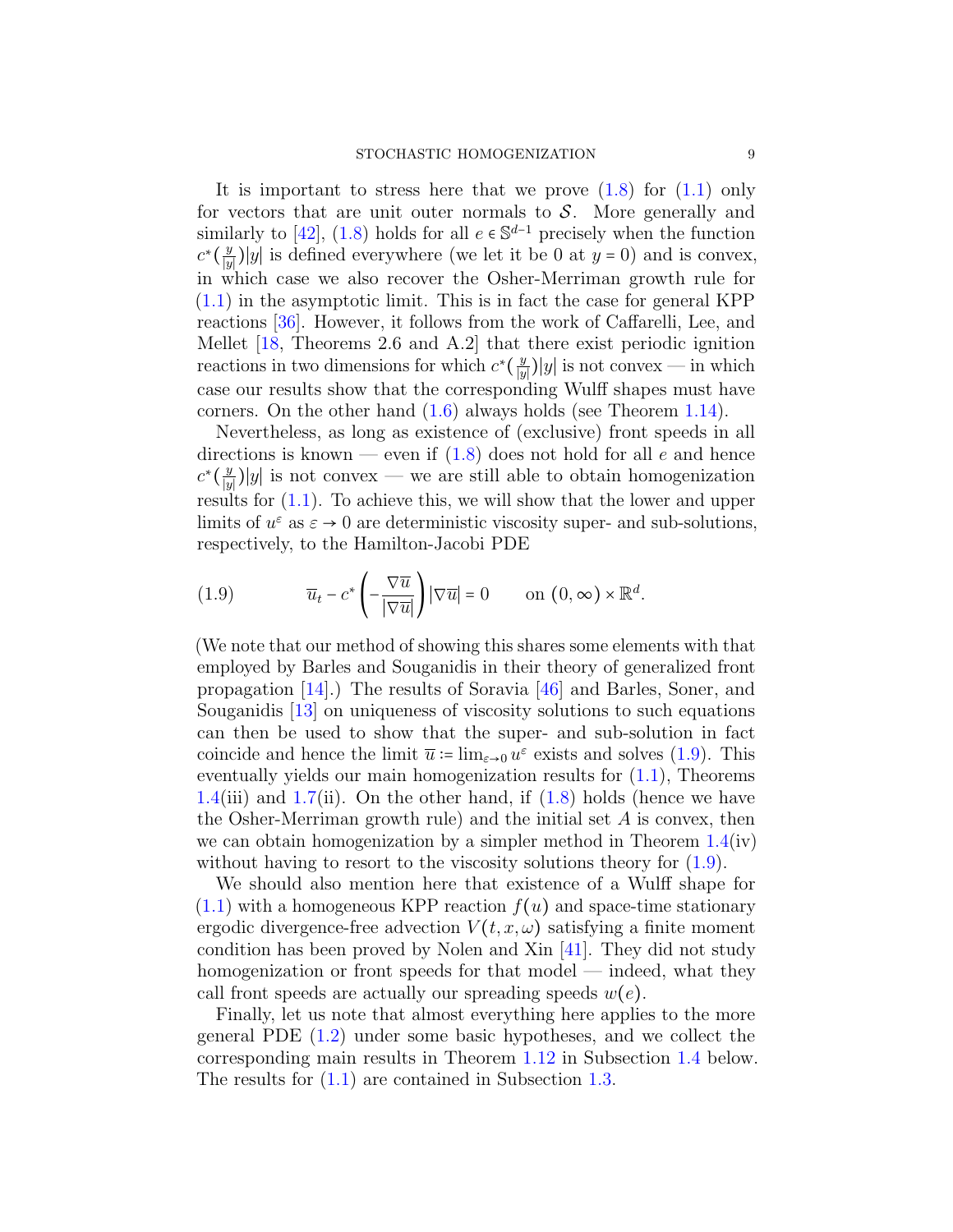It is important to stress here that we prove (1.8) for (1.1) only for vectors that are unit outer normals to $\mathcal{S}$. More generally and similarly to [42], (1.8) holds for all $e \in \mathbb{S}^{d-1}$ precisely when the function $c^*(\frac{y}{|y|})|y|$ is defined everywhere (we let it be 0 at $y = 0$) and is convex, in which case we also recover the Osher-Merriman growth rule for (1.1) in the asymptotic limit. This is in fact the case for general KPP reactions [36]. However, it follows from the work of Caffarelli, Lee, and Mellet [18, Theorems 2.6 and A.2] that there exist periodic ignition reactions in two dimensions for which $c^*(\frac{y}{|y|})|y|$ is not convex — in which case our results show that the corresponding Wulff shapes must have corners. On the other hand (1.6) always holds (see Theorem 1.14).

Nevertheless, as long as existence of (exclusive) front speeds in all directions is known — even if (1.8) does not hold for all $e$ and hence $c^*(\frac{y}{|y|})|y|$ is not convex — we are still able to obtain homogenization results for (1.1). To achieve this, we will show that the lower and upper limits of $u^\varepsilon$ as $\varepsilon \to 0$ are deterministic viscosity super- and sub-solutions, respectively, to the Hamilton-Jacobi PDE

$$\overline{u}_t - c^*\left(-\frac{\nabla \overline{u}}{|\nabla \overline{u}|}\right)|\nabla \overline{u}| = 0 \qquad \text{on } (0,\infty) \times \mathbb{R}^d. \tag{1.9}$$

(We note that our method of showing this shares some elements with that employed by Barles and Souganidis in their theory of generalized front propagation [14].) The results of Soravia [46] and Barles, Soner, and Souganidis [13] on uniqueness of viscosity solutions to such equations can then be used to show that the super- and sub-solution in fact coincide and hence the limit $\overline{u} := \lim_{\varepsilon \to 0} u^\varepsilon$ exists and solves (1.9). This eventually yields our main homogenization results for (1.1), Theorems 1.4(iii) and 1.7(ii). On the other hand, if (1.8) holds (hence we have the Osher-Merriman growth rule) and the initial set $A$ is convex, then we can obtain homogenization by a simpler method in Theorem 1.4(iv) without having to resort to the viscosity solutions theory for (1.9).

We should also mention here that existence of a Wulff shape for (1.1) with a homogeneous KPP reaction $f(u)$ and space-time stationary ergodic divergence-free advection $V(t, x, \omega)$ satisfying a finite moment condition has been proved by Nolen and Xin [41]. They did not study homogenization or front speeds for that model — indeed, what they call front speeds are actually our spreading speeds $w(e)$.

Finally, let us note that almost everything here applies to the more general PDE (1.2) under some basic hypotheses, and we collect the corresponding main results in Theorem 1.12 in Subsection 1.4 below. The results for (1.1) are contained in Subsection 1.3.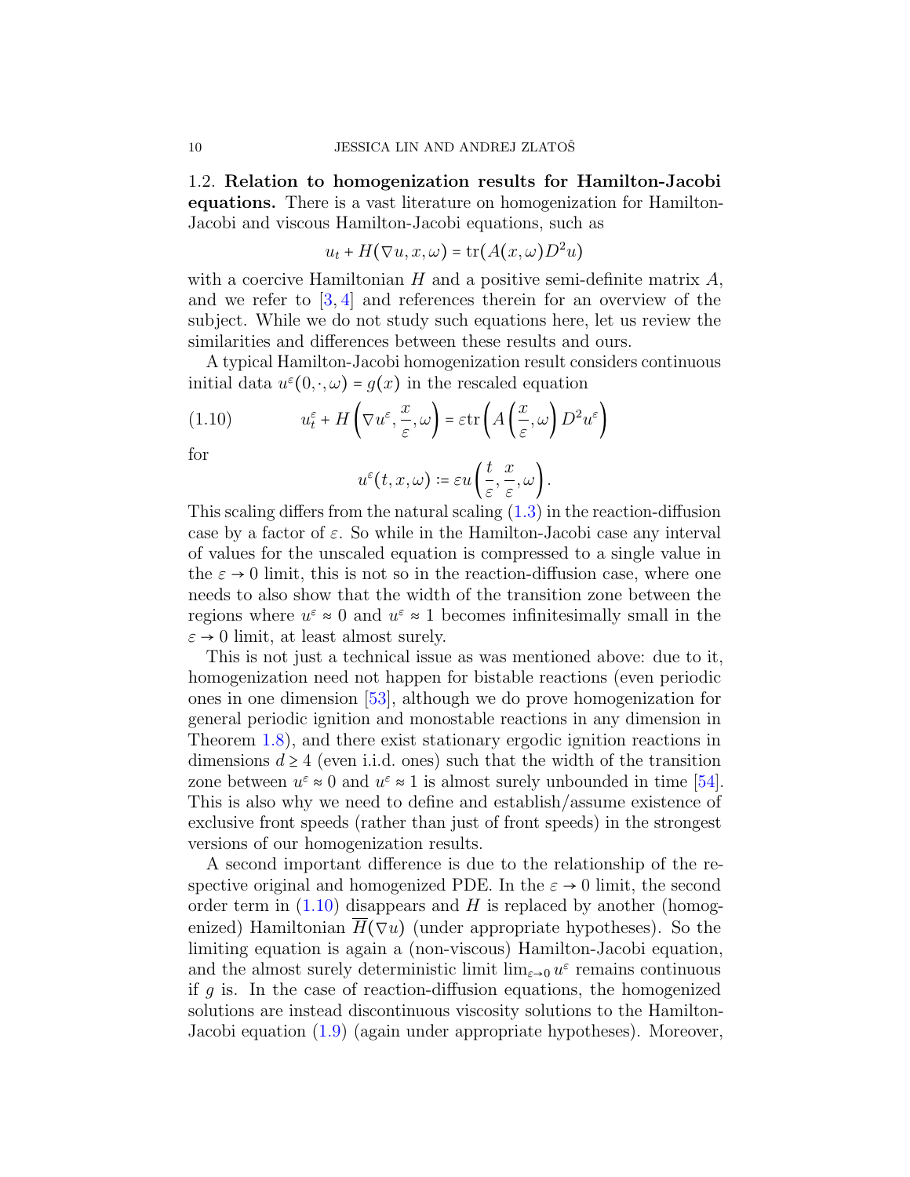## 1.2. **Relation to homogenization results for Hamilton-Jacobi equations.**

There is a vast literature on homogenization for Hamilton-Jacobi and viscous Hamilton-Jacobi equations, such as

$$u_t + H(\nabla u, x, \omega) = \operatorname{tr}(A(x,\omega)D^2 u)$$

with a coercive Hamiltonian $H$ and a positive semi-definite matrix $A$, and we refer to [3, 4] and references therein for an overview of the subject. While we do not study such equations here, let us review the similarities and differences between these results and ours.

A typical Hamilton-Jacobi homogenization result considers continuous initial data $u^\varepsilon(0,\cdot,\omega) = g(x)$ in the rescaled equation

$$u_t^\varepsilon + H\left(\nabla u^\varepsilon, \frac{x}{\varepsilon}, \omega\right) = \varepsilon \operatorname{tr}\left(A\left(\frac{x}{\varepsilon}, \omega\right) D^2 u^\varepsilon\right) \tag{1.10}$$

for

$$u^\varepsilon(t,x,\omega) \coloneqq \varepsilon u\left(\frac{t}{\varepsilon}, \frac{x}{\varepsilon}, \omega\right).$$

This scaling differs from the natural scaling (1.3) in the reaction-diffusion case by a factor of $\varepsilon$. So while in the Hamilton-Jacobi case any interval of values for the unscaled equation is compressed to a single value in the $\varepsilon \to 0$ limit, this is not so in the reaction-diffusion case, where one needs to also show that the width of the transition zone between the regions where $u^\varepsilon \approx 0$ and $u^\varepsilon \approx 1$ becomes infinitesimally small in the $\varepsilon \to 0$ limit, at least almost surely.

This is not just a technical issue as was mentioned above: due to it, homogenization need not happen for bistable reactions (even periodic ones in one dimension [53], although we do prove homogenization for general periodic ignition and monostable reactions in any dimension in Theorem 1.8), and there exist stationary ergodic ignition reactions in dimensions $d \geq 4$ (even i.i.d. ones) such that the width of the transition zone between $u^\varepsilon \approx 0$ and $u^\varepsilon \approx 1$ is almost surely unbounded in time [54]. This is also why we need to define and establish/assume existence of exclusive front speeds (rather than just of front speeds) in the strongest versions of our homogenization results.

A second important difference is due to the relationship of the respective original and homogenized PDE. In the $\varepsilon \to 0$ limit, the second order term in (1.10) disappears and $H$ is replaced by another (homogenized) Hamiltonian $\overline{H}(\nabla u)$ (under appropriate hypotheses). So the limiting equation is again a (non-viscous) Hamilton-Jacobi equation, and the almost surely deterministic limit $\lim_{\varepsilon\to 0} u^\varepsilon$ remains continuous if $g$ is. In the case of reaction-diffusion equations, the homogenized solutions are instead discontinuous viscosity solutions to the Hamilton-Jacobi equation (1.9) (again under appropriate hypotheses). Moreover,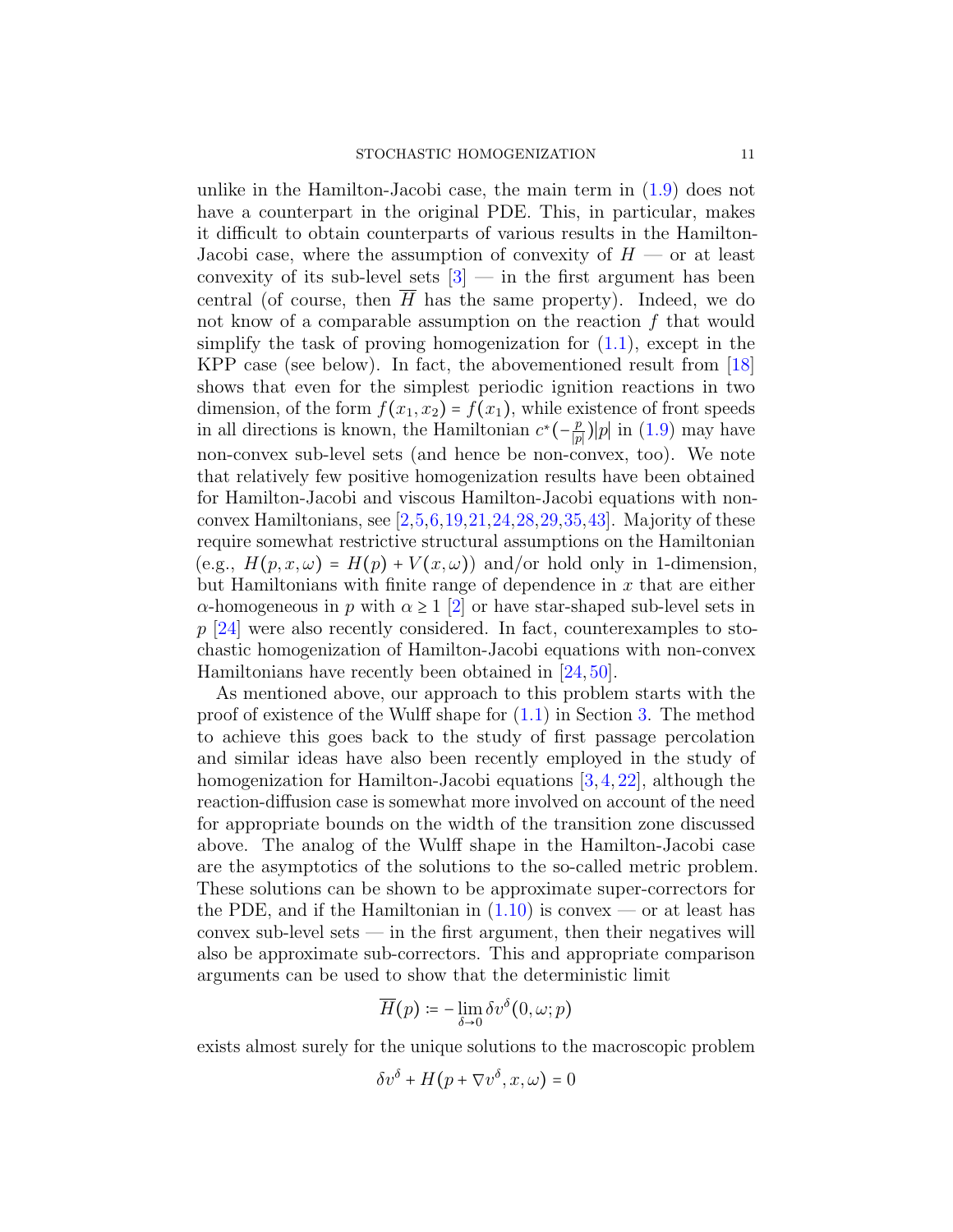unlike in the Hamilton-Jacobi case, the main term in (1.9) does not have a counterpart in the original PDE. This, in particular, makes it difficult to obtain counterparts of various results in the Hamilton-Jacobi case, where the assumption of convexity of $H$ — or at least convexity of its sub-level sets [3] — in the first argument has been central (of course, then $\overline{H}$ has the same property). Indeed, we do not know of a comparable assumption on the reaction $f$ that would simplify the task of proving homogenization for (1.1), except in the KPP case (see below). In fact, the abovementioned result from [18] shows that even for the simplest periodic ignition reactions in two dimension, of the form $f(x_1, x_2) = f(x_1)$, while existence of front speeds in all directions is known, the Hamiltonian $c^*(-\frac{p}{|p|})|p|$ in (1.9) may have non-convex sub-level sets (and hence be non-convex, too). We note that relatively few positive homogenization results have been obtained for Hamilton-Jacobi and viscous Hamilton-Jacobi equations with non-convex Hamiltonians, see [2,5,6,19,21,24,28,29,35,43]. Majority of these require somewhat restrictive structural assumptions on the Hamiltonian (e.g., $H(p,x,\omega) = H(p) + V(x,\omega)$) and/or hold only in 1-dimension, but Hamiltonians with finite range of dependence in $x$ that are either $\alpha$-homogeneous in $p$ with $\alpha \geq 1$ [2] or have star-shaped sub-level sets in $p$ [24] were also recently considered. In fact, counterexamples to stochastic homogenization of Hamilton-Jacobi equations with non-convex Hamiltonians have recently been obtained in [24,50].

As mentioned above, our approach to this problem starts with the proof of existence of the Wulff shape for (1.1) in Section 3. The method to achieve this goes back to the study of first passage percolation and similar ideas have also been recently employed in the study of homogenization for Hamilton-Jacobi equations [3,4,22], although the reaction-diffusion case is somewhat more involved on account of the need for appropriate bounds on the width of the transition zone discussed above. The analog of the Wulff shape in the Hamilton-Jacobi case are the asymptotics of the solutions to the so-called metric problem. These solutions can be shown to be approximate super-correctors for the PDE, and if the Hamiltonian in (1.10) is convex — or at least has convex sub-level sets — in the first argument, then their negatives will also be approximate sub-correctors. This and appropriate comparison arguments can be used to show that the deterministic limit

$$\overline{H}(p) := -\lim_{\delta \to 0} \delta v^{\delta}(0,\omega;p)$$

exists almost surely for the unique solutions to the macroscopic problem

$$\delta v^{\delta} + H(p + \nabla v^{\delta}, x, \omega) = 0$$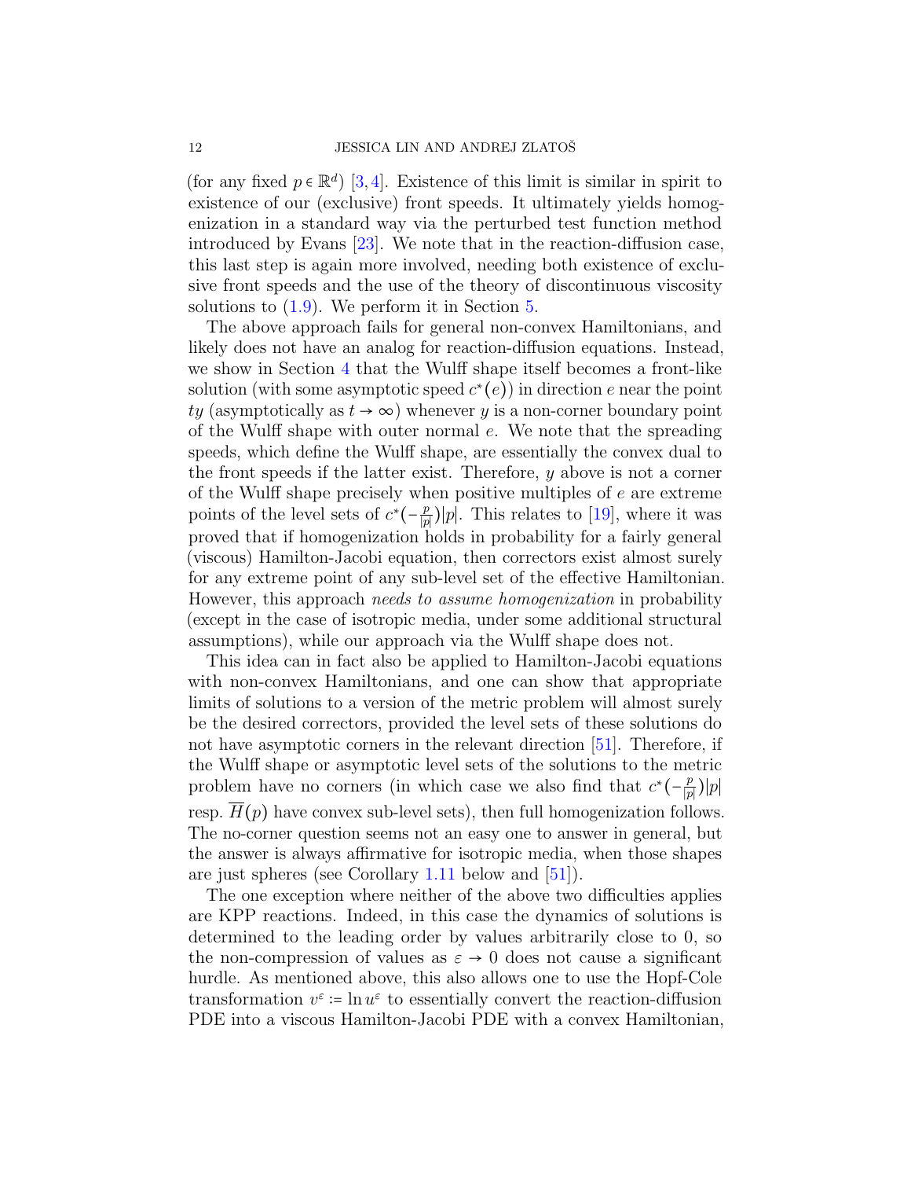(for any fixed $p \in \mathbb{R}^d$) [3, 4]. Existence of this limit is similar in spirit to existence of our (exclusive) front speeds. It ultimately yields homogenization in a standard way via the perturbed test function method introduced by Evans [23]. We note that in the reaction-diffusion case, this last step is again more involved, needing both existence of exclusive front speeds and the use of the theory of discontinuous viscosity solutions to (1.9). We perform it in Section 5.

The above approach fails for general non-convex Hamiltonians, and likely does not have an analog for reaction-diffusion equations. Instead, we show in Section 4 that the Wulff shape itself becomes a front-like solution (with some asymptotic speed $c^*(e)$) in direction $e$ near the point $ty$ (asymptotically as $t \to \infty$) whenever $y$ is a non-corner boundary point of the Wulff shape with outer normal $e$. We note that the spreading speeds, which define the Wulff shape, are essentially the convex dual to the front speeds if the latter exist. Therefore, $y$ above is not a corner of the Wulff shape precisely when positive multiples of $e$ are extreme points of the level sets of $c^*(-\frac{p}{|p|})|p|$. This relates to [19], where it was proved that if homogenization holds in probability for a fairly general (viscous) Hamilton-Jacobi equation, then correctors exist almost surely for any extreme point of any sub-level set of the effective Hamiltonian. However, this approach *needs to assume homogenization* in probability (except in the case of isotropic media, under some additional structural assumptions), while our approach via the Wulff shape does not.

This idea can in fact also be applied to Hamilton-Jacobi equations with non-convex Hamiltonians, and one can show that appropriate limits of solutions to a version of the metric problem will almost surely be the desired correctors, provided the level sets of these solutions do not have asymptotic corners in the relevant direction [51]. Therefore, if the Wulff shape or asymptotic level sets of the solutions to the metric problem have no corners (in which case we also find that $c^*(-\frac{p}{|p|})|p|$ resp. $\overline{H}(p)$ have convex sub-level sets), then full homogenization follows. The no-corner question seems not an easy one to answer in general, but the answer is always affirmative for isotropic media, when those shapes are just spheres (see Corollary 1.11 below and [51]).

The one exception where neither of the above two difficulties applies are KPP reactions. Indeed, in this case the dynamics of solutions is determined to the leading order by values arbitrarily close to 0, so the non-compression of values as $\varepsilon \to 0$ does not cause a significant hurdle. As mentioned above, this also allows one to use the Hopf-Cole transformation $v^\varepsilon := \ln u^\varepsilon$ to essentially convert the reaction-diffusion PDE into a viscous Hamilton-Jacobi PDE with a convex Hamiltonian,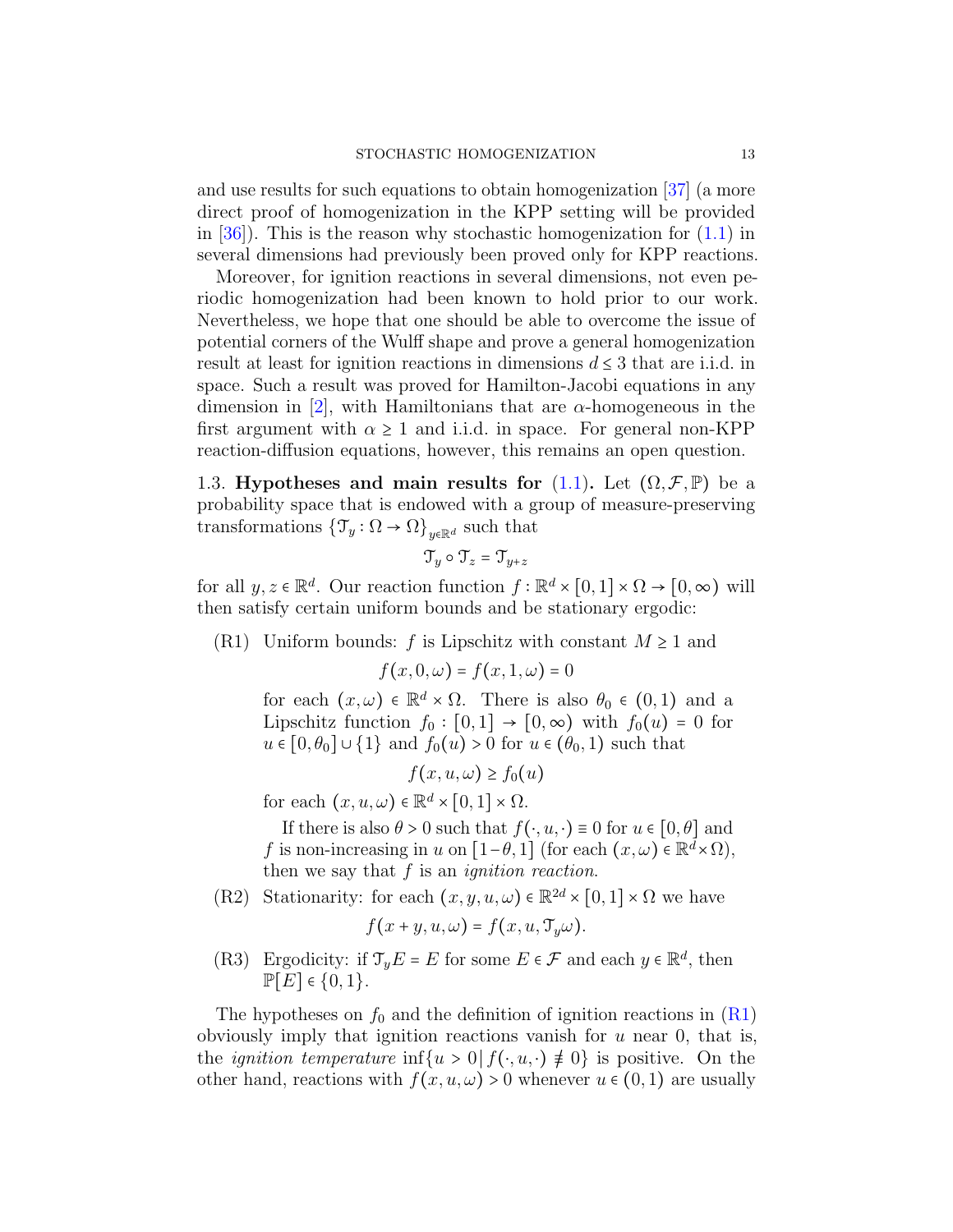and use results for such equations to obtain homogenization [37] (a more direct proof of homogenization in the KPP setting will be provided in [36]). This is the reason why stochastic homogenization for (1.1) in several dimensions had previously been proved only for KPP reactions.

Moreover, for ignition reactions in several dimensions, not even periodic homogenization had been known to hold prior to our work. Nevertheless, we hope that one should be able to overcome the issue of potential corners of the Wulff shape and prove a general homogenization result at least for ignition reactions in dimensions $d \le 3$ that are i.i.d. in space. Such a result was proved for Hamilton-Jacobi equations in any dimension in [2], with Hamiltonians that are $\alpha$-homogeneous in the first argument with $\alpha \ge 1$ and i.i.d. in space. For general non-KPP reaction-diffusion equations, however, this remains an open question.

### 1.3. Hypotheses and main results for (1.1).

Let $(\Omega, \mathcal{F}, \mathbb{P})$ be a probability space that is endowed with a group of measure-preserving transformations $\{\mathcal{T}_y : \Omega \to \Omega\}_{y \in \mathbb{R}^d}$ such that

$$\mathcal{T}_y \circ \mathcal{T}_z = \mathcal{T}_{y+z}$$

for all $y, z \in \mathbb{R}^d$. Our reaction function $f : \mathbb{R}^d \times [0,1] \times \Omega \to [0, \infty)$ will then satisfy certain uniform bounds and be stationary ergodic:

(R1) Uniform bounds: $f$ is Lipschitz with constant $M \ge 1$ and

$$f(x, 0, \omega) = f(x, 1, \omega) = 0$$

for each $(x, \omega) \in \mathbb{R}^d \times \Omega$. There is also $\theta_0 \in (0,1)$ and a Lipschitz function $f_0 : [0,1] \to [0, \infty)$ with $f_0(u) = 0$ for $u \in [0, \theta_0] \cup \{1\}$ and $f_0(u) > 0$ for $u \in (\theta_0, 1)$ such that

$$f(x, u, \omega) \ge f_0(u)$$

for each $(x, u, \omega) \in \mathbb{R}^d \times [0,1] \times \Omega$.

If there is also $\theta > 0$ such that $f(\cdot, u, \cdot) \equiv 0$ for $u \in [0, \theta]$ and $f$ is non-increasing in $u$ on $[1-\theta, 1]$ (for each $(x, \omega) \in \mathbb{R}^d \times \Omega$), then we say that $f$ is an *ignition reaction*.

(R2) Stationarity: for each $(x, y, u, \omega) \in \mathbb{R}^{2d} \times [0,1] \times \Omega$ we have

$$f(x + y, u, \omega) = f(x, u, \mathcal{T}_y \omega).$$

(R3) Ergodicity: if $\mathcal{T}_y E = E$ for some $E \in \mathcal{F}$ and each $y \in \mathbb{R}^d$, then $\mathbb{P}[E] \in \{0, 1\}$.

The hypotheses on $f_0$ and the definition of ignition reactions in (R1) obviously imply that ignition reactions vanish for $u$ near 0, that is, the *ignition temperature* $\inf\{u > 0 \,|\, f(\cdot, u, \cdot) \not\equiv 0\}$ is positive. On the other hand, reactions with $f(x, u, \omega) > 0$ whenever $u \in (0,1)$ are usually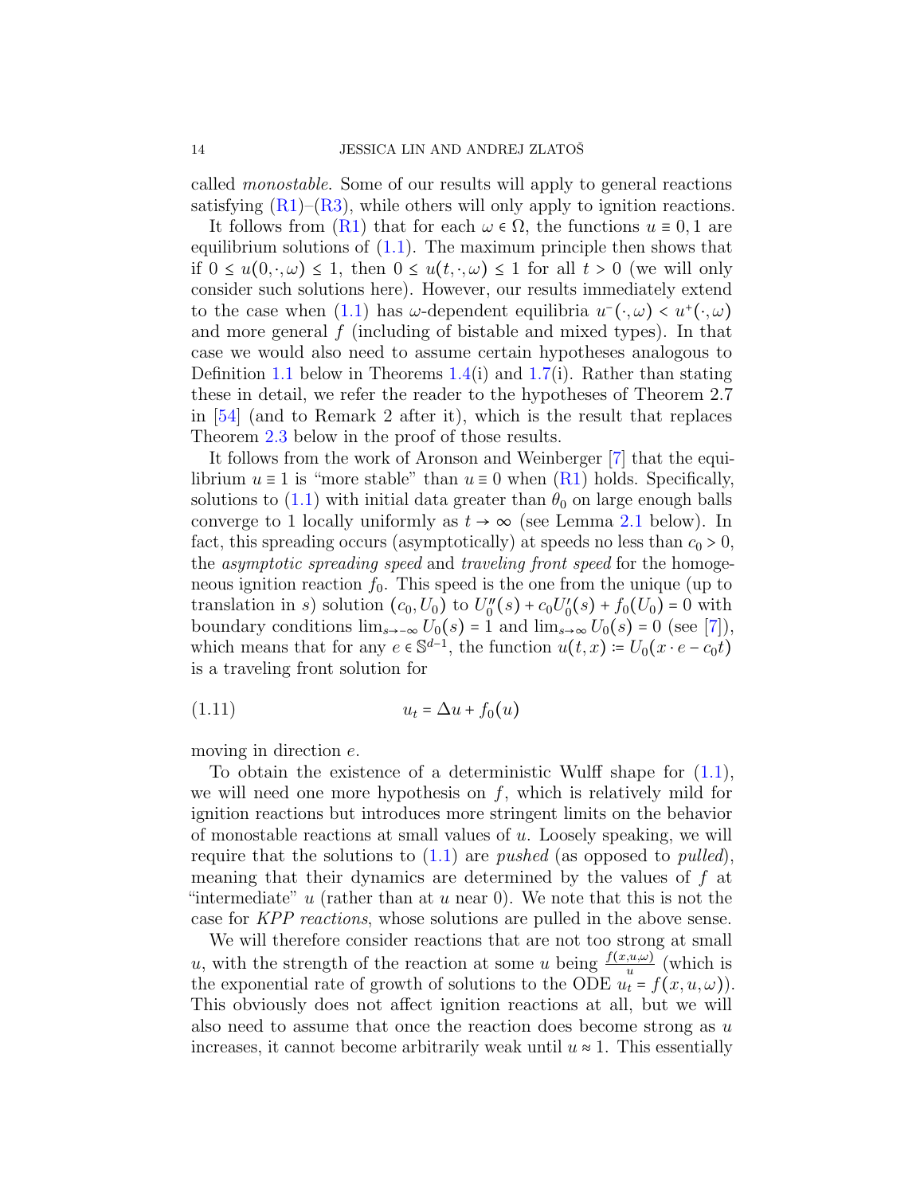called *monostable*. Some of our results will apply to general reactions satisfying (R1)–(R3), while others will only apply to ignition reactions.

It follows from (R1) that for each $\omega \in \Omega$, the functions $u \equiv 0, 1$ are equilibrium solutions of (1.1). The maximum principle then shows that if $0 \le u(0, \cdot, \omega) \le 1$, then $0 \le u(t, \cdot, \omega) \le 1$ for all $t > 0$ (we will only consider such solutions here). However, our results immediately extend to the case when (1.1) has $\omega$-dependent equilibria $u^-(\cdot, \omega) < u^+(\cdot, \omega)$ and more general $f$ (including of bistable and mixed types). In that case we would also need to assume certain hypotheses analogous to Definition 1.1 below in Theorems 1.4(i) and 1.7(i). Rather than stating these in detail, we refer the reader to the hypotheses of Theorem 2.7 in [54] (and to Remark 2 after it), which is the result that replaces Theorem 2.3 below in the proof of those results.

It follows from the work of Aronson and Weinberger [7] that the equilibrium $u \equiv 1$ is "more stable" than $u \equiv 0$ when (R1) holds. Specifically, solutions to (1.1) with initial data greater than $\theta_0$ on large enough balls converge to 1 locally uniformly as $t \to \infty$ (see Lemma 2.1 below). In fact, this spreading occurs (asymptotically) at speeds no less than $c_0 > 0$, the *asymptotic spreading speed* and *traveling front speed* for the homogeneous ignition reaction $f_0$. This speed is the one from the unique (up to translation in $s$) solution $(c_0, U_0)$ to $U_0''(s) + c_0 U_0'(s) + f_0(U_0) = 0$ with boundary conditions $\lim_{s \to -\infty} U_0(s) = 1$ and $\lim_{s \to \infty} U_0(s) = 0$ (see [7]), which means that for any $e \in \mathbb{S}^{d-1}$, the function $u(t, x) := U_0(x \cdot e - c_0 t)$ is a traveling front solution for

$$u_t = \Delta u + f_0(u) \tag{1.11}$$

moving in direction $e$.

To obtain the existence of a deterministic Wulff shape for (1.1), we will need one more hypothesis on $f$, which is relatively mild for ignition reactions but introduces more stringent limits on the behavior of monostable reactions at small values of $u$. Loosely speaking, we will require that the solutions to (1.1) are *pushed* (as opposed to *pulled*), meaning that their dynamics are determined by the values of $f$ at "intermediate" $u$ (rather than at $u$ near 0). We note that this is not the case for *KPP reactions*, whose solutions are pulled in the above sense.

We will therefore consider reactions that are not too strong at small $u$, with the strength of the reaction at some $u$ being $\frac{f(x,u,\omega)}{u}$ (which is the exponential rate of growth of solutions to the ODE $u_t = f(x, u, \omega)$). This obviously does not affect ignition reactions at all, but we will also need to assume that once the reaction does become strong as $u$ increases, it cannot become arbitrarily weak until $u \approx 1$. This essentially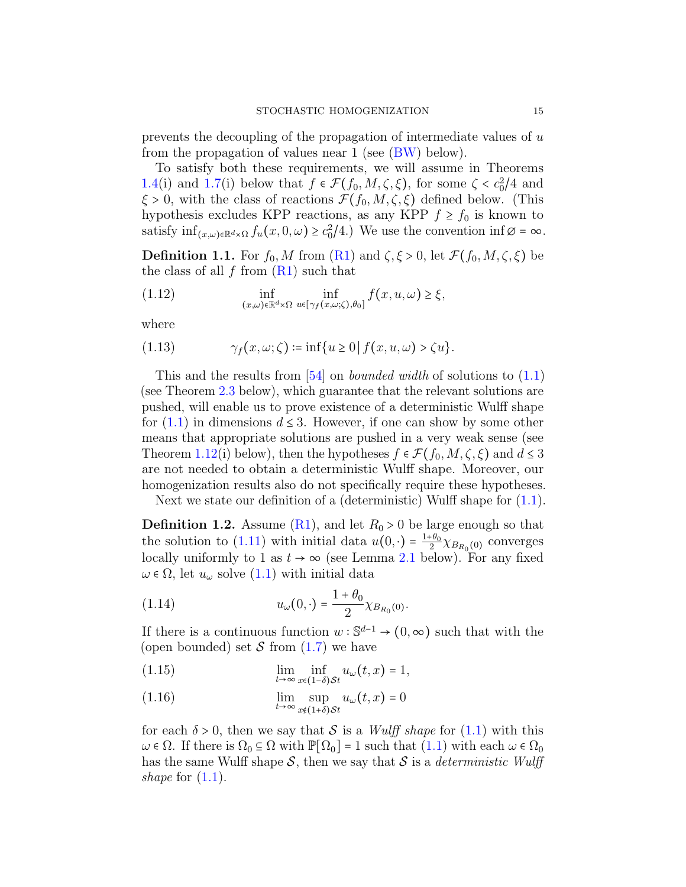prevents the decoupling of the propagation of intermediate values of $u$ from the propagation of values near 1 (see (BW) below).

To satisfy both these requirements, we will assume in Theorems 1.4(i) and 1.7(i) below that $f \in \mathcal{F}(f_0, M, \zeta, \xi)$, for some $\zeta < c_0^2/4$ and $\xi > 0$, with the class of reactions $\mathcal{F}(f_0, M, \zeta, \xi)$ defined below. (This hypothesis excludes KPP reactions, as any KPP $f \geq f_0$ is known to satisfy $\inf_{(x,\omega)\in\mathbb{R}^d\times\Omega} f_u(x,0,\omega) \geq c_0^2/4$.) We use the convention $\inf \varnothing = \infty$.

**Definition 1.1.** For $f_0, M$ from (R1) and $\zeta, \xi > 0$, let $\mathcal{F}(f_0, M, \zeta, \xi)$ be the class of all $f$ from (R1) such that

$$\inf_{(x,\omega)\in\mathbb{R}^d\times\Omega} \; \inf_{u\in[\gamma_f(x,\omega;\zeta),\theta_0]} f(x,u,\omega) \geq \xi, \tag{1.12}$$

where

$$\gamma_f(x,\omega;\zeta) := \inf\{u \geq 0 \,|\, f(x,u,\omega) > \zeta u\}. \tag{1.13}$$

This and the results from [54] on *bounded width* of solutions to (1.1) (see Theorem 2.3 below), which guarantee that the relevant solutions are pushed, will enable us to prove existence of a deterministic Wulff shape for (1.1) in dimensions $d \leq 3$. However, if one can show by some other means that appropriate solutions are pushed in a very weak sense (see Theorem 1.12(i) below), then the hypotheses $f \in \mathcal{F}(f_0, M, \zeta, \xi)$ and $d \leq 3$ are not needed to obtain a deterministic Wulff shape. Moreover, our homogenization results also do not specifically require these hypotheses.

Next we state our definition of a (deterministic) Wulff shape for (1.1).

**Definition 1.2.** Assume (R1), and let $R_0 > 0$ be large enough so that the solution to (1.11) with initial data $u(0,\cdot) = \frac{1+\theta_0}{2}\chi_{B_{R_0}(0)}$ converges locally uniformly to 1 as $t \to \infty$ (see Lemma 2.1 below). For any fixed $\omega \in \Omega$, let $u_\omega$ solve (1.1) with initial data

$$u_\omega(0,\cdot) = \frac{1+\theta_0}{2}\chi_{B_{R_0}(0)}. \tag{1.14}$$

If there is a continuous function $w : \mathbb{S}^{d-1} \to (0,\infty)$ such that with the (open bounded) set $\mathcal{S}$ from (1.7) we have

$$\lim_{t\to\infty} \inf_{x\in(1-\delta)\mathcal{S}t} u_\omega(t,x) = 1, \tag{1.15}$$

$$\lim_{t\to\infty} \sup_{x\notin(1+\delta)\mathcal{S}t} u_\omega(t,x) = 0 \tag{1.16}$$

for each $\delta > 0$, then we say that $\mathcal{S}$ is a *Wulff shape* for (1.1) with this $\omega \in \Omega$. If there is $\Omega_0 \subseteq \Omega$ with $\mathbb{P}[\Omega_0] = 1$ such that (1.1) with each $\omega \in \Omega_0$ has the same Wulff shape $\mathcal{S}$, then we say that $\mathcal{S}$ is a *deterministic Wulff shape* for (1.1).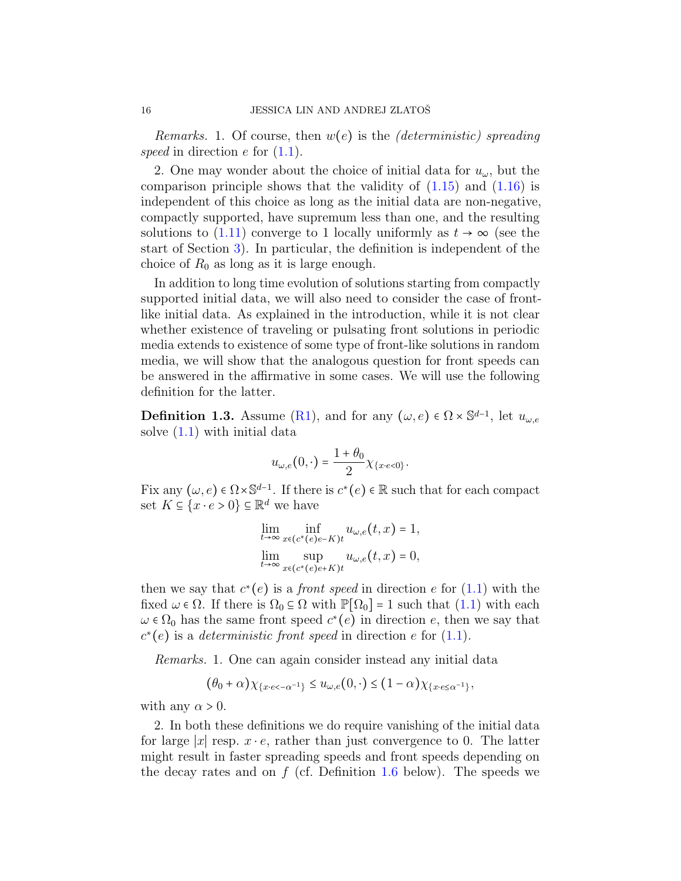*Remarks.* 1. Of course, then $w(e)$ is the *(deterministic) spreading speed* in direction $e$ for (1.1).

2. One may wonder about the choice of initial data for $u_\omega$, but the comparison principle shows that the validity of (1.15) and (1.16) is independent of this choice as long as the initial data are non-negative, compactly supported, have supremum less than one, and the resulting solutions to (1.11) converge to 1 locally uniformly as $t \to \infty$ (see the start of Section 3). In particular, the definition is independent of the choice of $R_0$ as long as it is large enough.

In addition to long time evolution of solutions starting from compactly supported initial data, we will also need to consider the case of front-like initial data. As explained in the introduction, while it is not clear whether existence of traveling or pulsating front solutions in periodic media extends to existence of some type of front-like solutions in random media, we will show that the analogous question for front speeds can be answered in the affirmative in some cases. We will use the following definition for the latter.

**Definition 1.3.** Assume (R1), and for any $(\omega, e) \in \Omega \times \mathbb{S}^{d-1}$, let $u_{\omega,e}$ solve (1.1) with initial data

$$u_{\omega,e}(0,\cdot) = \frac{1+\theta_0}{2}\chi_{\{x\cdot e<0\}}.$$

Fix any $(\omega, e) \in \Omega \times \mathbb{S}^{d-1}$. If there is $c^*(e) \in \mathbb{R}$ such that for each compact set $K \subseteq \{x \cdot e > 0\} \subseteq \mathbb{R}^d$ we have

$$\lim_{t\to\infty} \inf_{x\in(c^*(e)e-K)t} u_{\omega,e}(t,x) = 1,$$

$$\lim_{t\to\infty} \sup_{x\in(c^*(e)e+K)t} u_{\omega,e}(t,x) = 0,$$

then we say that $c^*(e)$ is a *front speed* in direction $e$ for (1.1) with the fixed $\omega \in \Omega$. If there is $\Omega_0 \subseteq \Omega$ with $\mathbb{P}[\Omega_0] = 1$ such that (1.1) with each $\omega \in \Omega_0$ has the same front speed $c^*(e)$ in direction $e$, then we say that $c^*(e)$ is a *deterministic front speed* in direction $e$ for (1.1).

*Remarks.* 1. One can again consider instead any initial data

$$(\theta_0 + \alpha)\chi_{\{x\cdot e<-\alpha^{-1}\}} \le u_{\omega,e}(0,\cdot) \le (1-\alpha)\chi_{\{x\cdot e\le\alpha^{-1}\}},$$

with any $\alpha > 0$.

2. In both these definitions we do require vanishing of the initial data for large $|x|$ resp. $x \cdot e$, rather than just convergence to 0. The latter might result in faster spreading speeds and front speeds depending on the decay rates and on $f$ (cf. Definition 1.6 below). The speeds we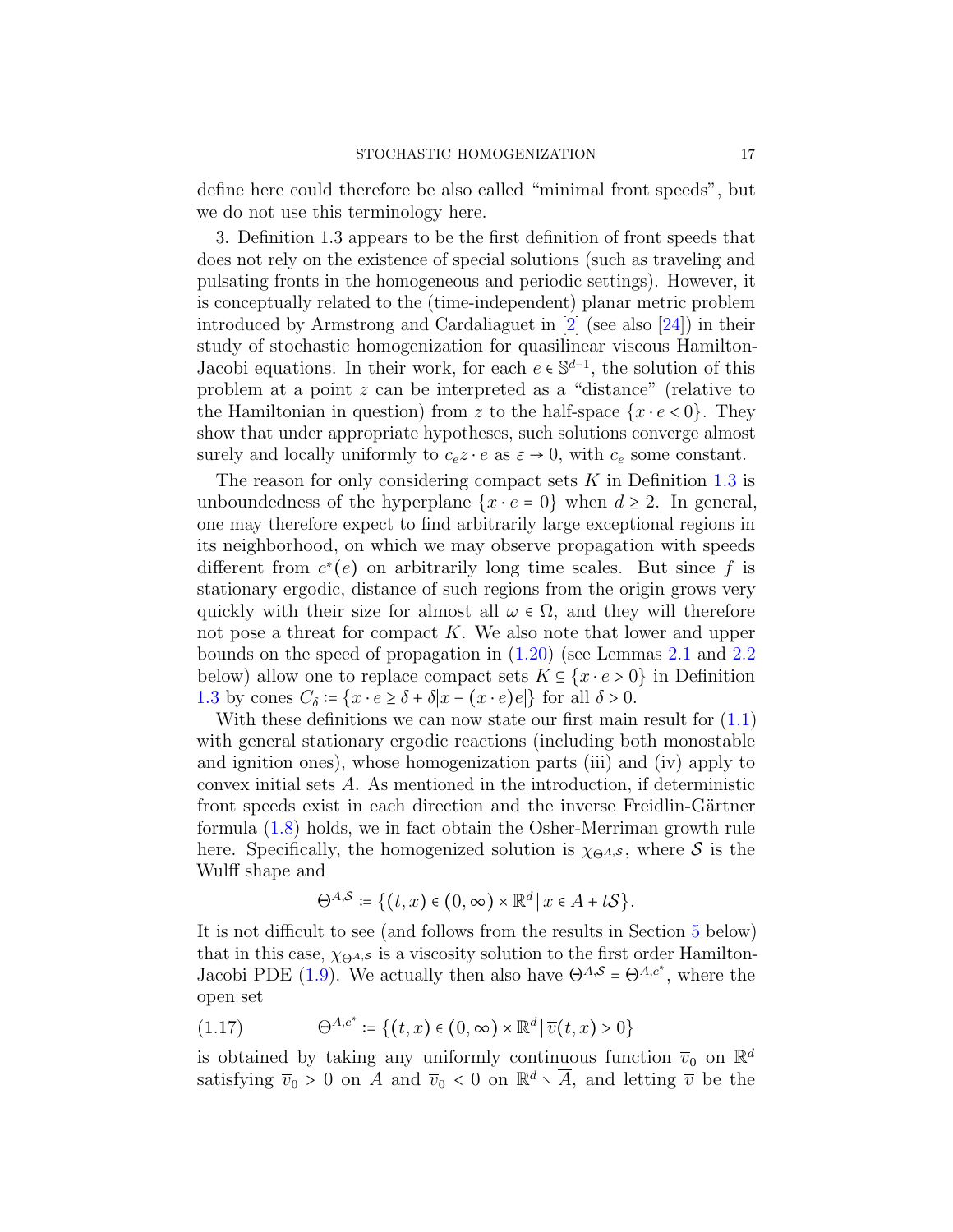define here could therefore be also called “minimal front speeds”, but we do not use this terminology here.

3. Definition 1.3 appears to be the first definition of front speeds that does not rely on the existence of special solutions (such as traveling and pulsating fronts in the homogeneous and periodic settings). However, it is conceptually related to the (time-independent) planar metric problem introduced by Armstrong and Cardaliaguet in [2] (see also [24]) in their study of stochastic homogenization for quasilinear viscous Hamilton-Jacobi equations. In their work, for each $e \in \mathbb{S}^{d-1}$, the solution of this problem at a point $z$ can be interpreted as a “distance” (relative to the Hamiltonian in question) from $z$ to the half-space $\{x \cdot e < 0\}$. They show that under appropriate hypotheses, such solutions converge almost surely and locally uniformly to $c_e z \cdot e$ as $\varepsilon \to 0$, with $c_e$ some constant.

The reason for only considering compact sets $K$ in Definition 1.3 is unboundedness of the hyperplane $\{x \cdot e = 0\}$ when $d \geq 2$. In general, one may therefore expect to find arbitrarily large exceptional regions in its neighborhood, on which we may observe propagation with speeds different from $c^*(e)$ on arbitrarily long time scales. But since $f$ is stationary ergodic, distance of such regions from the origin grows very quickly with their size for almost all $\omega \in \Omega$, and they will therefore not pose a threat for compact $K$. We also note that lower and upper bounds on the speed of propagation in (1.20) (see Lemmas 2.1 and 2.2 below) allow one to replace compact sets $K \subseteq \{x \cdot e > 0\}$ in Definition 1.3 by cones $C_\delta := \{x \cdot e \geq \delta + \delta |x - (x \cdot e)e|\}$ for all $\delta > 0$.

With these definitions we can now state our first main result for (1.1) with general stationary ergodic reactions (including both monostable and ignition ones), whose homogenization parts (iii) and (iv) apply to convex initial sets $A$. As mentioned in the introduction, if deterministic front speeds exist in each direction and the inverse Freidlin-Gärtner formula (1.8) holds, we in fact obtain the Osher-Merriman growth rule here. Specifically, the homogenized solution is $\chi_{\Theta^{A,\mathcal{S}}}$, where $\mathcal{S}$ is the Wulff shape and

$$\Theta^{A,\mathcal{S}} := \{(t,x) \in (0,\infty) \times \mathbb{R}^d \,|\, x \in A + t\mathcal{S}\}.$$

It is not difficult to see (and follows from the results in Section 5 below) that in this case, $\chi_{\Theta^{A,\mathcal{S}}}$ is a viscosity solution to the first order Hamilton-Jacobi PDE (1.9). We actually then also have $\Theta^{A,\mathcal{S}} = \Theta^{A,c^*}$, where the open set

$$\Theta^{A,c^*} := \{(t,x) \in (0,\infty) \times \mathbb{R}^d \,|\, \overline{v}(t,x) > 0\} \tag{1.17}$$

is obtained by taking any uniformly continuous function $\overline{v}_0$ on $\mathbb{R}^d$ satisfying $\overline{v}_0 > 0$ on $A$ and $\overline{v}_0 < 0$ on $\mathbb{R}^d \setminus \overline{A}$, and letting $\overline{v}$ be the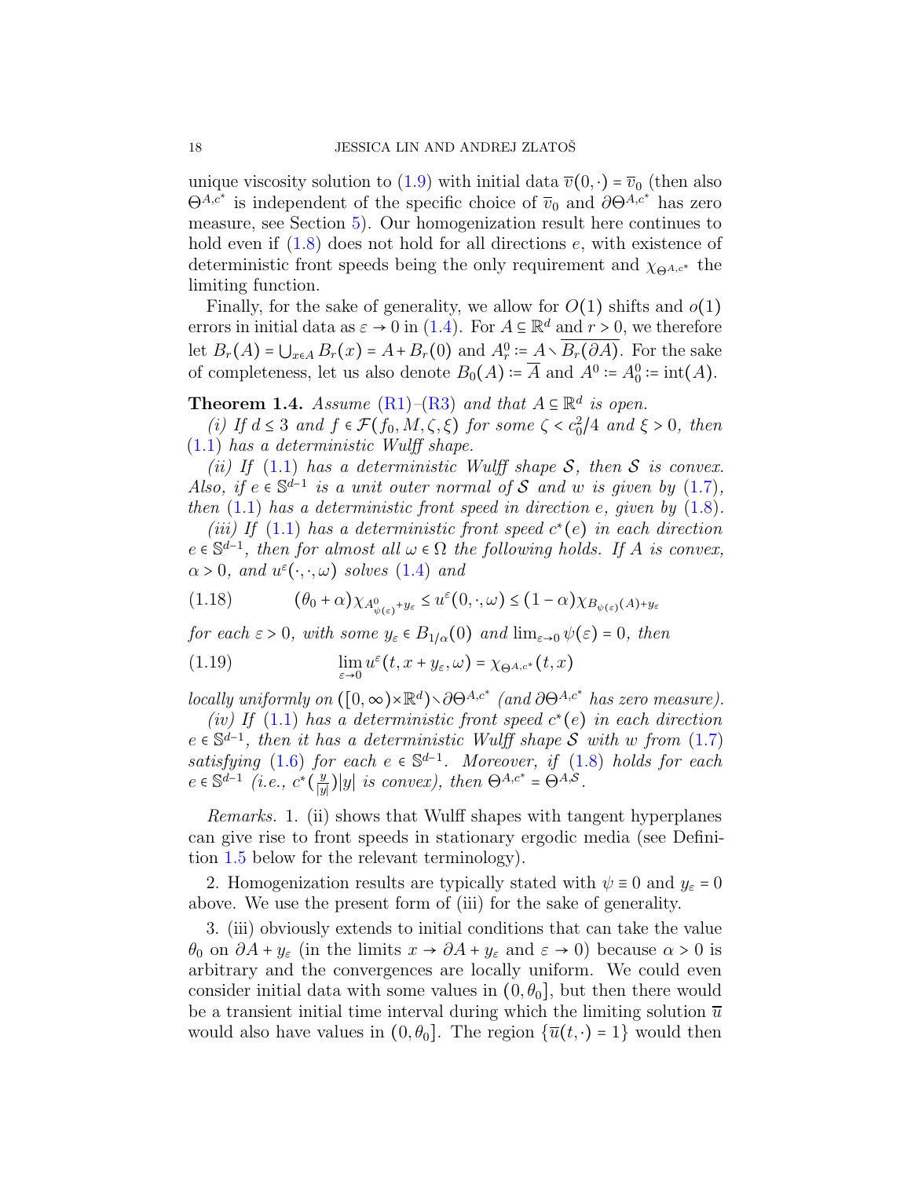unique viscosity solution to (1.9) with initial data $\overline{v}(0,\cdot) = \overline{v}_0$ (then also $\Theta^{A,c^*}$ is independent of the specific choice of $\overline{v}_0$ and $\partial\Theta^{A,c^*}$ has zero measure, see Section 5). Our homogenization result here continues to hold even if (1.8) does not hold for all directions $e$, with existence of deterministic front speeds being the only requirement and $\chi_{\Theta^{A,c^*}}$ the limiting function.

Finally, for the sake of generality, we allow for $O(1)$ shifts and $o(1)$ errors in initial data as $\varepsilon \to 0$ in (1.4). For $A \subseteq \mathbb{R}^d$ and $r > 0$, we therefore let $B_r(A) = \bigcup_{x\in A} B_r(x) = A + B_r(0)$ and $A_r^0 := A \setminus \overline{B_r(\partial A)}$. For the sake of completeness, let us also denote $B_0(A) := \overline{A}$ and $A^0 := A_0^0 := \text{int}(A)$.

**Theorem 1.4.** *Assume (R1)–(R3) and that $A \subseteq \mathbb{R}^d$ is open.*

*(i) If $d \le 3$ and $f \in \mathcal{F}(f_0, M, \zeta, \xi)$ for some $\zeta < c_0^2/4$ and $\xi > 0$, then (1.1) has a deterministic Wulff shape.*

*(ii) If (1.1) has a deterministic Wulff shape $\mathcal{S}$, then $\mathcal{S}$ is convex. Also, if $e \in \mathbb{S}^{d-1}$ is a unit outer normal of $\mathcal{S}$ and $w$ is given by (1.7), then (1.1) has a deterministic front speed in direction $e$, given by (1.8).*

*(iii) If (1.1) has a deterministic front speed $c^*(e)$ in each direction $e \in \mathbb{S}^{d-1}$, then for almost all $\omega \in \Omega$ the following holds. If $A$ is convex, $\alpha > 0$, and $u^\varepsilon(\cdot,\cdot,\omega)$ solves (1.4) and*

$$(\theta_0 + \alpha)\chi_{A^0_{\psi(\varepsilon)} + y_\varepsilon} \le u^\varepsilon(0,\cdot,\omega) \le (1-\alpha)\chi_{B_{\psi(\varepsilon)}(A) + y_\varepsilon} \tag{1.18}$$

*for each $\varepsilon > 0$, with some $y_\varepsilon \in B_{1/\alpha}(0)$ and $\lim_{\varepsilon\to 0}\psi(\varepsilon) = 0$, then*

$$\lim_{\varepsilon \to 0} u^\varepsilon(t, x + y_\varepsilon, \omega) = \chi_{\Theta^{A,c^*}}(t,x) \tag{1.19}$$

*locally uniformly on $([0,\infty)\times\mathbb{R}^d) \setminus \partial\Theta^{A,c^*}$ (and $\partial\Theta^{A,c^*}$ has zero measure).*

*(iv) If (1.1) has a deterministic front speed $c^*(e)$ in each direction $e \in \mathbb{S}^{d-1}$, then it has a deterministic Wulff shape $\mathcal{S}$ with $w$ from (1.7) satisfying (1.6) for each $e \in \mathbb{S}^{d-1}$. Moreover, if (1.8) holds for each $e \in \mathbb{S}^{d-1}$ (i.e., $c^*(\frac{y}{|y|})|y|$ is convex), then $\Theta^{A,c^*} = \Theta^{A,\mathcal{S}}$.*

*Remarks.* 1. (ii) shows that Wulff shapes with tangent hyperplanes can give rise to front speeds in stationary ergodic media (see Definition 1.5 below for the relevant terminology).

2. Homogenization results are typically stated with $\psi \equiv 0$ and $y_\varepsilon = 0$ above. We use the present form of (iii) for the sake of generality.

3. (iii) obviously extends to initial conditions that can take the value $\theta_0$ on $\partial A + y_\varepsilon$ (in the limits $x \to \partial A + y_\varepsilon$ and $\varepsilon \to 0$) because $\alpha > 0$ is arbitrary and the convergences are locally uniform. We could even consider initial data with some values in $(0,\theta_0]$, but then there would be a transient initial time interval during which the limiting solution $\overline{u}$ would also have values in $(0,\theta_0]$. The region $\{\overline{u}(t,\cdot) = 1\}$ would then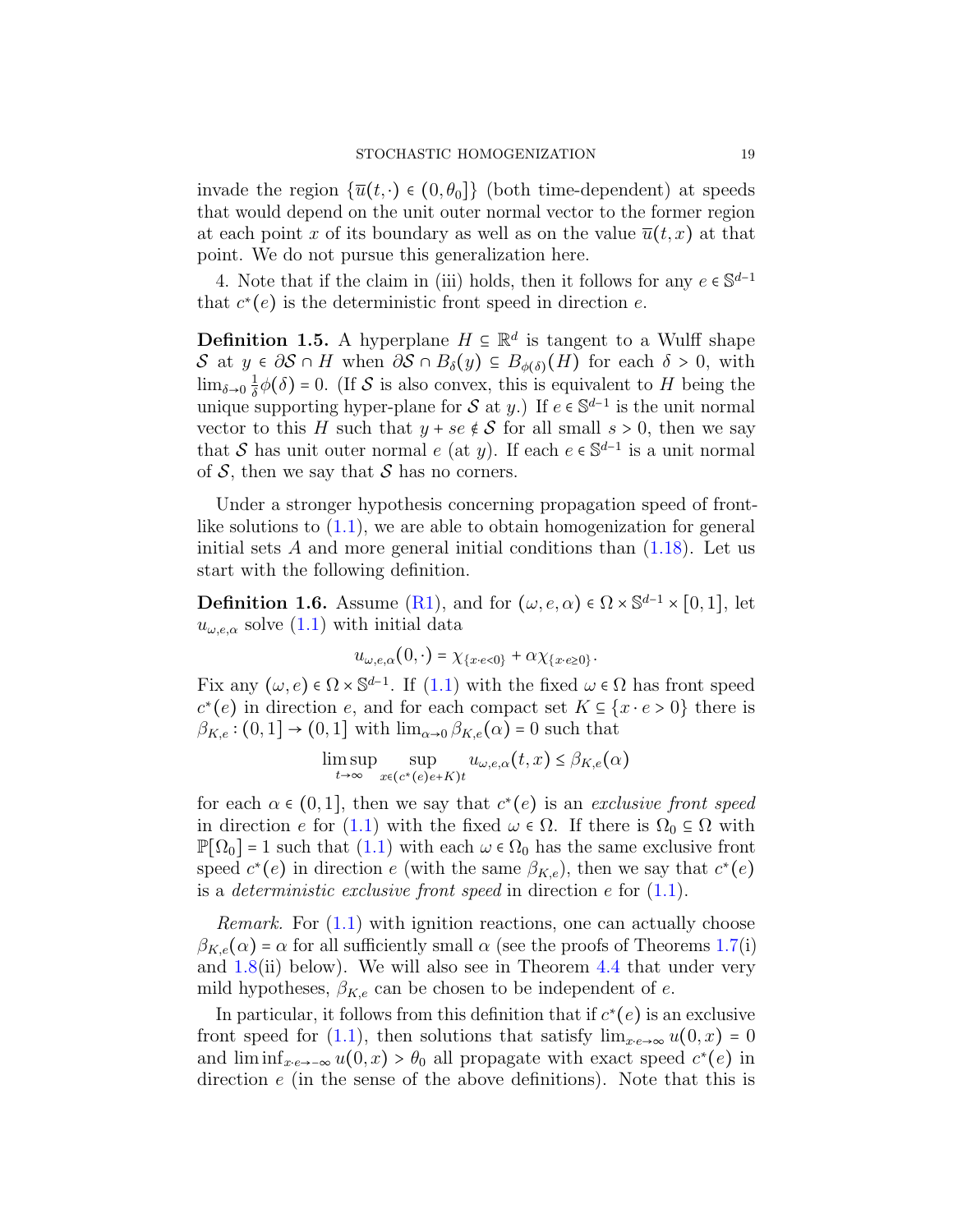invade the region $\{\overline{u}(t,\cdot) \in (0,\theta_0]\}$ (both time-dependent) at speeds that would depend on the unit outer normal vector to the former region at each point $x$ of its boundary as well as on the value $\overline{u}(t,x)$ at that point. We do not pursue this generalization here.

4. Note that if the claim in (iii) holds, then it follows for any $e \in \mathbb{S}^{d-1}$ that $c^*(e)$ is the deterministic front speed in direction $e$.

**Definition 1.5.** A hyperplane $H \subseteq \mathbb{R}^d$ is tangent to a Wulff shape $\mathcal{S}$ at $y \in \partial\mathcal{S} \cap H$ when $\partial\mathcal{S} \cap B_\delta(y) \subseteq B_{\phi(\delta)}(H)$ for each $\delta > 0$, with $\lim_{\delta\to 0} \frac{1}{\delta}\phi(\delta) = 0$. (If $\mathcal{S}$ is also convex, this is equivalent to $H$ being the unique supporting hyper-plane for $\mathcal{S}$ at $y$.) If $e \in \mathbb{S}^{d-1}$ is the unit normal vector to this $H$ such that $y + se \notin \mathcal{S}$ for all small $s > 0$, then we say that $\mathcal{S}$ has unit outer normal $e$ (at $y$). If each $e \in \mathbb{S}^{d-1}$ is a unit normal of $\mathcal{S}$, then we say that $\mathcal{S}$ has no corners.

Under a stronger hypothesis concerning propagation speed of front-like solutions to (1.1), we are able to obtain homogenization for general initial sets $A$ and more general initial conditions than (1.18). Let us start with the following definition.

**Definition 1.6.** Assume (R1), and for $(\omega, e, \alpha) \in \Omega \times \mathbb{S}^{d-1} \times [0,1]$, let $u_{\omega,e,\alpha}$ solve (1.1) with initial data

$$u_{\omega,e,\alpha}(0,\cdot) = \chi_{\{x\cdot e<0\}} + \alpha\chi_{\{x\cdot e\geq 0\}}.$$

Fix any $(\omega, e) \in \Omega \times \mathbb{S}^{d-1}$. If (1.1) with the fixed $\omega \in \Omega$ has front speed $c^*(e)$ in direction $e$, and for each compact set $K \subseteq \{x \cdot e > 0\}$ there is $\beta_{K,e} : (0,1] \to (0,1]$ with $\lim_{\alpha\to 0} \beta_{K,e}(\alpha) = 0$ such that

$$\limsup_{t\to\infty} \sup_{x\in(c^*(e)e+K)t} u_{\omega,e,\alpha}(t,x) \leq \beta_{K,e}(\alpha)$$

for each $\alpha \in (0,1]$, then we say that $c^*(e)$ is an *exclusive front speed* in direction $e$ for (1.1) with the fixed $\omega \in \Omega$. If there is $\Omega_0 \subseteq \Omega$ with $\mathbb{P}[\Omega_0] = 1$ such that (1.1) with each $\omega \in \Omega_0$ has the same exclusive front speed $c^*(e)$ in direction $e$ (with the same $\beta_{K,e}$), then we say that $c^*(e)$ is a *deterministic exclusive front speed* in direction $e$ for (1.1).

*Remark.* For (1.1) with ignition reactions, one can actually choose $\beta_{K,e}(\alpha) = \alpha$ for all sufficiently small $\alpha$ (see the proofs of Theorems 1.7(i) and 1.8(ii) below). We will also see in Theorem 4.4 that under very mild hypotheses, $\beta_{K,e}$ can be chosen to be independent of $e$.

In particular, it follows from this definition that if $c^*(e)$ is an exclusive front speed for (1.1), then solutions that satisfy $\lim_{x\cdot e\to\infty} u(0,x) = 0$ and $\liminf_{x\cdot e\to-\infty} u(0,x) > \theta_0$ all propagate with exact speed $c^*(e)$ in direction $e$ (in the sense of the above definitions). Note that this is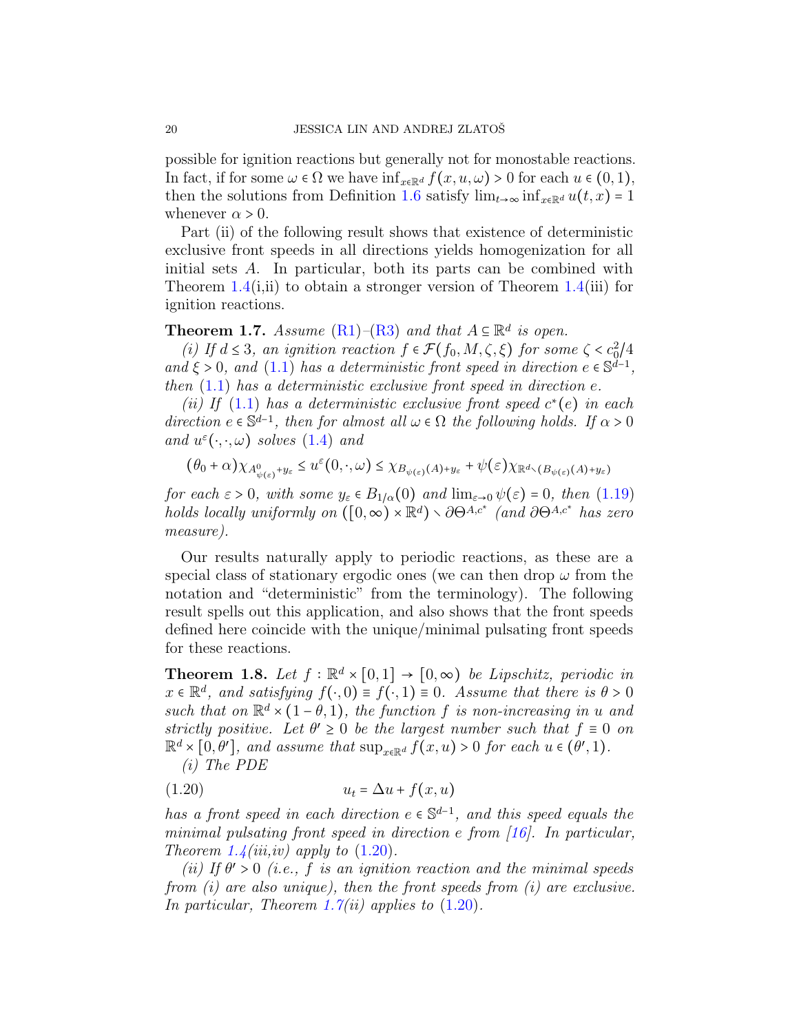possible for ignition reactions but generally not for monostable reactions. In fact, if for some $\omega \in \Omega$ we have $\inf_{x\in\mathbb{R}^d} f(x,u,\omega) > 0$ for each $u \in (0,1)$, then the solutions from Definition 1.6 satisfy $\lim_{t\to\infty} \inf_{x\in\mathbb{R}^d} u(t,x) = 1$ whenever $\alpha > 0$.

Part (ii) of the following result shows that existence of deterministic exclusive front speeds in all directions yields homogenization for all initial sets $A$. In particular, both its parts can be combined with Theorem 1.4(i,ii) to obtain a stronger version of Theorem 1.4(iii) for ignition reactions.

**Theorem 1.7.** *Assume (R1)–(R3) and that $A \subseteq \mathbb{R}^d$ is open.*

*(i) If $d \le 3$, an ignition reaction $f \in \mathcal{F}(f_0, M, \zeta, \xi)$ for some $\zeta < c_0^2/4$ and $\xi > 0$, and (1.1) has a deterministic front speed in direction $e \in \mathbb{S}^{d-1}$, then (1.1) has a deterministic exclusive front speed in direction $e$.*

*(ii) If (1.1) has a deterministic exclusive front speed $c^*(e)$ in each direction $e \in \mathbb{S}^{d-1}$, then for almost all $\omega \in \Omega$ the following holds. If $\alpha > 0$ and $u^\varepsilon(\cdot,\cdot,\omega)$ solves (1.4) and*

$$(\theta_0 + \alpha)\chi_{A^0_{\psi(\varepsilon)}+y_\varepsilon} \le u^\varepsilon(0,\cdot,\omega) \le \chi_{B_{\psi(\varepsilon)}(A)+y_\varepsilon} + \psi(\varepsilon)\chi_{\mathbb{R}^d \setminus (B_{\psi(\varepsilon)}(A)+y_\varepsilon)}$$

*for each $\varepsilon > 0$, with some $y_\varepsilon \in B_{1/\alpha}(0)$ and $\lim_{\varepsilon\to 0}\psi(\varepsilon) = 0$, then (1.19) holds locally uniformly on $([0,\infty)\times\mathbb{R}^d) \setminus \partial\Theta^{A,c^*}$ (and $\partial\Theta^{A,c^*}$ has zero measure).*

Our results naturally apply to periodic reactions, as these are a special class of stationary ergodic ones (we can then drop $\omega$ from the notation and "deterministic" from the terminology). The following result spells out this application, and also shows that the front speeds defined here coincide with the unique/minimal pulsating front speeds for these reactions.

**Theorem 1.8.** *Let $f : \mathbb{R}^d \times [0,1] \to [0,\infty)$ be Lipschitz, periodic in $x \in \mathbb{R}^d$, and satisfying $f(\cdot,0) \equiv f(\cdot,1) \equiv 0$. Assume that there is $\theta > 0$ such that on $\mathbb{R}^d \times (1-\theta, 1)$, the function $f$ is non-increasing in $u$ and strictly positive. Let $\theta' \ge 0$ be the largest number such that $f \equiv 0$ on $\mathbb{R}^d \times [0,\theta']$, and assume that $\sup_{x\in\mathbb{R}^d} f(x,u) > 0$ for each $u \in (\theta', 1)$.*

*(i) The PDE*

$$u_t = \Delta u + f(x,u) \tag{1.20}$$

*has a front speed in each direction $e \in \mathbb{S}^{d-1}$, and this speed equals the minimal pulsating front speed in direction $e$ from [16]. In particular, Theorem 1.4(iii,iv) apply to (1.20).*

*(ii) If $\theta' > 0$ (i.e., $f$ is an ignition reaction and the minimal speeds from (i) are also unique), then the front speeds from (i) are exclusive. In particular, Theorem 1.7(ii) applies to (1.20).*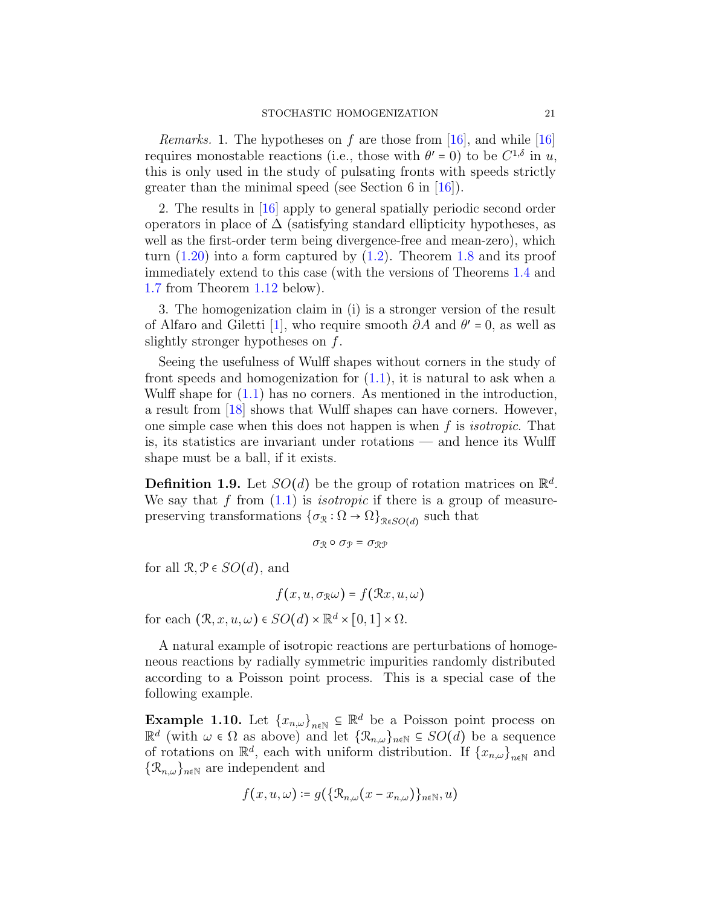*Remarks.* 1. The hypotheses on $f$ are those from [16], and while [16] requires monostable reactions (i.e., those with $\theta' = 0$) to be $C^{1,\delta}$ in $u$, this is only used in the study of pulsating fronts with speeds strictly greater than the minimal speed (see Section 6 in [16]).

2. The results in [16] apply to general spatially periodic second order operators in place of $\Delta$ (satisfying standard ellipticity hypotheses, as well as the first-order term being divergence-free and mean-zero), which turn (1.20) into a form captured by (1.2). Theorem 1.8 and its proof immediately extend to this case (with the versions of Theorems 1.4 and 1.7 from Theorem 1.12 below).

3. The homogenization claim in (i) is a stronger version of the result of Alfaro and Giletti [1], who require smooth $\partial A$ and $\theta' = 0$, as well as slightly stronger hypotheses on $f$.

Seeing the usefulness of Wulff shapes without corners in the study of front speeds and homogenization for (1.1), it is natural to ask when a Wulff shape for (1.1) has no corners. As mentioned in the introduction, a result from [18] shows that Wulff shapes can have corners. However, one simple case when this does not happen is when $f$ is *isotropic*. That is, its statistics are invariant under rotations — and hence its Wulff shape must be a ball, if it exists.

**Definition 1.9.** Let $SO(d)$ be the group of rotation matrices on $\mathbb{R}^d$. We say that $f$ from (1.1) is *isotropic* if there is a group of measure-preserving transformations $\{\sigma_{\mathcal{R}} : \Omega \to \Omega\}_{\mathcal{R}\in SO(d)}$ such that

$$\sigma_{\mathcal{R}} \circ \sigma_{\mathcal{P}} = \sigma_{\mathcal{R}\mathcal{P}}$$

for all $\mathcal{R}, \mathcal{P} \in SO(d)$, and

$$f(x, u, \sigma_{\mathcal{R}}\omega) = f(\mathcal{R}x, u, \omega)$$

for each $(\mathcal{R}, x, u, \omega) \in SO(d) \times \mathbb{R}^d \times [0,1] \times \Omega$.

A natural example of isotropic reactions are perturbations of homogeneous reactions by radially symmetric impurities randomly distributed according to a Poisson point process. This is a special case of the following example.

**Example 1.10.** Let $\{x_{n,\omega}\}_{n\in\mathbb{N}} \subseteq \mathbb{R}^d$ be a Poisson point process on $\mathbb{R}^d$ (with $\omega \in \Omega$ as above) and let $\{\mathcal{R}_{n,\omega}\}_{n\in\mathbb{N}} \subseteq SO(d)$ be a sequence of rotations on $\mathbb{R}^d$, each with uniform distribution. If $\{x_{n,\omega}\}_{n\in\mathbb{N}}$ and $\{\mathcal{R}_{n,\omega}\}_{n\in\mathbb{N}}$ are independent and

$$f(x, u, \omega) := g(\{\mathcal{R}_{n,\omega}(x - x_{n,\omega})\}_{n\in\mathbb{N}}, u)$$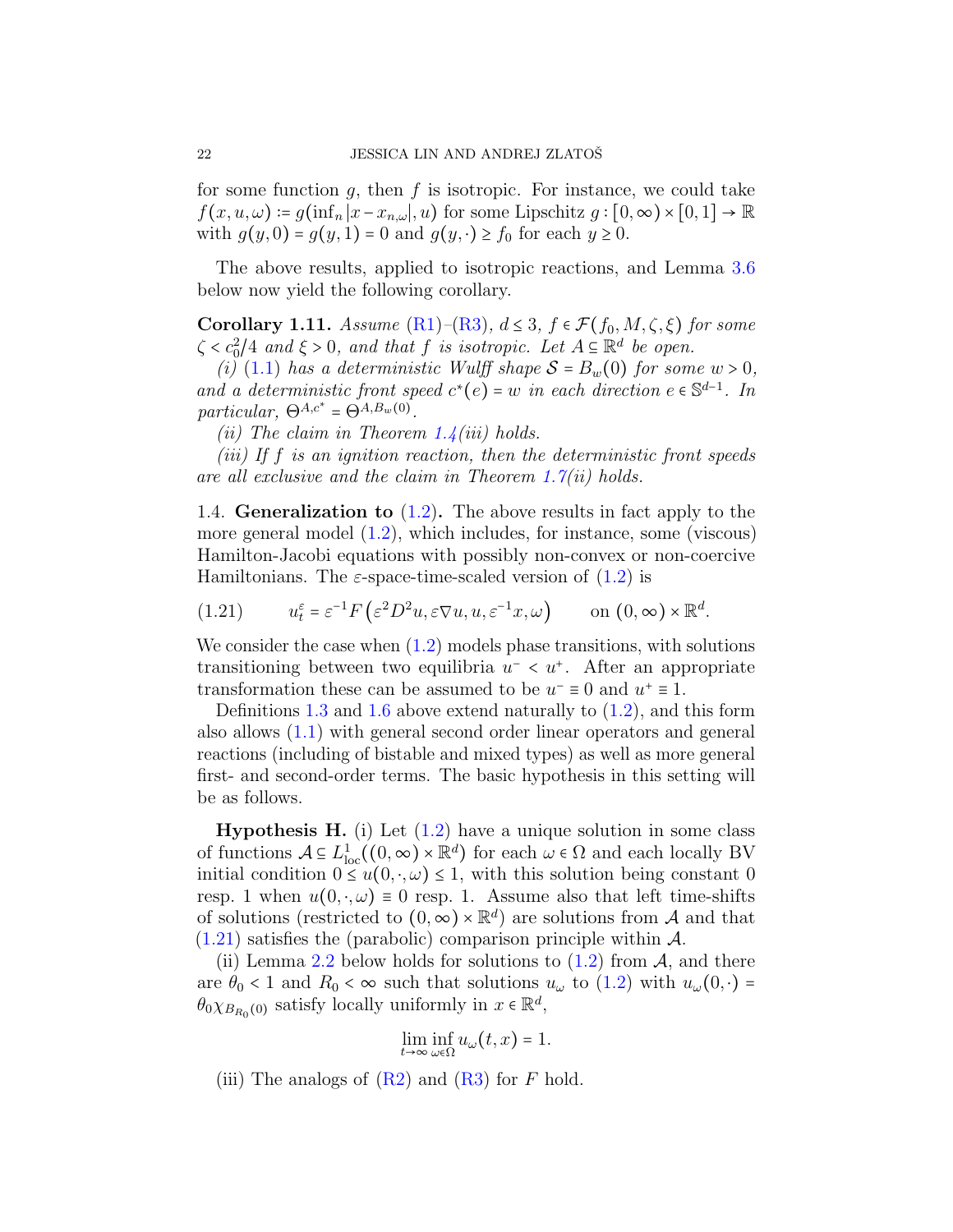for some function $g$, then $f$ is isotropic. For instance, we could take $f(x,u,\omega) := g(\inf_n |x - x_{n,\omega}|, u)$ for some Lipschitz $g : [0,\infty) \times [0,1] \to \mathbb{R}$ with $g(y,0) = g(y,1) = 0$ and $g(y,\cdot) \geq f_0$ for each $y \geq 0$.

The above results, applied to isotropic reactions, and Lemma 3.6 below now yield the following corollary.

**Corollary 1.11.** *Assume (R1)–(R3), $d \leq 3$, $f \in \mathcal{F}(f_0, M, \zeta, \xi)$ for some $\zeta < c_0^2/4$ and $\xi > 0$, and that $f$ is isotropic. Let $A \subseteq \mathbb{R}^d$ be open.*

*(i) (1.1) has a deterministic Wulff shape $\mathcal{S} = B_w(0)$ for some $w > 0$, and a deterministic front speed $c^*(e) = w$ in each direction $e \in \mathbb{S}^{d-1}$. In particular, $\Theta^{A,c^*} = \Theta^{A,B_w(0)}$.*

*(ii) The claim in Theorem 1.4(iii) holds.*

*(iii) If $f$ is an ignition reaction, then the deterministic front speeds are all exclusive and the claim in Theorem 1.7(ii) holds.*

## 1.4. Generalization to (1.2).

The above results in fact apply to the more general model (1.2), which includes, for instance, some (viscous) Hamilton-Jacobi equations with possibly non-convex or non-coercive Hamiltonians. The $\varepsilon$-space-time-scaled version of (1.2) is

$$u_t^\varepsilon = \varepsilon^{-1} F\left(\varepsilon^2 D^2 u, \varepsilon \nabla u, u, \varepsilon^{-1} x, \omega\right) \qquad \text{on } (0,\infty) \times \mathbb{R}^d. \tag{1.21}$$

We consider the case when (1.2) models phase transitions, with solutions transitioning between two equilibria $u^- < u^+$. After an appropriate transformation these can be assumed to be $u^- \equiv 0$ and $u^+ \equiv 1$.

Definitions 1.3 and 1.6 above extend naturally to (1.2), and this form also allows (1.1) with general second order linear operators and general reactions (including of bistable and mixed types) as well as more general first- and second-order terms. The basic hypothesis in this setting will be as follows.

**Hypothesis H.** (i) Let (1.2) have a unique solution in some class of functions $\mathcal{A} \subseteq L^1_{\text{loc}}((0,\infty) \times \mathbb{R}^d)$ for each $\omega \in \Omega$ and each locally BV initial condition $0 \leq u(0,\cdot,\omega) \leq 1$, with this solution being constant 0 resp. 1 when $u(0,\cdot,\omega) \equiv 0$ resp. 1. Assume also that left time-shifts of solutions (restricted to $(0,\infty) \times \mathbb{R}^d$) are solutions from $\mathcal{A}$ and that (1.21) satisfies the (parabolic) comparison principle within $\mathcal{A}$.

(ii) Lemma 2.2 below holds for solutions to (1.2) from $\mathcal{A}$, and there are $\theta_0 < 1$ and $R_0 < \infty$ such that solutions $u_\omega$ to (1.2) with $u_\omega(0,\cdot) = \theta_0 \chi_{B_{R_0}(0)}$ satisfy locally uniformly in $x \in \mathbb{R}^d$,

$$\lim_{t \to \infty} \inf_{\omega \in \Omega} u_\omega(t,x) = 1.$$

(iii) The analogs of (R2) and (R3) for $F$ hold.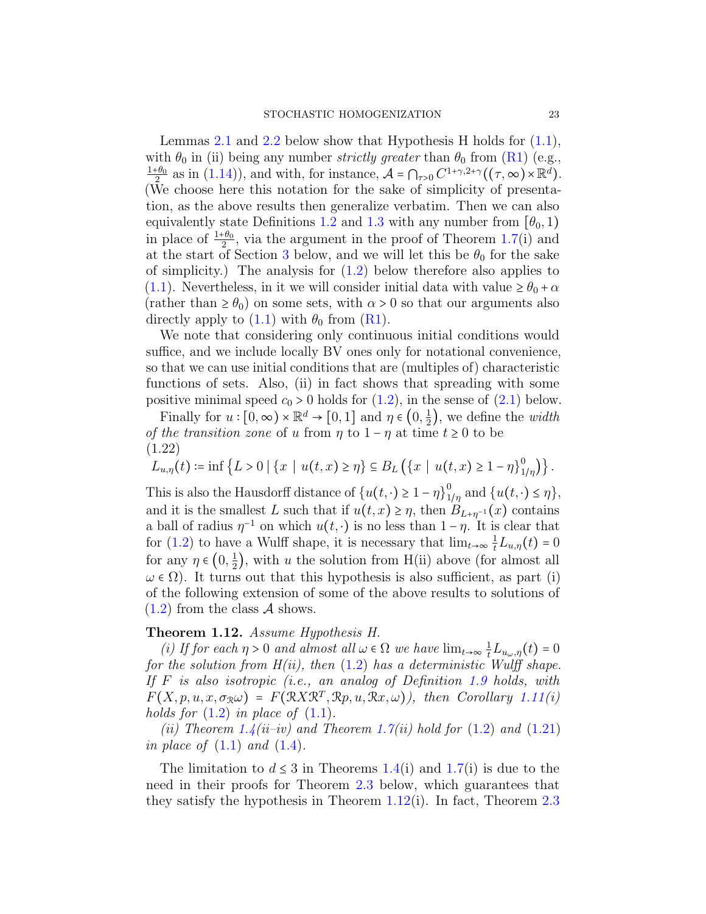Lemmas 2.1 and 2.2 below show that Hypothesis H holds for (1.1), with $\theta_0$ in (ii) being any number *strictly greater* than $\theta_0$ from (R1) (e.g., $\frac{1+\theta_0}{2}$ as in (1.14)), and with, for instance, $\mathcal{A} = \bigcap_{\tau>0} C^{1+\gamma,2+\gamma}((\tau,\infty)\times\mathbb{R}^d)$. (We choose here this notation for the sake of simplicity of presentation, as the above results then generalize verbatim. Then we can also equivalently state Definitions 1.2 and 1.3 with any number from $[\theta_0, 1)$ in place of $\frac{1+\theta_0}{2}$, via the argument in the proof of Theorem 1.7(i) and at the start of Section 3 below, and we will let this be $\theta_0$ for the sake of simplicity.) The analysis for (1.2) below therefore also applies to (1.1). Nevertheless, in it we will consider initial data with value $\geq \theta_0 + \alpha$ (rather than $\geq \theta_0$) on some sets, with $\alpha > 0$ so that our arguments also directly apply to (1.1) with $\theta_0$ from (R1).

We note that considering only continuous initial conditions would suffice, and we include locally BV ones only for notational convenience, so that we can use initial conditions that are (multiples of) characteristic functions of sets. Also, (ii) in fact shows that spreading with some positive minimal speed $c_0 > 0$ holds for (1.2), in the sense of (2.1) below.

Finally for $u : [0,\infty)\times\mathbb{R}^d \to [0,1]$ and $\eta \in (0, \frac{1}{2})$, we define the *width of the transition zone* of $u$ from $\eta$ to $1-\eta$ at time $t \geq 0$ to be
(1.22)

$$L_{u,\eta}(t) := \inf\left\{L > 0 \mid \{x \mid u(t,x) \geq \eta\} \subseteq B_L\left(\{x \mid u(t,x) \geq 1-\eta\}^0_{1/\eta}\right)\right\}.$$

This is also the Hausdorff distance of $\{u(t,\cdot) \geq 1-\eta\}^0_{1/\eta}$ and $\{u(t,\cdot) \leq \eta\}$, and it is the smallest $L$ such that if $u(t,x) \geq \eta$, then $B_{L+\eta^{-1}}(x)$ contains a ball of radius $\eta^{-1}$ on which $u(t,\cdot)$ is no less than $1-\eta$. It is clear that for (1.2) to have a Wulff shape, it is necessary that $\lim_{t\to\infty} \frac{1}{t} L_{u,\eta}(t) = 0$ for any $\eta \in (0, \frac{1}{2})$, with $u$ the solution from H(ii) above (for almost all $\omega \in \Omega$). It turns out that this hypothesis is also sufficient, as part (i) of the following extension of some of the above results to solutions of (1.2) from the class $\mathcal{A}$ shows.

**Theorem 1.12.** *Assume Hypothesis H.*

*(i) If for each $\eta > 0$ and almost all $\omega \in \Omega$ we have $\lim_{t\to\infty} \frac{1}{t} L_{u_\omega,\eta}(t) = 0$ for the solution from H(ii), then (1.2) has a deterministic Wulff shape. If $F$ is also isotropic (i.e., an analog of Definition 1.9 holds, with $F(X, p, u, x, \sigma_{\mathcal{R}}\omega) = F(\mathcal{R}X\mathcal{R}^T, \mathcal{R}p, u, \mathcal{R}x, \omega)$), then Corollary 1.11(i) holds for (1.2) in place of (1.1).*

*(ii) Theorem 1.4(ii–iv) and Theorem 1.7(ii) hold for (1.2) and (1.21) in place of (1.1) and (1.4).*

The limitation to $d \leq 3$ in Theorems 1.4(i) and 1.7(i) is due to the need in their proofs for Theorem 2.3 below, which guarantees that they satisfy the hypothesis in Theorem 1.12(i). In fact, Theorem 2.3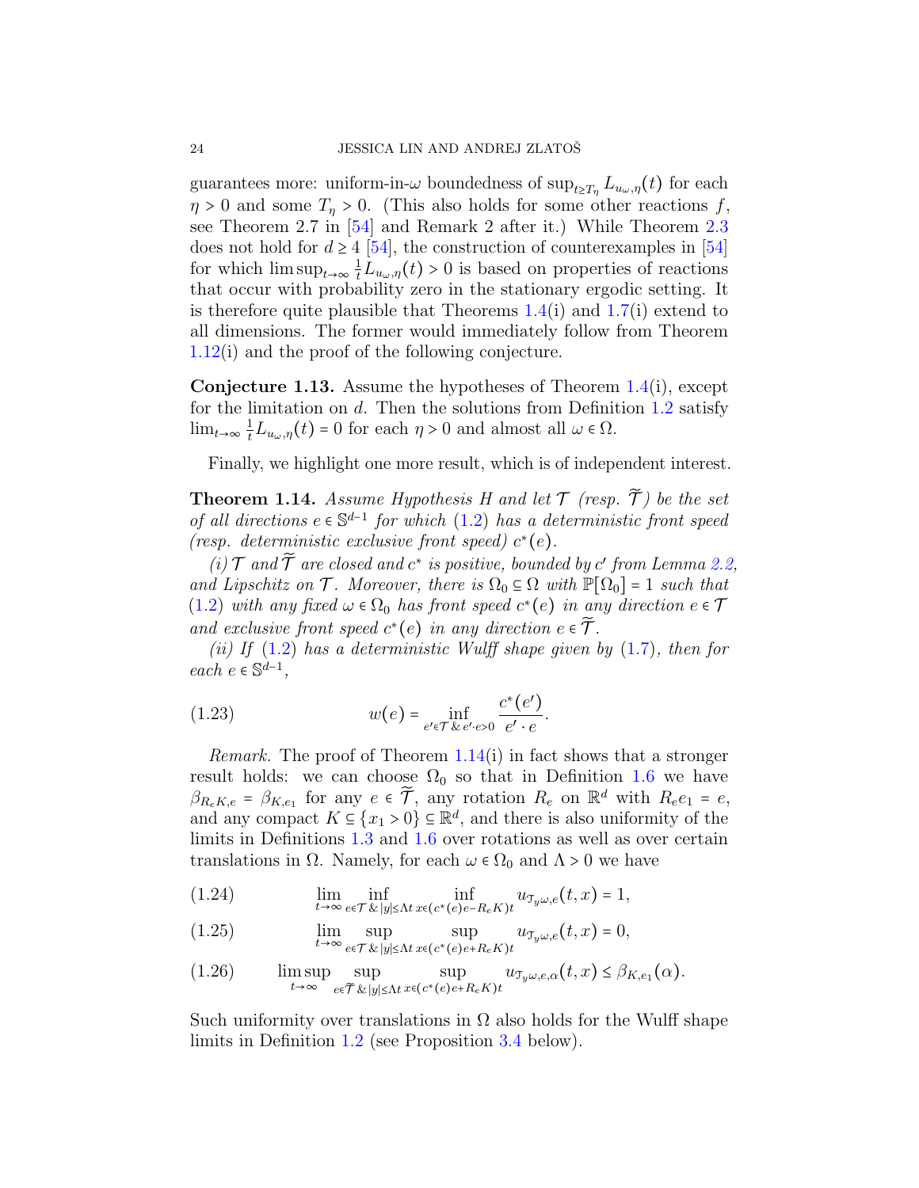guarantees more: uniform-in-$\omega$ boundedness of $\sup_{t\geq T_\eta} L_{u_\omega,\eta}(t)$ for each $\eta > 0$ and some $T_\eta > 0$. (This also holds for some other reactions $f$, see Theorem 2.7 in [54] and Remark 2 after it.) While Theorem 2.3 does not hold for $d \geq 4$ [54], the construction of counterexamples in [54] for which $\limsup_{t\to\infty} \frac{1}{t} L_{u_\omega,\eta}(t) > 0$ is based on properties of reactions that occur with probability zero in the stationary ergodic setting. It is therefore quite plausible that Theorems 1.4(i) and 1.7(i) extend to all dimensions. The former would immediately follow from Theorem 1.12(i) and the proof of the following conjecture.

**Conjecture 1.13.** Assume the hypotheses of Theorem 1.4(i), except for the limitation on $d$. Then the solutions from Definition 1.2 satisfy $\lim_{t\to\infty} \frac{1}{t} L_{u_\omega,\eta}(t) = 0$ for each $\eta > 0$ and almost all $\omega \in \Omega$.

Finally, we highlight one more result, which is of independent interest.

**Theorem 1.14.** *Assume Hypothesis H and let $\mathcal{T}$ (resp. $\widetilde{\mathcal{T}}$) be the set of all directions $e \in \mathbb{S}^{d-1}$ for which (1.2) has a deterministic front speed (resp. deterministic exclusive front speed) $c^*(e)$.*

*(i) $\mathcal{T}$ and $\widetilde{\mathcal{T}}$ are closed and $c^*$ is positive, bounded by $c'$ from Lemma 2.2, and Lipschitz on $\mathcal{T}$. Moreover, there is $\Omega_0 \subseteq \Omega$ with $\mathbb{P}[\Omega_0] = 1$ such that (1.2) with any fixed $\omega \in \Omega_0$ has front speed $c^*(e)$ in any direction $e \in \mathcal{T}$ and exclusive front speed $c^*(e)$ in any direction $e \in \widetilde{\mathcal{T}}$.*

*(ii) If (1.2) has a deterministic Wulff shape given by (1.7), then for each $e \in \mathbb{S}^{d-1}$,*

$$w(e) = \inf_{e'\in\mathcal{T} \,\&\, e'\cdot e>0} \frac{c^*(e')}{e'\cdot e}. \tag{1.23}$$

*Remark.* The proof of Theorem 1.14(i) in fact shows that a stronger result holds: we can choose $\Omega_0$ so that in Definition 1.6 we have $\beta_{R_eK,e} = \beta_{K,e_1}$ for any $e \in \widetilde{\mathcal{T}}$, any rotation $R_e$ on $\mathbb{R}^d$ with $R_e e_1 = e$, and any compact $K \subseteq \{x_1 > 0\} \subseteq \mathbb{R}^d$, and there is also uniformity of the limits in Definitions 1.3 and 1.6 over rotations as well as over certain translations in $\Omega$. Namely, for each $\omega \in \Omega_0$ and $\Lambda > 0$ we have

$$\lim_{t\to\infty} \inf_{e\in\mathcal{T} \,\&\, |y|\leq\Lambda t} \inf_{x\in(c^*(e)e - R_eK)t} u_{\mathcal{T}_y\omega,e}(t,x) = 1, \tag{1.24}$$

$$\lim_{t\to\infty} \sup_{e\in\mathcal{T} \,\&\, |y|\leq\Lambda t} \sup_{x\in(c^*(e)e + R_eK)t} u_{\mathcal{T}_y\omega,e}(t,x) = 0, \tag{1.25}$$

$$\limsup_{t\to\infty} \sup_{e\in\widetilde{\mathcal{T}} \,\&\, |y|\leq\Lambda t} \sup_{x\in(c^*(e)e + R_eK)t} u_{\mathcal{T}_y\omega,e,\alpha}(t,x) \leq \beta_{K,e_1}(\alpha). \tag{1.26}$$

Such uniformity over translations in $\Omega$ also holds for the Wulff shape limits in Definition 1.2 (see Proposition 3.4 below).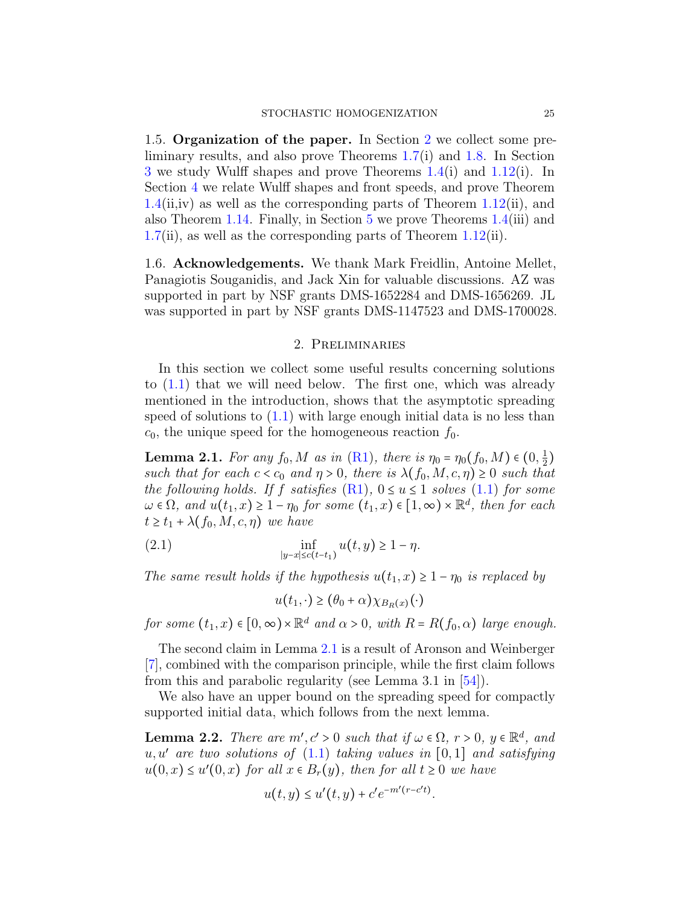1.5. **Organization of the paper.** In Section 2 we collect some preliminary results, and also prove Theorems 1.7(i) and 1.8. In Section 3 we study Wulff shapes and prove Theorems 1.4(i) and 1.12(i). In Section 4 we relate Wulff shapes and front speeds, and prove Theorem 1.4(ii,iv) as well as the corresponding parts of Theorem 1.12(ii), and also Theorem 1.14. Finally, in Section 5 we prove Theorems 1.4(iii) and 1.7(ii), as well as the corresponding parts of Theorem 1.12(ii).

1.6. **Acknowledgements.** We thank Mark Freidlin, Antoine Mellet, Panagiotis Souganidis, and Jack Xin for valuable discussions. AZ was supported in part by NSF grants DMS-1652284 and DMS-1656269. JL was supported in part by NSF grants DMS-1147523 and DMS-1700028.

## 2. Preliminaries

In this section we collect some useful results concerning solutions to (1.1) that we will need below. The first one, which was already mentioned in the introduction, shows that the asymptotic spreading speed of solutions to (1.1) with large enough initial data is no less than $c_0$, the unique speed for the homogeneous reaction $f_0$.

**Lemma 2.1.** *For any $f_0, M$ as in (R1), there is $\eta_0 = \eta_0(f_0, M) \in (0, \frac{1}{2})$ such that for each $c < c_0$ and $\eta > 0$, there is $\lambda(f_0, M, c, \eta) \geq 0$ such that the following holds. If $f$ satisfies (R1), $0 \leq u \leq 1$ solves (1.1) for some $\omega \in \Omega$, and $u(t_1, x) \geq 1 - \eta_0$ for some $(t_1, x) \in [1, \infty) \times \mathbb{R}^d$, then for each $t \geq t_1 + \lambda(f_0, M, c, \eta)$ we have*

$$\inf_{|y-x| \leq c(t-t_1)} u(t, y) \geq 1 - \eta. \tag{2.1}$$

*The same result holds if the hypothesis $u(t_1, x) \geq 1 - \eta_0$ is replaced by*

$$u(t_1, \cdot) \geq (\theta_0 + \alpha)\chi_{B_R(x)}(\cdot)$$

*for some $(t_1, x) \in [0, \infty) \times \mathbb{R}^d$ and $\alpha > 0$, with $R = R(f_0, \alpha)$ large enough.*

The second claim in Lemma 2.1 is a result of Aronson and Weinberger [7], combined with the comparison principle, while the first claim follows from this and parabolic regularity (see Lemma 3.1 in [54]).

We also have an upper bound on the spreading speed for compactly supported initial data, which follows from the next lemma.

**Lemma 2.2.** *There are $m', c' > 0$ such that if $\omega \in \Omega$, $r > 0$, $y \in \mathbb{R}^d$, and $u, u'$ are two solutions of (1.1) taking values in $[0, 1]$ and satisfying $u(0, x) \leq u'(0, x)$ for all $x \in B_r(y)$, then for all $t \geq 0$ we have*

$$u(t, y) \leq u'(t, y) + c' e^{-m'(r - c't)}.$$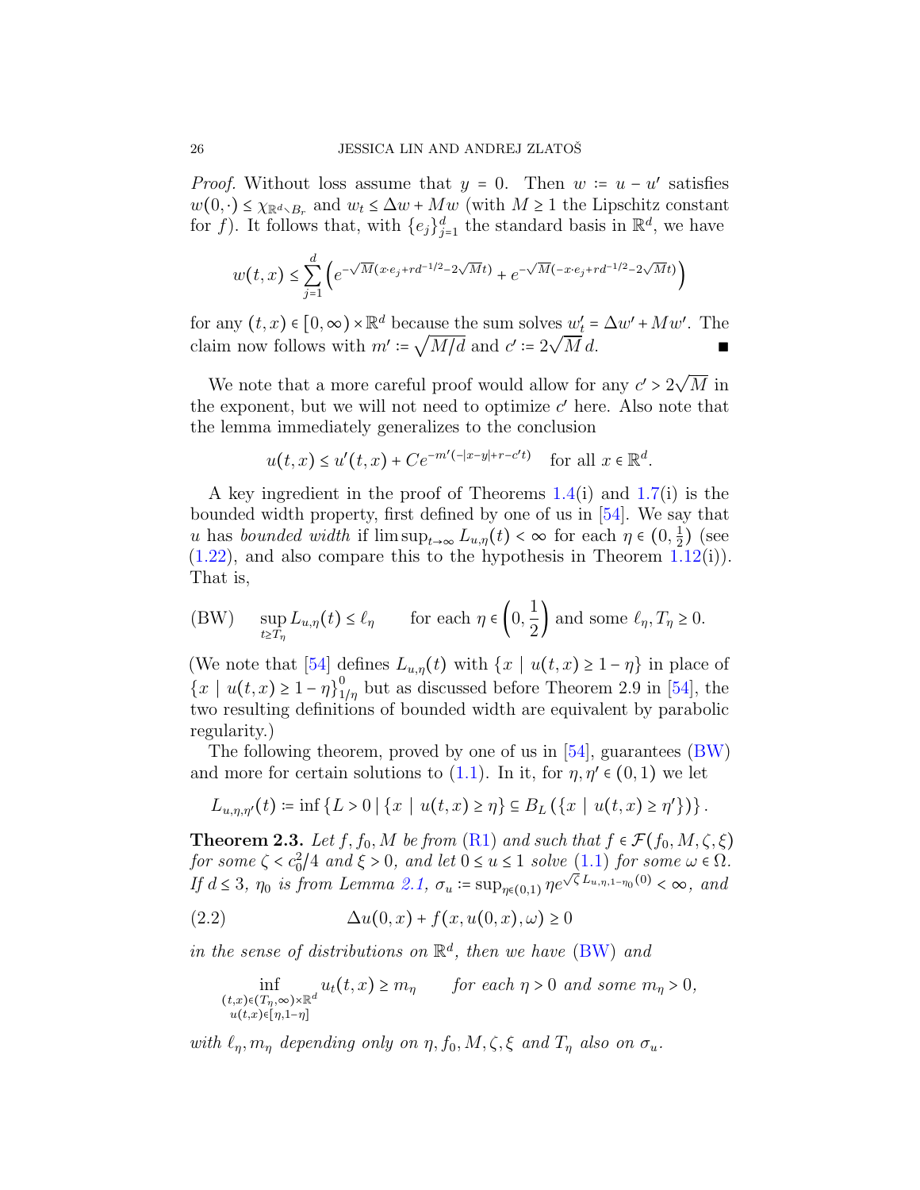*Proof.* Without loss assume that $y = 0$. Then $w := u - u'$ satisfies $w(0,\cdot) \le \chi_{\mathbb{R}^d \setminus B_r}$ and $w_t \le \Delta w + Mw$ (with $M \ge 1$ the Lipschitz constant for $f$). It follows that, with $\{e_j\}_{j=1}^d$ the standard basis in $\mathbb{R}^d$, we have

$$w(t,x) \le \sum_{j=1}^{d} \left( e^{-\sqrt{M}(x\cdot e_j + rd^{-1/2} - 2\sqrt{M}t)} + e^{-\sqrt{M}(-x\cdot e_j + rd^{-1/2} - 2\sqrt{M}t)} \right)$$

for any $(t,x) \in [0,\infty) \times \mathbb{R}^d$ because the sum solves $w'_t = \Delta w' + Mw'$. The claim now follows with $m' := \sqrt{M/d}$ and $c' := 2\sqrt{M}\, d$. ∎

We note that a more careful proof would allow for any $c' > 2\sqrt{M}$ in the exponent, but we will not need to optimize $c'$ here. Also note that the lemma immediately generalizes to the conclusion

$$u(t,x) \le u'(t,x) + Ce^{-m'(-|x-y|+r-c't)} \quad \text{for all } x \in \mathbb{R}^d.$$

A key ingredient in the proof of Theorems 1.4(i) and 1.7(i) is the bounded width property, first defined by one of us in [54]. We say that $u$ has *bounded width* if $\limsup_{t\to\infty} L_{u,\eta}(t) < \infty$ for each $\eta \in (0, \frac{1}{2})$ (see (1.22), and also compare this to the hypothesis in Theorem 1.12(i)). That is,

$$\text{(BW)} \qquad \sup_{t \ge T_\eta} L_{u,\eta}(t) \le \ell_\eta \qquad \text{for each } \eta \in \left(0, \frac{1}{2}\right) \text{ and some } \ell_\eta, T_\eta \ge 0.$$

(We note that [54] defines $L_{u,\eta}(t)$ with $\{x \mid u(t,x) \ge 1-\eta\}$ in place of $\{x \mid u(t,x) \ge 1-\eta\}^0_{1/\eta}$ but as discussed before Theorem 2.9 in [54], the two resulting definitions of bounded width are equivalent by parabolic regularity.)

The following theorem, proved by one of us in [54], guarantees (BW) and more for certain solutions to (1.1). In it, for $\eta, \eta' \in (0,1)$ we let

$$L_{u,\eta,\eta'}(t) := \inf \{ L > 0 \,|\, \{x \mid u(t,x) \ge \eta\} \subseteq B_L(\{x \mid u(t,x) \ge \eta'\}) \}.$$

**Theorem 2.3.** *Let $f, f_0, M$ be from (R1) and such that $f \in \mathcal{F}(f_0, M, \zeta, \xi)$ for some $\zeta < c_0^2/4$ and $\xi > 0$, and let $0 \le u \le 1$ solve (1.1) for some $\omega \in \Omega$. If $d \le 3$, $\eta_0$ is from Lemma 2.1, $\sigma_u := \sup_{\eta \in (0,1)} \eta e^{\sqrt{\zeta} L_{u,\eta,1-\eta_0}(0)} < \infty$, and*

$$\Delta u(0,x) + f(x, u(0,x), \omega) \ge 0 \tag{2.2}$$

*in the sense of distributions on $\mathbb{R}^d$, then we have (BW) and*

$$\inf_{\substack{(t,x) \in (T_\eta,\infty)\times\mathbb{R}^d \\ u(t,x)\in[\eta,1-\eta]}} u_t(t,x) \ge m_\eta \qquad \text{for each } \eta > 0 \text{ and some } m_\eta > 0,$$

*with $\ell_\eta, m_\eta$ depending only on $\eta, f_0, M, \zeta, \xi$ and $T_\eta$ also on $\sigma_u$.*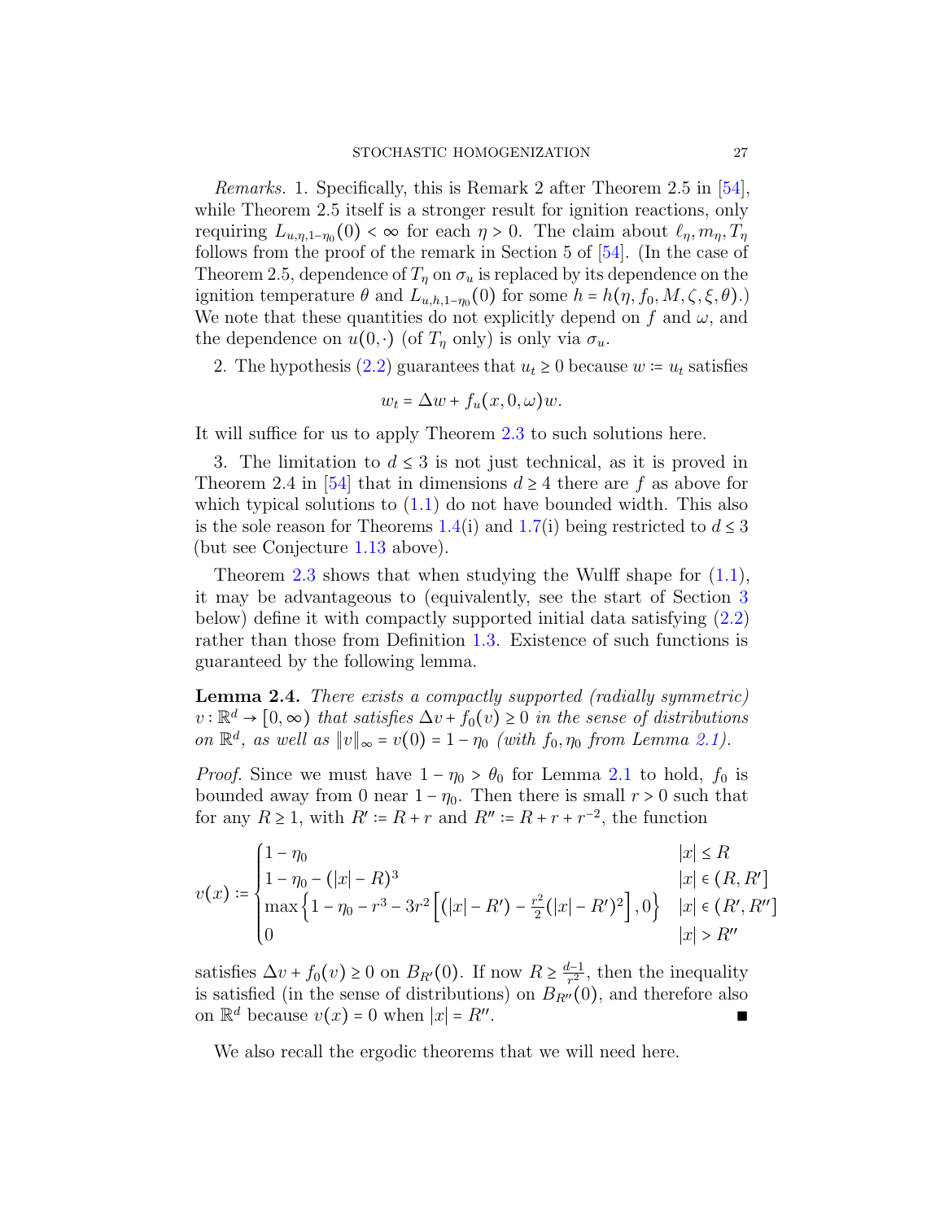*Remarks.* 1. Specifically, this is Remark 2 after Theorem 2.5 in [54], while Theorem 2.5 itself is a stronger result for ignition reactions, only requiring $L_{u,\eta,1-\eta_0}(0) < \infty$ for each $\eta > 0$. The claim about $\ell_\eta, m_\eta, T_\eta$ follows from the proof of the remark in Section 5 of [54]. (In the case of Theorem 2.5, dependence of $T_\eta$ on $\sigma_u$ is replaced by its dependence on the ignition temperature $\theta$ and $L_{u,h,1-\eta_0}(0)$ for some $h = h(\eta, f_0, M, \zeta, \xi, \theta)$.) We note that these quantities do not explicitly depend on $f$ and $\omega$, and the dependence on $u(0,\cdot)$ (of $T_\eta$ only) is only via $\sigma_u$.

2. The hypothesis (2.2) guarantees that $u_t \geq 0$ because $w := u_t$ satisfies

$$w_t = \Delta w + f_u(x, 0, \omega) w.$$

It will suffice for us to apply Theorem 2.3 to such solutions here.

3. The limitation to $d \leq 3$ is not just technical, as it is proved in Theorem 2.4 in [54] that in dimensions $d \geq 4$ there are $f$ as above for which typical solutions to (1.1) do not have bounded width. This also is the sole reason for Theorems 1.4(i) and 1.7(i) being restricted to $d \leq 3$ (but see Conjecture 1.13 above).

Theorem 2.3 shows that when studying the Wulff shape for (1.1), it may be advantageous to (equivalently, see the start of Section 3 below) define it with compactly supported initial data satisfying (2.2) rather than those from Definition 1.3. Existence of such functions is guaranteed by the following lemma.

**Lemma 2.4.** *There exists a compactly supported (radially symmetric) $v : \mathbb{R}^d \to [0, \infty)$ that satisfies $\Delta v + f_0(v) \geq 0$ in the sense of distributions on $\mathbb{R}^d$, as well as $\|v\|_\infty = v(0) = 1 - \eta_0$ (with $f_0, \eta_0$ from Lemma 2.1).*

*Proof.* Since we must have $1 - \eta_0 > \theta_0$ for Lemma 2.1 to hold, $f_0$ is bounded away from 0 near $1 - \eta_0$. Then there is small $r > 0$ such that for any $R \geq 1$, with $R' := R + r$ and $R'' := R + r + r^{-2}$, the function

$$v(x) := \begin{cases} 1 - \eta_0 & |x| \leq R \\ 1 - \eta_0 - (|x| - R)^3 & |x| \in (R, R'] \\ \max\left\{1 - \eta_0 - r^3 - 3r^2\left[(|x| - R') - \frac{r^2}{2}(|x| - R')^2\right], 0\right\} & |x| \in (R', R''] \\ 0 & |x| > R'' \end{cases}$$

satisfies $\Delta v + f_0(v) \geq 0$ on $B_{R'}(0)$. If now $R \geq \frac{d-1}{r^2}$, then the inequality is satisfied (in the sense of distributions) on $B_{R''}(0)$, and therefore also on $\mathbb{R}^d$ because $v(x) = 0$ when $|x| = R''$. ∎

We also recall the ergodic theorems that we will need here.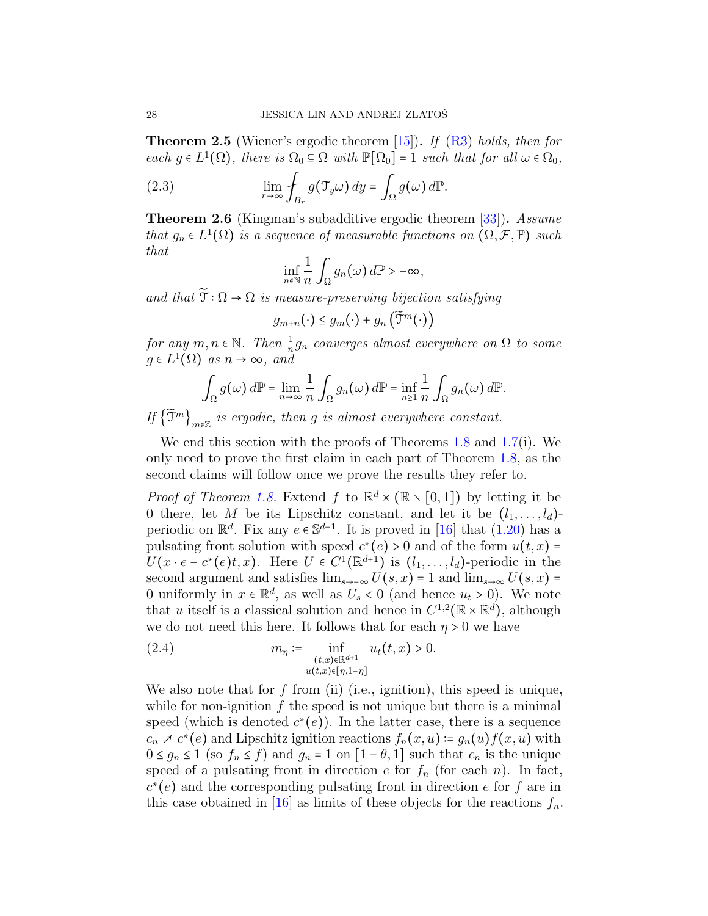**Theorem 2.5** (Wiener's ergodic theorem [15])**.** *If* (R3) *holds, then for each* $g \in L^1(\Omega)$*, there is* $\Omega_0 \subseteq \Omega$ *with* $\mathbb{P}[\Omega_0] = 1$ *such that for all* $\omega \in \Omega_0$*,*

$$\lim_{r\to\infty} \fint_{B_r} g(\mathcal{T}_y \omega)\, dy = \int_\Omega g(\omega)\, d\mathbb{P}. \tag{2.3}$$

**Theorem 2.6** (Kingman's subadditive ergodic theorem [33])**.** *Assume that* $g_n \in L^1(\Omega)$ *is a sequence of measurable functions on* $(\Omega, \mathcal{F}, \mathbb{P})$ *such that*

$$\inf_{n\in\mathbb{N}} \frac{1}{n} \int_\Omega g_n(\omega)\, d\mathbb{P} > -\infty,$$

*and that* $\widetilde{\mathcal{T}} : \Omega \to \Omega$ *is measure-preserving bijection satisfying*

$$g_{m+n}(\cdot) \le g_m(\cdot) + g_n\left(\widetilde{\mathcal{T}}^m(\cdot)\right)$$

*for any* $m, n \in \mathbb{N}$*. Then* $\frac{1}{n} g_n$ *converges almost everywhere on* $\Omega$ *to some* $g \in L^1(\Omega)$ *as* $n \to \infty$*, and*

$$\int_\Omega g(\omega)\, d\mathbb{P} = \lim_{n\to\infty} \frac{1}{n} \int_\Omega g_n(\omega)\, d\mathbb{P} = \inf_{n\ge 1} \frac{1}{n} \int_\Omega g_n(\omega)\, d\mathbb{P}.$$

*If* $\{\widetilde{\mathcal{T}}^m\}_{m\in\mathbb{Z}}$ *is ergodic, then* $g$ *is almost everywhere constant.*

We end this section with the proofs of Theorems 1.8 and 1.7(i). We only need to prove the first claim in each part of Theorem 1.8, as the second claims will follow once we prove the results they refer to.

*Proof of Theorem 1.8.* Extend $f$ to $\mathbb{R}^d \times (\mathbb{R} \setminus [0,1])$ by letting it be 0 there, let $M$ be its Lipschitz constant, and let it be $(l_1, \dots, l_d)$-periodic on $\mathbb{R}^d$. Fix any $e \in \mathbb{S}^{d-1}$. It is proved in [16] that (1.20) has a pulsating front solution with speed $c^*(e) > 0$ and of the form $u(t,x) = U(x \cdot e - c^*(e)t, x)$. Here $U \in C^1(\mathbb{R}^{d+1})$ is $(l_1, \dots, l_d)$-periodic in the second argument and satisfies $\lim_{s\to-\infty} U(s,x) = 1$ and $\lim_{s\to\infty} U(s,x) = 0$ uniformly in $x \in \mathbb{R}^d$, as well as $U_s < 0$ (and hence $u_t > 0$). We note that $u$ itself is a classical solution and hence in $C^{1,2}(\mathbb{R} \times \mathbb{R}^d)$, although we do not need this here. It follows that for each $\eta > 0$ we have

$$m_\eta := \inf_{\substack{(t,x)\in\mathbb{R}^{d+1} \\ u(t,x)\in[\eta,1-\eta]}} u_t(t,x) > 0. \tag{2.4}$$

We also note that for $f$ from (ii) (i.e., ignition), this speed is unique, while for non-ignition $f$ the speed is not unique but there is a minimal speed (which is denoted $c^*(e)$). In the latter case, there is a sequence $c_n \nearrow c^*(e)$ and Lipschitz ignition reactions $f_n(x,u) := g_n(u) f(x,u)$ with $0 \le g_n \le 1$ (so $f_n \le f$) and $g_n = 1$ on $[1-\theta, 1]$ such that $c_n$ is the unique speed of a pulsating front in direction $e$ for $f_n$ (for each $n$). In fact, $c^*(e)$ and the corresponding pulsating front in direction $e$ for $f$ are in this case obtained in [16] as limits of these objects for the reactions $f_n$.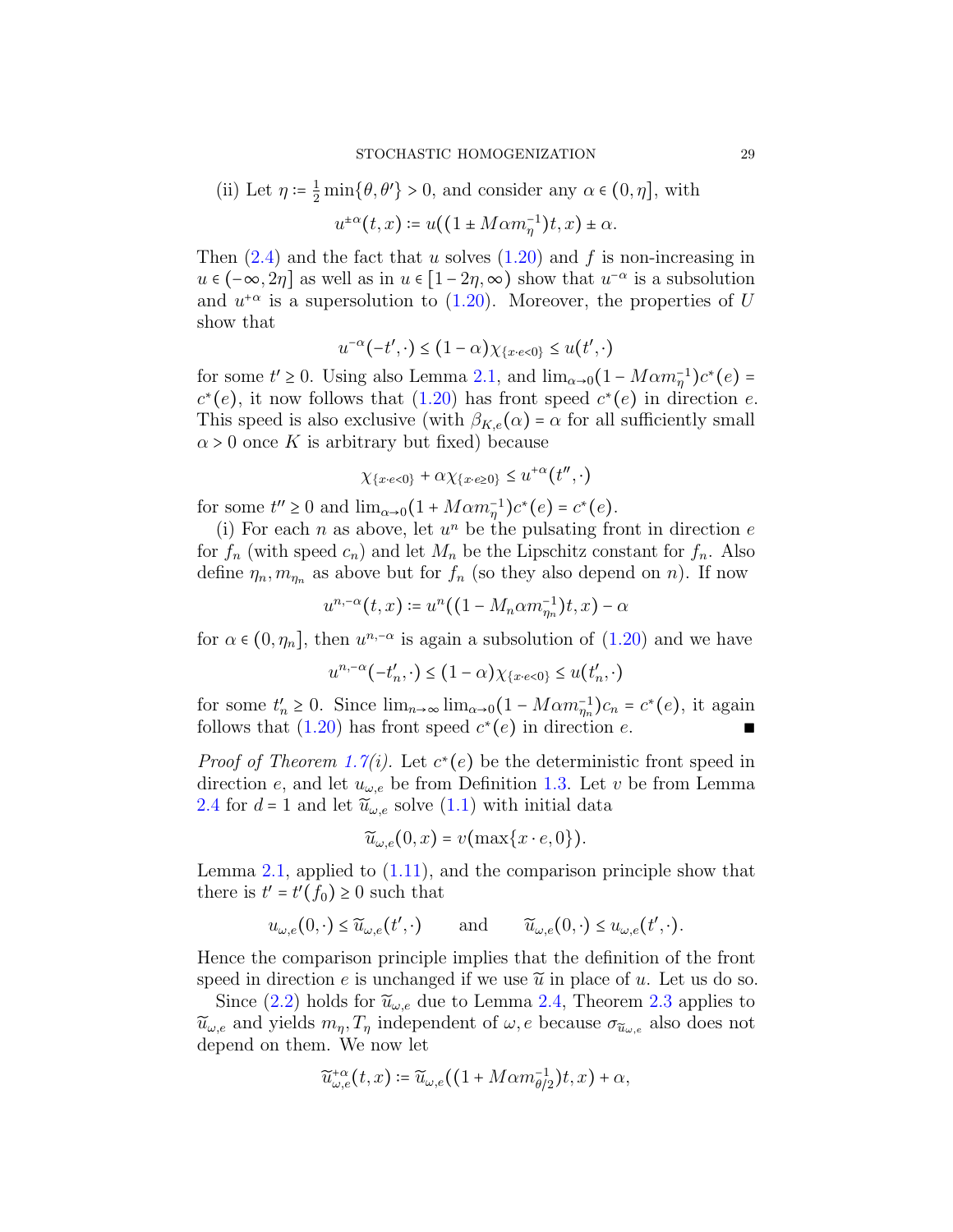(ii) Let $\eta := \frac{1}{2}\min\{\theta, \theta'\} > 0$, and consider any $\alpha \in (0, \eta]$, with

$$u^{\pm\alpha}(t,x) := u((1 \pm M\alpha m_\eta^{-1})t, x) \pm \alpha.$$

Then (2.4) and the fact that $u$ solves (1.20) and $f$ is non-increasing in $u \in (-\infty, 2\eta]$ as well as in $u \in [1-2\eta, \infty)$ show that $u^{-\alpha}$ is a subsolution and $u^{+\alpha}$ is a supersolution to (1.20). Moreover, the properties of $U$ show that

$$u^{-\alpha}(-t', \cdot) \le (1-\alpha)\chi_{\{x\cdot e<0\}} \le u(t', \cdot)$$

for some $t' \ge 0$. Using also Lemma 2.1, and $\lim_{\alpha\to 0}(1 - M\alpha m_\eta^{-1})c^*(e) = c^*(e)$, it now follows that (1.20) has front speed $c^*(e)$ in direction $e$. This speed is also exclusive (with $\beta_{K,e}(\alpha) = \alpha$ for all sufficiently small $\alpha > 0$ once $K$ is arbitrary but fixed) because

$$\chi_{\{x\cdot e<0\}} + \alpha\chi_{\{x\cdot e\ge 0\}} \le u^{+\alpha}(t'', \cdot)$$

for some $t'' \ge 0$ and $\lim_{\alpha\to 0}(1 + M\alpha m_\eta^{-1})c^*(e) = c^*(e)$.

(i) For each $n$ as above, let $u^n$ be the pulsating front in direction $e$ for $f_n$ (with speed $c_n$) and let $M_n$ be the Lipschitz constant for $f_n$. Also define $\eta_n, m_{\eta_n}$ as above but for $f_n$ (so they also depend on $n$). If now

$$u^{n,-\alpha}(t,x) := u^n((1 - M_n\alpha m_{\eta_n}^{-1})t, x) - \alpha$$

for $\alpha \in (0, \eta_n]$, then $u^{n,-\alpha}$ is again a subsolution of (1.20) and we have

$$u^{n,-\alpha}(-t_n', \cdot) \le (1-\alpha)\chi_{\{x\cdot e<0\}} \le u(t_n', \cdot)$$

for some $t_n' \ge 0$. Since $\lim_{n\to\infty}\lim_{\alpha\to 0}(1 - M\alpha m_{\eta_n}^{-1})c_n = c^*(e)$, it again follows that (1.20) has front speed $c^*(e)$ in direction $e$. ∎

*Proof of Theorem 1.7(i).* Let $c^*(e)$ be the deterministic front speed in direction $e$, and let $u_{\omega,e}$ be from Definition 1.3. Let $v$ be from Lemma 2.4 for $d = 1$ and let $\widetilde{u}_{\omega,e}$ solve (1.1) with initial data

$$\widetilde{u}_{\omega,e}(0,x) = v(\max\{x\cdot e, 0\}).$$

Lemma 2.1, applied to (1.11), and the comparison principle show that there is $t' = t'(f_0) \ge 0$ such that

$$u_{\omega,e}(0,\cdot) \le \widetilde{u}_{\omega,e}(t',\cdot) \qquad \text{and} \qquad \widetilde{u}_{\omega,e}(0,\cdot) \le u_{\omega,e}(t',\cdot).$$

Hence the comparison principle implies that the definition of the front speed in direction $e$ is unchanged if we use $\widetilde{u}$ in place of $u$. Let us do so.

Since (2.2) holds for $\widetilde{u}_{\omega,e}$ due to Lemma 2.4, Theorem 2.3 applies to $\widetilde{u}_{\omega,e}$ and yields $m_\eta, T_\eta$ independent of $\omega, e$ because $\sigma_{\widetilde{u}_{\omega,e}}$ also does not depend on them. We now let

$$\widetilde{u}^{+\alpha}_{\omega,e}(t,x) := \widetilde{u}_{\omega,e}((1 + M\alpha m_{\theta/2}^{-1})t, x) + \alpha,$$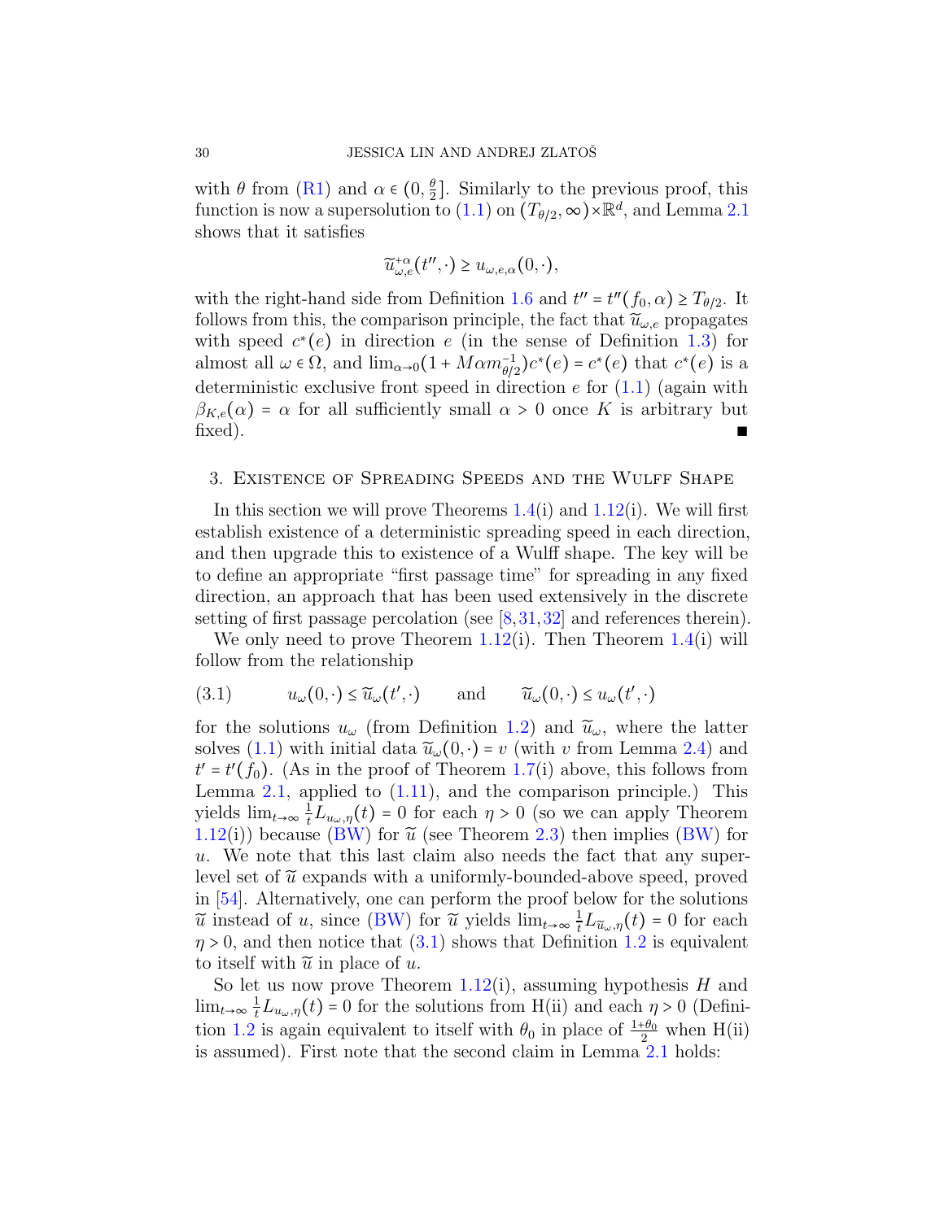with $\theta$ from (R1) and $\alpha \in (0, \frac{\theta}{2}]$. Similarly to the previous proof, this function is now a supersolution to (1.1) on $(T_{\theta/2}, \infty) \times \mathbb{R}^d$, and Lemma 2.1 shows that it satisfies

$$\widetilde{u}^{+\alpha}_{\omega,e}(t'', \cdot) \geq u_{\omega,e,\alpha}(0, \cdot),$$

with the right-hand side from Definition 1.6 and $t'' = t''(f_0, \alpha) \geq T_{\theta/2}$. It follows from this, the comparison principle, the fact that $\widetilde{u}_{\omega,e}$ propagates with speed $c^*(e)$ in direction $e$ (in the sense of Definition 1.3) for almost all $\omega \in \Omega$, and $\lim_{\alpha \to 0}(1 + M\alpha m_{\theta/2}^{-1})c^*(e) = c^*(e)$ that $c^*(e)$ is a deterministic exclusive front speed in direction $e$ for (1.1) (again with $\beta_{K,e}(\alpha) = \alpha$ for all sufficiently small $\alpha > 0$ once $K$ is arbitrary but fixed). ■

## 3. Existence of Spreading Speeds and the Wulff Shape

In this section we will prove Theorems 1.4(i) and 1.12(i). We will first establish existence of a deterministic spreading speed in each direction, and then upgrade this to existence of a Wulff shape. The key will be to define an appropriate "first passage time" for spreading in any fixed direction, an approach that has been used extensively in the discrete setting of first passage percolation (see [8, 31, 32] and references therein).

We only need to prove Theorem 1.12(i). Then Theorem 1.4(i) will follow from the relationship

$$u_\omega(0, \cdot) \leq \widetilde{u}_\omega(t', \cdot) \qquad \text{and} \qquad \widetilde{u}_\omega(0, \cdot) \leq u_\omega(t', \cdot) \tag{3.1}$$

for the solutions $u_\omega$ (from Definition 1.2) and $\widetilde{u}_\omega$, where the latter solves (1.1) with initial data $\widetilde{u}_\omega(0, \cdot) = v$ (with $v$ from Lemma 2.4) and $t' = t'(f_0)$. (As in the proof of Theorem 1.7(i) above, this follows from Lemma 2.1, applied to (1.11), and the comparison principle.) This yields $\lim_{t\to\infty} \frac{1}{t} L_{u_\omega,\eta}(t) = 0$ for each $\eta > 0$ (so we can apply Theorem 1.12(i)) because (BW) for $\widetilde{u}$ (see Theorem 2.3) then implies (BW) for $u$. We note that this last claim also needs the fact that any super-level set of $\widetilde{u}$ expands with a uniformly-bounded-above speed, proved in [54]. Alternatively, one can perform the proof below for the solutions $\widetilde{u}$ instead of $u$, since (BW) for $\widetilde{u}$ yields $\lim_{t\to\infty} \frac{1}{t} L_{\widetilde{u}_\omega,\eta}(t) = 0$ for each $\eta > 0$, and then notice that (3.1) shows that Definition 1.2 is equivalent to itself with $\widetilde{u}$ in place of $u$.

So let us now prove Theorem 1.12(i), assuming hypothesis $H$ and $\lim_{t\to\infty} \frac{1}{t} L_{u_\omega,\eta}(t) = 0$ for the solutions from H(ii) and each $\eta > 0$ (Definition 1.2 is again equivalent to itself with $\theta_0$ in place of $\frac{1+\theta_0}{2}$ when H(ii) is assumed). First note that the second claim in Lemma 2.1 holds: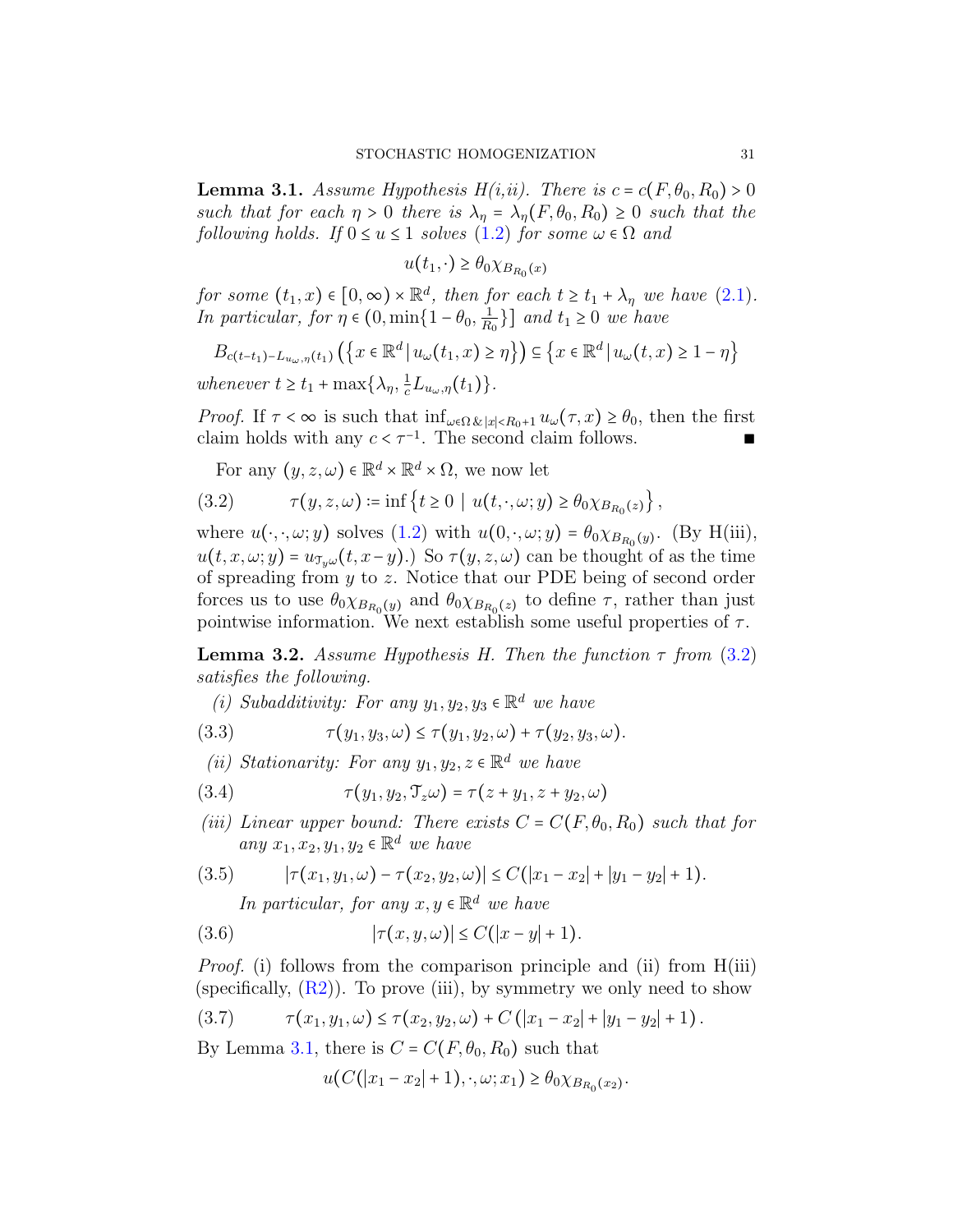**Lemma 3.1.** *Assume Hypothesis H(i,ii). There is $c = c(F, \theta_0, R_0) > 0$ such that for each $\eta > 0$ there is $\lambda_\eta = \lambda_\eta(F, \theta_0, R_0) \geq 0$ such that the following holds. If $0 \leq u \leq 1$ solves (1.2) for some $\omega \in \Omega$ and*

$$u(t_1, \cdot) \geq \theta_0 \chi_{B_{R_0}(x)}$$

*for some $(t_1, x) \in [0, \infty) \times \mathbb{R}^d$, then for each $t \geq t_1 + \lambda_\eta$ we have (2.1). In particular, for $\eta \in (0, \min\{1 - \theta_0, \frac{1}{R_0}\}]$ and $t_1 \geq 0$ we have*

$$B_{c(t-t_1) - L_{u_\omega,\eta}(t_1)}\left(\left\{x \in \mathbb{R}^d \,|\, u_\omega(t_1, x) \geq \eta\right\}\right) \subseteq \left\{x \in \mathbb{R}^d \,|\, u_\omega(t, x) \geq 1 - \eta\right\}$$

*whenever $t \geq t_1 + \max\{\lambda_\eta, \frac{1}{c} L_{u_\omega,\eta}(t_1)\}$.*

*Proof.* If $\tau < \infty$ is such that $\inf_{\omega \in \Omega \,\&\, |x| < R_0 + 1} u_\omega(\tau, x) \geq \theta_0$, then the first claim holds with any $c < \tau^{-1}$. The second claim follows. ∎

For any $(y, z, \omega) \in \mathbb{R}^d \times \mathbb{R}^d \times \Omega$, we now let

$$\tau(y, z, \omega) := \inf\left\{t \geq 0 \;|\; u(t, \cdot, \omega; y) \geq \theta_0 \chi_{B_{R_0}(z)}\right\}, \tag{3.2}$$

where $u(\cdot, \cdot, \omega; y)$ solves (1.2) with $u(0, \cdot, \omega; y) = \theta_0 \chi_{B_{R_0}(y)}$. (By H(iii), $u(t, x, \omega; y) = u_{\mathcal{T}_y \omega}(t, x - y)$.) So $\tau(y, z, \omega)$ can be thought of as the time of spreading from $y$ to $z$. Notice that our PDE being of second order forces us to use $\theta_0 \chi_{B_{R_0}(y)}$ and $\theta_0 \chi_{B_{R_0}(z)}$ to define $\tau$, rather than just pointwise information. We next establish some useful properties of $\tau$.

**Lemma 3.2.** *Assume Hypothesis H. Then the function $\tau$ from (3.2) satisfies the following.*

*(i) Subadditivity: For any $y_1, y_2, y_3 \in \mathbb{R}^d$ we have*

$$\tau(y_1, y_3, \omega) \leq \tau(y_1, y_2, \omega) + \tau(y_2, y_3, \omega). \tag{3.3}$$

*(ii) Stationarity: For any $y_1, y_2, z \in \mathbb{R}^d$ we have*

$$\tau(y_1, y_2, \mathcal{T}_z \omega) = \tau(z + y_1, z + y_2, \omega) \tag{3.4}$$

*(iii) Linear upper bound: There exists $C = C(F, \theta_0, R_0)$ such that for any $x_1, x_2, y_1, y_2 \in \mathbb{R}^d$ we have*

$$|\tau(x_1, y_1, \omega) - \tau(x_2, y_2, \omega)| \leq C(|x_1 - x_2| + |y_1 - y_2| + 1). \tag{3.5}$$

*In particular, for any $x, y \in \mathbb{R}^d$ we have*

$$|\tau(x, y, \omega)| \leq C(|x - y| + 1). \tag{3.6}$$

*Proof.* (i) follows from the comparison principle and (ii) from H(iii) (specifically, (R2)). To prove (iii), by symmetry we only need to show

$$\tau(x_1, y_1, \omega) \leq \tau(x_2, y_2, \omega) + C\left(|x_1 - x_2| + |y_1 - y_2| + 1\right). \tag{3.7}$$

By Lemma 3.1, there is $C = C(F, \theta_0, R_0)$ such that

$$u(C(|x_1 - x_2| + 1), \cdot, \omega; x_1) \geq \theta_0 \chi_{B_{R_0}(x_2)}.$$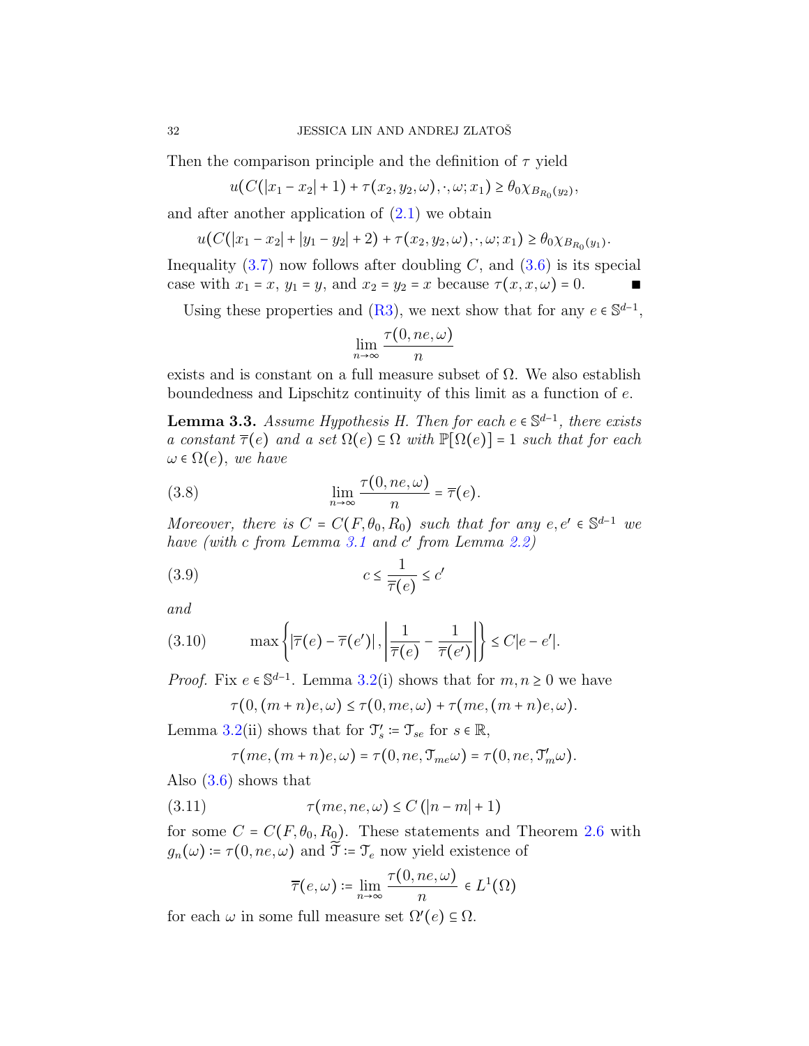Then the comparison principle and the definition of $\tau$ yield

$$u(C(|x_1 - x_2| + 1) + \tau(x_2, y_2, \omega), \cdot, \omega; x_1) \geq \theta_0 \chi_{B_{R_0}(y_2)},$$

and after another application of (2.1) we obtain

$$u(C(|x_1 - x_2| + |y_1 - y_2| + 2) + \tau(x_2, y_2, \omega), \cdot, \omega; x_1) \geq \theta_0 \chi_{B_{R_0}(y_1)}.$$

Inequality (3.7) now follows after doubling $C$, and (3.6) is its special case with $x_1 = x$, $y_1 = y$, and $x_2 = y_2 = x$ because $\tau(x, x, \omega) = 0$. ∎

Using these properties and (R3), we next show that for any $e \in \mathbb{S}^{d-1}$,

$$\lim_{n\to\infty} \frac{\tau(0, ne, \omega)}{n}$$

exists and is constant on a full measure subset of $\Omega$. We also establish boundedness and Lipschitz continuity of this limit as a function of $e$.

**Lemma 3.3.** *Assume Hypothesis H. Then for each $e \in \mathbb{S}^{d-1}$, there exists a constant $\overline{\tau}(e)$ and a set $\Omega(e) \subseteq \Omega$ with $\mathbb{P}[\Omega(e)] = 1$ such that for each $\omega \in \Omega(e)$, we have*

$$\lim_{n\to\infty} \frac{\tau(0, ne, \omega)}{n} = \overline{\tau}(e). \tag{3.8}$$

*Moreover, there is $C = C(F, \theta_0, R_0)$ such that for any $e, e' \in \mathbb{S}^{d-1}$ we have (with $c$ from Lemma 3.1 and $c'$ from Lemma 2.2)*

$$c \leq \frac{1}{\overline{\tau}(e)} \leq c' \tag{3.9}$$

*and*

$$\max\left\{ |\overline{\tau}(e) - \overline{\tau}(e')|, \left| \frac{1}{\overline{\tau}(e)} - \frac{1}{\overline{\tau}(e')} \right| \right\} \leq C|e - e'|. \tag{3.10}$$

*Proof.* Fix $e \in \mathbb{S}^{d-1}$. Lemma 3.2(i) shows that for $m, n \geq 0$ we have

$$\tau(0, (m+n)e, \omega) \leq \tau(0, me, \omega) + \tau(me, (m+n)e, \omega).$$

Lemma 3.2(ii) shows that for $\mathcal{T}'_s := \mathcal{T}_{se}$ for $s \in \mathbb{R}$,

$$\tau(me, (m+n)e, \omega) = \tau(0, ne, \mathcal{T}_{me}\omega) = \tau(0, ne, \mathcal{T}'_m \omega).$$

Also (3.6) shows that

$$\tau(me, ne, \omega) \leq C\left(|n - m| + 1\right) \tag{3.11}$$

for some $C = C(F, \theta_0, R_0)$. These statements and Theorem 2.6 with $g_n(\omega) := \tau(0, ne, \omega)$ and $\widetilde{\mathcal{T}} := \mathcal{T}_e$ now yield existence of

$$\overline{\tau}(e, \omega) := \lim_{n\to\infty} \frac{\tau(0, ne, \omega)}{n} \in L^1(\Omega)$$

for each $\omega$ in some full measure set $\Omega'(e) \subseteq \Omega$.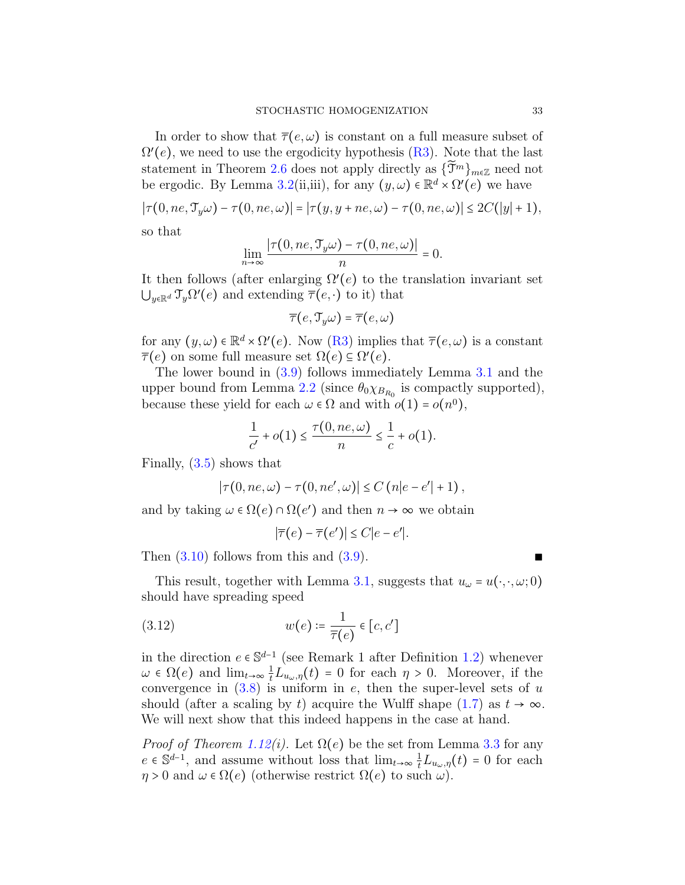In order to show that $\overline{\tau}(e,\omega)$ is constant on a full measure subset of $\Omega'(e)$, we need to use the ergodicity hypothesis (R3). Note that the last statement in Theorem 2.6 does not apply directly as $\{\widetilde{\mathcal{T}}^m\}_{m\in\mathbb{Z}}$ need not be ergodic. By Lemma 3.2(ii,iii), for any $(y,\omega)\in\mathbb{R}^d\times\Omega'(e)$ we have

$$|\tau(0,ne,\mathcal{T}_y\omega)-\tau(0,ne,\omega)| = |\tau(y,y+ne,\omega)-\tau(0,ne,\omega)| \le 2C(|y|+1),$$

so that

$$\lim_{n\to\infty}\frac{|\tau(0,ne,\mathcal{T}_y\omega)-\tau(0,ne,\omega)|}{n}=0.$$

It then follows (after enlarging $\Omega'(e)$ to the translation invariant set $\bigcup_{y\in\mathbb{R}^d}\mathcal{T}_y\Omega'(e)$ and extending $\overline{\tau}(e,\cdot)$ to it) that

$$\overline{\tau}(e,\mathcal{T}_y\omega)=\overline{\tau}(e,\omega)$$

for any $(y,\omega)\in\mathbb{R}^d\times\Omega'(e)$. Now (R3) implies that $\overline{\tau}(e,\omega)$ is a constant $\overline{\tau}(e)$ on some full measure set $\Omega(e)\subseteq\Omega'(e)$.

The lower bound in (3.9) follows immediately Lemma 3.1 and the upper bound from Lemma 2.2 (since $\theta_0\chi_{B_{R_0}}$ is compactly supported), because these yield for each $\omega\in\Omega$ and with $o(1)=o(n^0)$,

$$\frac{1}{c'}+o(1)\le\frac{\tau(0,ne,\omega)}{n}\le\frac{1}{c}+o(1).$$

Finally, (3.5) shows that

$$|\tau(0,ne,\omega)-\tau(0,ne',\omega)|\le C\left(n|e-e'|+1\right),$$

and by taking $\omega\in\Omega(e)\cap\Omega(e')$ and then $n\to\infty$ we obtain

$$|\overline{\tau}(e)-\overline{\tau}(e')|\le C|e-e'|.$$

Then (3.10) follows from this and (3.9). ∎

This result, together with Lemma 3.1, suggests that $u_\omega=u(\cdot,\cdot,\omega;0)$ should have spreading speed

$$w(e):=\frac{1}{\overline{\tau}(e)}\in[c,c'] \tag{3.12}$$

in the direction $e\in\mathbb{S}^{d-1}$ (see Remark 1 after Definition 1.2) whenever $\omega\in\Omega(e)$ and $\lim_{t\to\infty}\frac{1}{t}L_{u_\omega,\eta}(t)=0$ for each $\eta>0$. Moreover, if the convergence in (3.8) is uniform in $e$, then the super-level sets of $u$ should (after a scaling by $t$) acquire the Wulff shape (1.7) as $t\to\infty$. We will next show that this indeed happens in the case at hand.

*Proof of Theorem 1.12(i).* Let $\Omega(e)$ be the set from Lemma 3.3 for any $e\in\mathbb{S}^{d-1}$, and assume without loss that $\lim_{t\to\infty}\frac{1}{t}L_{u_\omega,\eta}(t)=0$ for each $\eta>0$ and $\omega\in\Omega(e)$ (otherwise restrict $\Omega(e)$ to such $\omega$).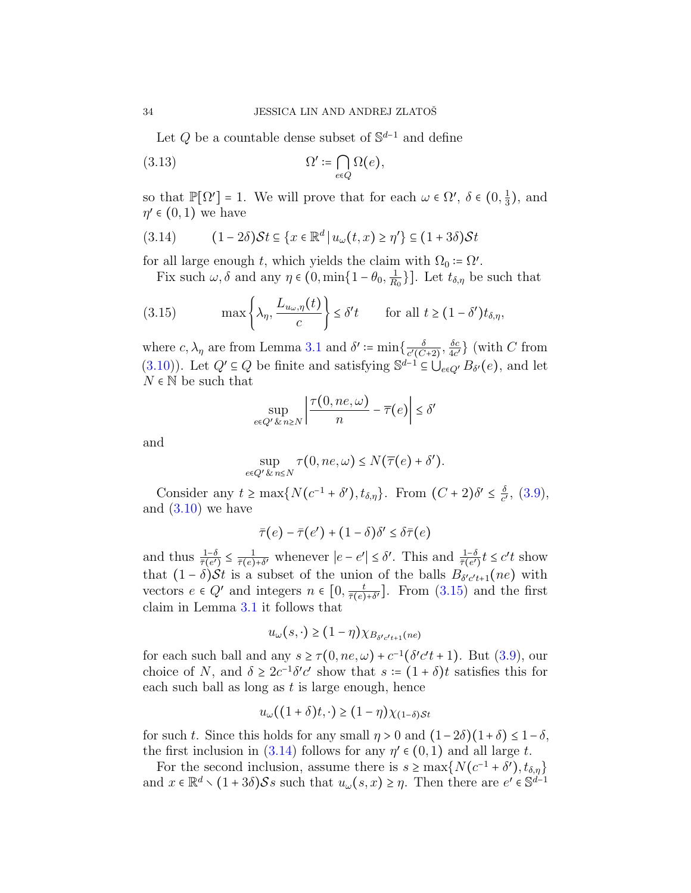Let $Q$ be a countable dense subset of $\mathbb{S}^{d-1}$ and define

$$\Omega' := \bigcap_{e \in Q} \Omega(e), \tag{3.13}$$

so that $\mathbb{P}[\Omega'] = 1$. We will prove that for each $\omega \in \Omega'$, $\delta \in (0, \frac{1}{3})$, and $\eta' \in (0,1)$ we have

$$(1-2\delta)\mathcal{S}t \subseteq \{x \in \mathbb{R}^d \,|\, u_\omega(t,x) \geq \eta'\} \subseteq (1+3\delta)\mathcal{S}t \tag{3.14}$$

for all large enough $t$, which yields the claim with $\Omega_0 := \Omega'$.

Fix such $\omega, \delta$ and any $\eta \in (0, \min\{1-\theta_0, \frac{1}{R_0}\}]$. Let $t_{\delta,\eta}$ be such that

$$\max\left\{\lambda_\eta, \frac{L_{u_\omega,\eta}(t)}{c}\right\} \leq \delta' t \qquad \text{for all } t \geq (1-\delta')t_{\delta,\eta}, \tag{3.15}$$

where $c, \lambda_\eta$ are from Lemma 3.1 and $\delta' := \min\{\frac{\delta}{c'(C+2)}, \frac{\delta c}{4c'}\}$ (with $C$ from (3.10)). Let $Q' \subseteq Q$ be finite and satisfying $\mathbb{S}^{d-1} \subseteq \bigcup_{e \in Q'} B_{\delta'}(e)$, and let $N \in \mathbb{N}$ be such that

$$\sup_{e \in Q' \,\&\, n \geq N} \left| \frac{\tau(0, ne, \omega)}{n} - \overline{\tau}(e) \right| \leq \delta'$$

and

$$\sup_{e \in Q' \,\&\, n \leq N} \tau(0, ne, \omega) \leq N(\overline{\tau}(e) + \delta').$$

Consider any $t \geq \max\{N(c^{-1} + \delta'), t_{\delta,\eta}\}$. From $(C+2)\delta' \leq \frac{\delta}{c'}$, (3.9), and (3.10) we have

$$\bar{\tau}(e) - \bar{\tau}(e') + (1-\delta)\delta' \leq \delta \bar{\tau}(e)$$

and thus $\frac{1-\delta}{\bar{\tau}(e')} \leq \frac{1}{\bar{\tau}(e) + \delta'}$ whenever $|e - e'| \leq \delta'$. This and $\frac{1-\delta}{\bar{\tau}(e')} t \leq c't$ show that $(1-\delta)\mathcal{S}t$ is a subset of the union of the balls $B_{\delta' c' t + 1}(ne)$ with vectors $e \in Q'$ and integers $n \in [0, \frac{t}{\bar{\tau}(e) + \delta'}]$. From (3.15) and the first claim in Lemma 3.1 it follows that

$$u_\omega(s, \cdot) \geq (1-\eta)\chi_{B_{\delta' c' t + 1}(ne)}$$

for each such ball and any $s \geq \tau(0, ne, \omega) + c^{-1}(\delta' c' t + 1)$. But (3.9), our choice of $N$, and $\delta \geq 2c^{-1}\delta' c'$ show that $s := (1+\delta)t$ satisfies this for each such ball as long as $t$ is large enough, hence

$$u_\omega((1+\delta)t, \cdot) \geq (1-\eta)\chi_{(1-\delta)\mathcal{S}t}$$

for such $t$. Since this holds for any small $\eta > 0$ and $(1-2\delta)(1+\delta) \leq 1 - \delta$, the first inclusion in (3.14) follows for any $\eta' \in (0,1)$ and all large $t$.

For the second inclusion, assume there is $s \geq \max\{N(c^{-1} + \delta'), t_{\delta,\eta}\}$ and $x \in \mathbb{R}^d \setminus (1+3\delta)\mathcal{S}s$ such that $u_\omega(s,x) \geq \eta$. Then there are $e' \in \mathbb{S}^{d-1}$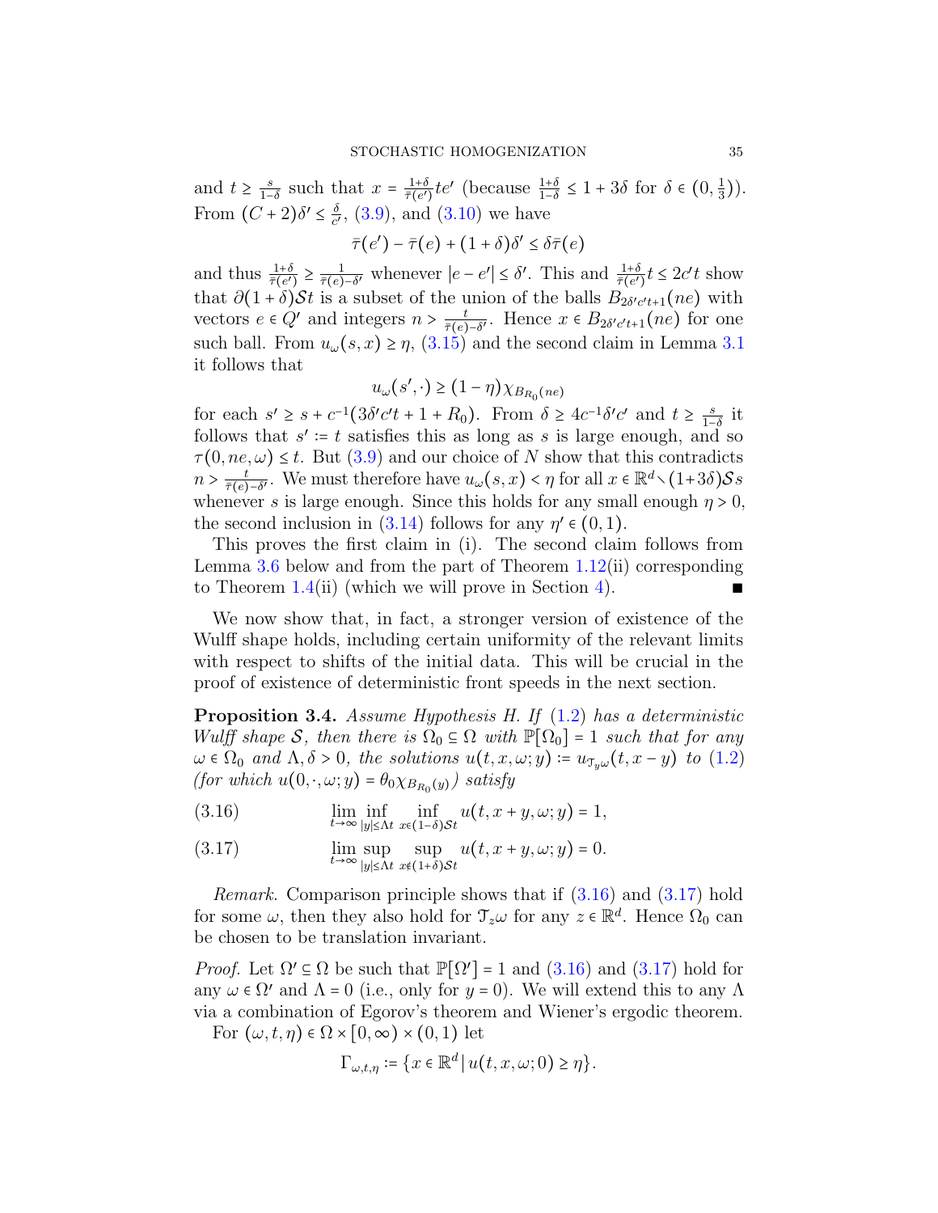and $t \geq \frac{s}{1-\delta}$ such that $x = \frac{1+\delta}{\bar\tau(e')} te'$ (because $\frac{1+\delta}{1-\delta} \leq 1+3\delta$ for $\delta \in (0,\frac{1}{3})$). From $(C+2)\delta' \leq \frac{\delta}{c'}$, (3.9), and (3.10) we have

$$\bar\tau(e') - \bar\tau(e) + (1+\delta)\delta' \leq \delta \bar\tau(e)$$

and thus $\frac{1+\delta}{\bar\tau(e')} \geq \frac{1}{\bar\tau(e)-\delta'}$ whenever $|e-e'| \leq \delta'$. This and $\frac{1+\delta}{\bar\tau(e')} t \leq 2c't$ show that $\partial(1+\delta)\mathcal{S}t$ is a subset of the union of the balls $B_{2\delta'c't+1}(ne)$ with vectors $e \in Q'$ and integers $n > \frac{t}{\bar\tau(e)-\delta'}$. Hence $x \in B_{2\delta'c't+1}(ne)$ for one such ball. From $u_\omega(s,x) \geq \eta$, (3.15) and the second claim in Lemma 3.1 it follows that

$$u_\omega(s',\cdot) \geq (1-\eta)\chi_{B_{R_0}(ne)}$$

for each $s' \geq s + c^{-1}(3\delta' c' t + 1 + R_0)$. From $\delta \geq 4c^{-1}\delta' c'$ and $t \geq \frac{s}{1-\delta}$ it follows that $s' := t$ satisfies this as long as $s$ is large enough, and so $\tau(0, ne, \omega) \leq t$. But (3.9) and our choice of $N$ show that this contradicts $n > \frac{t}{\bar\tau(e)-\delta'}$. We must therefore have $u_\omega(s,x) < \eta$ for all $x \in \mathbb{R}^d \setminus (1+3\delta)\mathcal{S}s$ whenever $s$ is large enough. Since this holds for any small enough $\eta > 0$, the second inclusion in (3.14) follows for any $\eta' \in (0,1)$.

This proves the first claim in (i). The second claim follows from Lemma 3.6 below and from the part of Theorem 1.12(ii) corresponding to Theorem 1.4(ii) (which we will prove in Section 4). ∎

We now show that, in fact, a stronger version of existence of the Wulff shape holds, including certain uniformity of the relevant limits with respect to shifts of the initial data. This will be crucial in the proof of existence of deterministic front speeds in the next section.

**Proposition 3.4.** *Assume Hypothesis H. If (1.2) has a deterministic Wulff shape $\mathcal{S}$, then there is $\Omega_0 \subseteq \Omega$ with $\mathbb{P}[\Omega_0] = 1$ such that for any $\omega \in \Omega_0$ and $\Lambda, \delta > 0$, the solutions $u(t,x,\omega;y) := u_{\mathcal{T}_y\omega}(t, x-y)$ to (1.2) (for which $u(0,\cdot,\omega;y) = \theta_0 \chi_{B_{R_0}(y)}$) satisfy*

$$\lim_{t\to\infty} \inf_{|y|\leq \Lambda t} \inf_{x \in (1-\delta)\mathcal{S}t} u(t, x+y, \omega; y) = 1, \tag{3.16}$$

$$\lim_{t\to\infty} \sup_{|y|\leq \Lambda t} \sup_{x \notin (1+\delta)\mathcal{S}t} u(t, x+y, \omega; y) = 0. \tag{3.17}$$

*Remark.* Comparison principle shows that if (3.16) and (3.17) hold for some $\omega$, then they also hold for $\mathcal{T}_z\omega$ for any $z \in \mathbb{R}^d$. Hence $\Omega_0$ can be chosen to be translation invariant.

*Proof.* Let $\Omega' \subseteq \Omega$ be such that $\mathbb{P}[\Omega'] = 1$ and (3.16) and (3.17) hold for any $\omega \in \Omega'$ and $\Lambda = 0$ (i.e., only for $y = 0$). We will extend this to any $\Lambda$ via a combination of Egorov's theorem and Wiener's ergodic theorem.

For $(\omega, t, \eta) \in \Omega \times [0,\infty) \times (0,1)$ let

$$\Gamma_{\omega,t,\eta} := \{x \in \mathbb{R}^d \,|\, u(t,x,\omega;0) \geq \eta\}.$$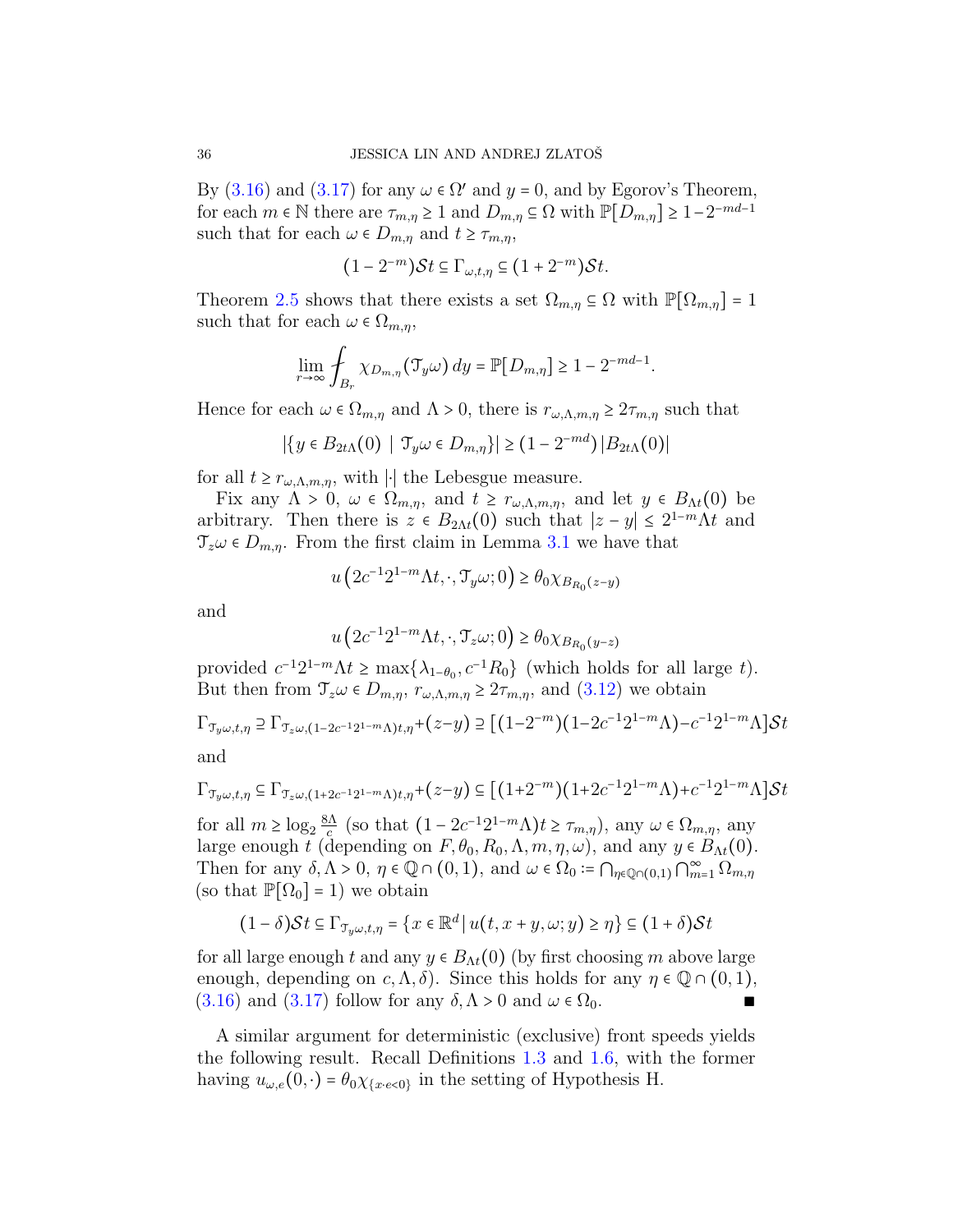By (3.16) and (3.17) for any $\omega \in \Omega'$ and $y = 0$, and by Egorov's Theorem, for each $m \in \mathbb{N}$ there are $\tau_{m,\eta} \geq 1$ and $D_{m,\eta} \subseteq \Omega$ with $\mathbb{P}[D_{m,\eta}] \geq 1 - 2^{-md-1}$ such that for each $\omega \in D_{m,\eta}$ and $t \geq \tau_{m,\eta}$,

$$(1 - 2^{-m})\mathcal{S}t \subseteq \Gamma_{\omega,t,\eta} \subseteq (1 + 2^{-m})\mathcal{S}t.$$

Theorem 2.5 shows that there exists a set $\Omega_{m,\eta} \subseteq \Omega$ with $\mathbb{P}[\Omega_{m,\eta}] = 1$ such that for each $\omega \in \Omega_{m,\eta}$,

$$\lim_{r\to\infty} \fint_{B_r} \chi_{D_{m,\eta}}(\mathcal{T}_y\omega)\, dy = \mathbb{P}[D_{m,\eta}] \geq 1 - 2^{-md-1}.$$

Hence for each $\omega \in \Omega_{m,\eta}$ and $\Lambda > 0$, there is $r_{\omega,\Lambda,m,\eta} \geq 2\tau_{m,\eta}$ such that

$$|\{y \in B_{2t\Lambda}(0) \mid \mathcal{T}_y\omega \in D_{m,\eta}\}| \geq (1 - 2^{-md})\,|B_{2t\Lambda}(0)|$$

for all $t \geq r_{\omega,\Lambda,m,\eta}$, with $|\cdot|$ the Lebesgue measure.

Fix any $\Lambda > 0$, $\omega \in \Omega_{m,\eta}$, and $t \geq r_{\omega,\Lambda,m,\eta}$, and let $y \in B_{\Lambda t}(0)$ be arbitrary. Then there is $z \in B_{2\Lambda t}(0)$ such that $|z - y| \leq 2^{1-m}\Lambda t$ and $\mathcal{T}_z\omega \in D_{m,\eta}$. From the first claim in Lemma 3.1 we have that

$$u\left(2c^{-1}2^{1-m}\Lambda t, \cdot, \mathcal{T}_y\omega; 0\right) \geq \theta_0 \chi_{B_{R_0}(z-y)}$$

and

$$u\left(2c^{-1}2^{1-m}\Lambda t, \cdot, \mathcal{T}_z\omega; 0\right) \geq \theta_0 \chi_{B_{R_0}(y-z)}$$

provided $c^{-1}2^{1-m}\Lambda t \geq \max\{\lambda_{1-\theta_0}, c^{-1}R_0\}$ (which holds for all large $t$). But then from $\mathcal{T}_z\omega \in D_{m,\eta}$, $r_{\omega,\Lambda,m,\eta} \geq 2\tau_{m,\eta}$, and (3.12) we obtain

$$\Gamma_{\mathcal{T}_y\omega,t,\eta} \supseteq \Gamma_{\mathcal{T}_z\omega,(1-2c^{-1}2^{1-m}\Lambda)t,\eta} + (z-y) \supseteq \left[(1-2^{-m})(1-2c^{-1}2^{1-m}\Lambda) - c^{-1}2^{1-m}\Lambda\right]\mathcal{S}t$$

and

$$\Gamma_{\mathcal{T}_y\omega,t,\eta} \subseteq \Gamma_{\mathcal{T}_z\omega,(1+2c^{-1}2^{1-m}\Lambda)t,\eta} + (z-y) \subseteq \left[(1+2^{-m})(1+2c^{-1}2^{1-m}\Lambda) + c^{-1}2^{1-m}\Lambda\right]\mathcal{S}t$$

for all $m \geq \log_2 \frac{8\Lambda}{c}$ (so that $(1 - 2c^{-1}2^{1-m}\Lambda)t \geq \tau_{m,\eta}$), any $\omega \in \Omega_{m,\eta}$, any large enough $t$ (depending on $F, \theta_0, R_0, \Lambda, m, \eta, \omega$), and any $y \in B_{\Lambda t}(0)$. Then for any $\delta, \Lambda > 0$, $\eta \in \mathbb{Q} \cap (0,1)$, and $\omega \in \Omega_0 := \bigcap_{\eta\in\mathbb{Q}\cap(0,1)} \bigcap_{m=1}^{\infty} \Omega_{m,\eta}$ (so that $\mathbb{P}[\Omega_0] = 1$) we obtain

$$(1-\delta)\mathcal{S}t \subseteq \Gamma_{\mathcal{T}_y\omega,t,\eta} = \{x \in \mathbb{R}^d \,|\, u(t, x+y, \omega; y) \geq \eta\} \subseteq (1+\delta)\mathcal{S}t$$

for all large enough $t$ and any $y \in B_{\Lambda t}(0)$ (by first choosing $m$ above large enough, depending on $c, \Lambda, \delta$). Since this holds for any $\eta \in \mathbb{Q} \cap (0,1)$, (3.16) and (3.17) follow for any $\delta, \Lambda > 0$ and $\omega \in \Omega_0$. ∎

A similar argument for deterministic (exclusive) front speeds yields the following result. Recall Definitions 1.3 and 1.6, with the former having $u_{\omega,e}(0,\cdot) = \theta_0 \chi_{\{x\cdot e<0\}}$ in the setting of Hypothesis H.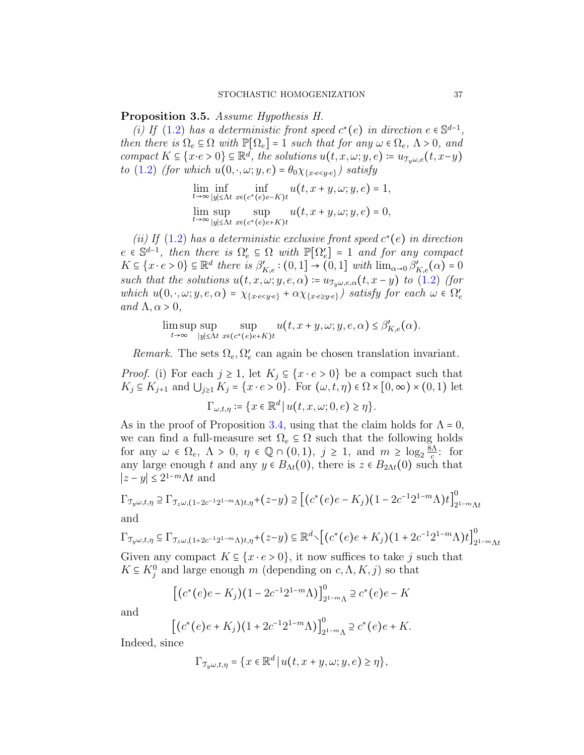**Proposition 3.5.** *Assume Hypothesis H.*

*(i) If* (1.2) *has a deterministic front speed $c^*(e)$ in direction $e \in \mathbb{S}^{d-1}$, then there is $\Omega_e \subseteq \Omega$ with $\mathbb{P}[\Omega_e] = 1$ such that for any $\omega \in \Omega_e$, $\Lambda > 0$, and compact $K \subseteq \{x \cdot e > 0\} \subseteq \mathbb{R}^d$, the solutions $u(t,x,\omega;y,e) := u_{\mathcal{T}_y\omega,e}(t,x-y)$ to* (1.2) *(for which $u(0,\cdot,\omega;y,e) = \theta_0\chi_{\{x\cdot e<y\cdot e\}}$) satisfy*

$$\lim_{t\to\infty} \inf_{|y|\le \Lambda t} \inf_{x\in(c^*(e)e-K)t} u(t,x+y,\omega;y,e) = 1,$$

$$\lim_{t\to\infty} \sup_{|y|\le \Lambda t} \sup_{x\in(c^*(e)e+K)t} u(t,x+y,\omega;y,e) = 0,$$

*(ii) If* (1.2) *has a deterministic exclusive front speed $c^*(e)$ in direction $e \in \mathbb{S}^{d-1}$, then there is $\Omega'_e \subseteq \Omega$ with $\mathbb{P}[\Omega'_e] = 1$ and for any compact $K \subseteq \{x \cdot e > 0\} \subseteq \mathbb{R}^d$ there is $\beta'_{K,e} : (0,1] \to (0,1]$ with $\lim_{\alpha\to 0} \beta'_{K,e}(\alpha) = 0$ such that the solutions $u(t,x,\omega;y,e,\alpha) := u_{\mathcal{T}_y\omega,e,\alpha}(t,x-y)$ to* (1.2) *(for which $u(0,\cdot,\omega;y,e,\alpha) = \chi_{\{x\cdot e<y\cdot e\}} + \alpha\chi_{\{x\cdot e\ge y\cdot e\}}$) satisfy for each $\omega \in \Omega'_e$ and $\Lambda, \alpha > 0$,*

$$\limsup_{t\to\infty} \sup_{|y|\le \Lambda t} \sup_{x\in(c^*(e)e+K)t} u(t,x+y,\omega;y,e,\alpha) \le \beta'_{K,e}(\alpha).$$

*Remark.* The sets $\Omega_e, \Omega'_e$ can again be chosen translation invariant.

*Proof.* (i) For each $j \ge 1$, let $K_j \subseteq \{x \cdot e > 0\}$ be a compact such that $K_j \subseteq K_{j+1}$ and $\bigcup_{j\ge1} K_j = \{x \cdot e > 0\}$. For $(\omega,t,\eta) \in \Omega \times [0,\infty) \times (0,1)$ let

$$\Gamma_{\omega,t,\eta} := \{x \in \mathbb{R}^d \,|\, u(t,x,\omega;0,e) \ge \eta\}.$$

As in the proof of Proposition 3.4, using that the claim holds for $\Lambda = 0$, we can find a full-measure set $\Omega_e \subseteq \Omega$ such that the following holds for any $\omega \in \Omega_e$, $\Lambda > 0$, $\eta \in \mathbb{Q} \cap (0,1)$, $j \ge 1$, and $m \ge \log_2 \frac{8\Lambda}{c}$: for any large enough $t$ and any $y \in B_{\Lambda t}(0)$, there is $z \in B_{2\Lambda t}(0)$ such that $|z - y| \le 2^{1-m}\Lambda t$ and

$$\Gamma_{\mathcal{T}_y\omega,t,\eta} \supseteq \Gamma_{\mathcal{T}_z\omega,(1-2c^{-1}2^{1-m}\Lambda)t,\eta} + (z-y) \supseteq \left[(c^*(e)e - K_j)(1-2c^{-1}2^{1-m}\Lambda)t\right]^0_{2^{1-m}\Lambda t}$$

and

$$\Gamma_{\mathcal{T}_y\omega,t,\eta} \subseteq \Gamma_{\mathcal{T}_z\omega,(1+2c^{-1}2^{1-m}\Lambda)t,\eta} + (z-y) \subseteq \mathbb{R}^d \setminus \left[(c^*(e)e + K_j)(1+2c^{-1}2^{1-m}\Lambda)t\right]^0_{2^{1-m}\Lambda t}$$

Given any compact $K \subseteq \{x \cdot e > 0\}$, it now suffices to take $j$ such that $K \subseteq K_j^0$ and large enough $m$ (depending on $c, \Lambda, K, j$) so that

$$\left[(c^*(e)e - K_j)(1-2c^{-1}2^{1-m}\Lambda)\right]^0_{2^{1-m}\Lambda} \supseteq c^*(e)e - K$$

and

$$\left[(c^*(e)e + K_j)(1+2c^{-1}2^{1-m}\Lambda)\right]^0_{2^{1-m}\Lambda} \supseteq c^*(e)e + K.$$

Indeed, since

$$\Gamma_{\mathcal{T}_y\omega,t,\eta} = \{x \in \mathbb{R}^d \,|\, u(t,x+y,\omega;y,e) \ge \eta\},$$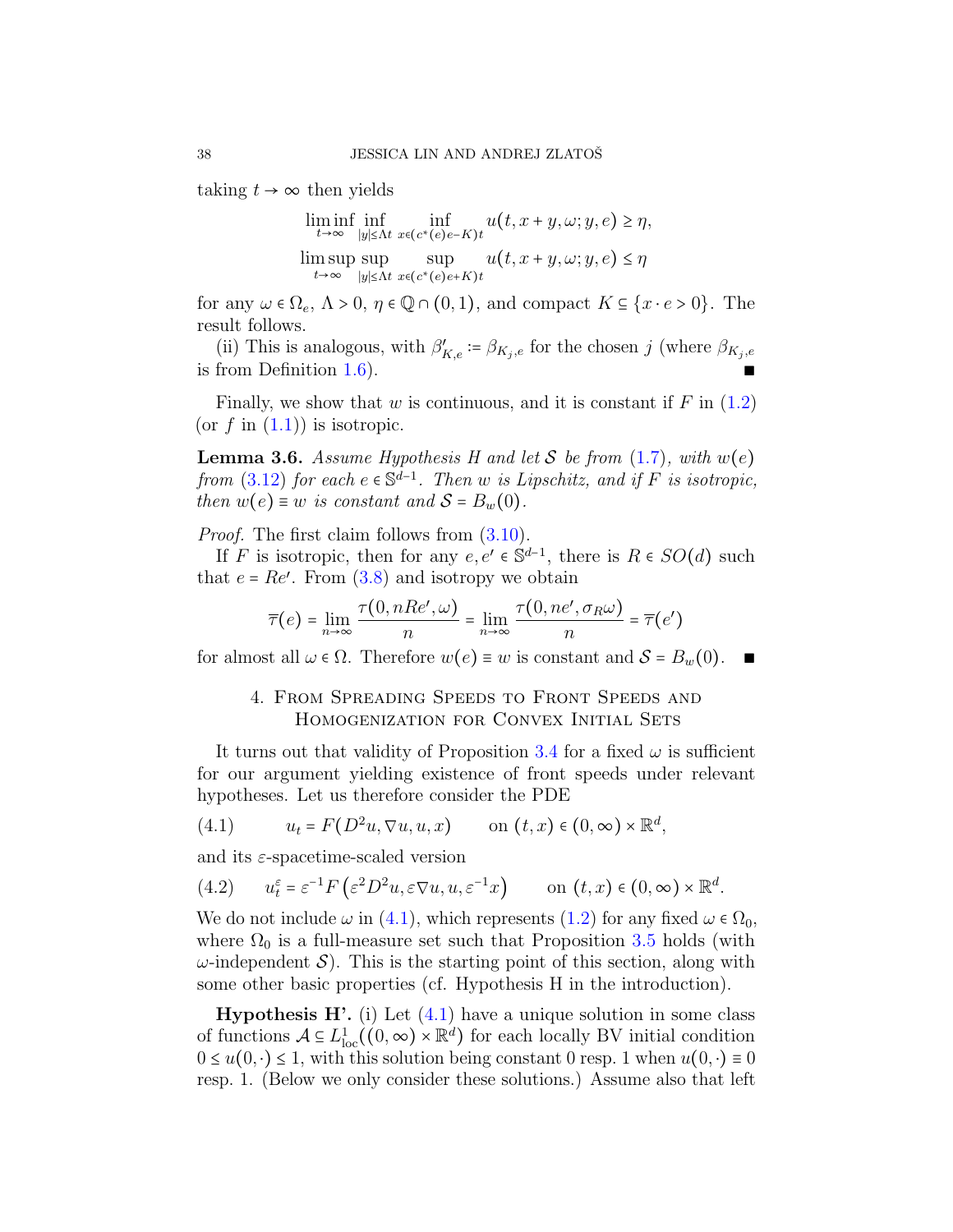taking $t \to \infty$ then yields

$$\liminf_{t\to\infty} \inf_{|y|\le \Lambda t} \inf_{x \in (c^*(e)e - K)t} u(t, x+y, \omega; y, e) \ge \eta,$$
$$\limsup_{t\to\infty} \sup_{|y|\le \Lambda t} \sup_{x \in (c^*(e)e + K)t} u(t, x+y, \omega; y, e) \le \eta$$

for any $\omega \in \Omega_e$, $\Lambda > 0$, $\eta \in \mathbb{Q} \cap (0,1)$, and compact $K \subseteq \{x \cdot e > 0\}$. The result follows.

(ii) This is analogous, with $\beta'_{K,e} := \beta_{K_j,e}$ for the chosen $j$ (where $\beta_{K_j,e}$ is from Definition 1.6). ∎

Finally, we show that $w$ is continuous, and it is constant if $F$ in (1.2) (or $f$ in (1.1)) is isotropic.

**Lemma 3.6.** *Assume Hypothesis H and let $\mathcal{S}$ be from (1.7), with $w(e)$ from (3.12) for each $e \in \mathbb{S}^{d-1}$. Then $w$ is Lipschitz, and if $F$ is isotropic, then $w(e) \equiv w$ is constant and $\mathcal{S} = B_w(0)$.*

*Proof.* The first claim follows from (3.10).

If $F$ is isotropic, then for any $e, e' \in \mathbb{S}^{d-1}$, there is $R \in SO(d)$ such that $e = Re'$. From (3.8) and isotropy we obtain

$$\overline{\tau}(e) = \lim_{n\to\infty} \frac{\tau(0, nRe', \omega)}{n} = \lim_{n\to\infty} \frac{\tau(0, ne', \sigma_R\omega)}{n} = \overline{\tau}(e')$$

for almost all $\omega \in \Omega$. Therefore $w(e) \equiv w$ is constant and $\mathcal{S} = B_w(0)$. ∎

## 4. From Spreading Speeds to Front Speeds and Homogenization for Convex Initial Sets

It turns out that validity of Proposition 3.4 for a fixed $\omega$ is sufficient for our argument yielding existence of front speeds under relevant hypotheses. Let us therefore consider the PDE

$$u_t = F(D^2u, \nabla u, u, x) \qquad \text{on } (t,x) \in (0,\infty) \times \mathbb{R}^d, \tag{4.1}$$

and its $\varepsilon$-spacetime-scaled version

$$u^\varepsilon_t = \varepsilon^{-1} F\left(\varepsilon^2 D^2 u, \varepsilon \nabla u, u, \varepsilon^{-1} x\right) \qquad \text{on } (t,x) \in (0,\infty) \times \mathbb{R}^d. \tag{4.2}$$

We do not include $\omega$ in (4.1), which represents (1.2) for any fixed $\omega \in \Omega_0$, where $\Omega_0$ is a full-measure set such that Proposition 3.5 holds (with $\omega$-independent $\mathcal{S}$). This is the starting point of this section, along with some other basic properties (cf. Hypothesis H in the introduction).

**Hypothesis H'.** (i) Let (4.1) have a unique solution in some class of functions $\mathcal{A} \subseteq L^1_{\text{loc}}((0,\infty) \times \mathbb{R}^d)$ for each locally BV initial condition $0 \le u(0,\cdot) \le 1$, with this solution being constant 0 resp. 1 when $u(0,\cdot) \equiv 0$ resp. 1. (Below we only consider these solutions.) Assume also that left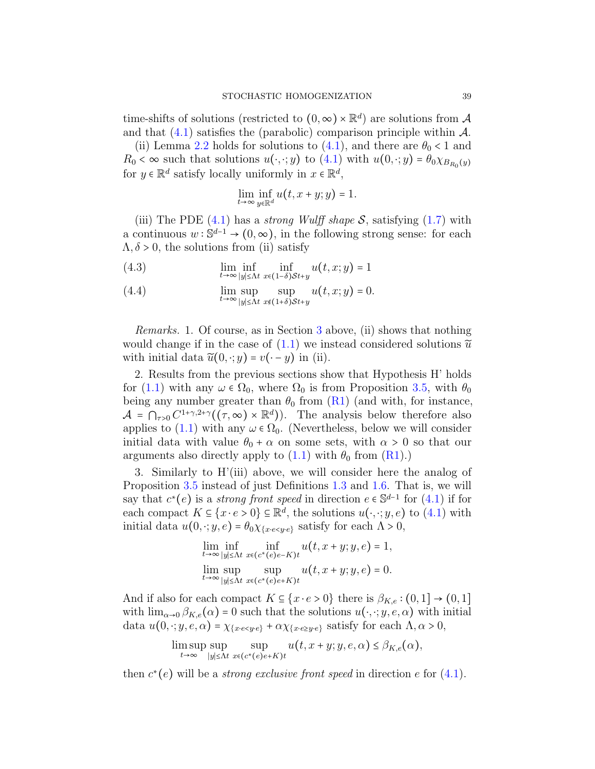time-shifts of solutions (restricted to $(0,\infty)\times\mathbb{R}^d$) are solutions from $\mathcal{A}$ and that (4.1) satisfies the (parabolic) comparison principle within $\mathcal{A}$.

(ii) Lemma 2.2 holds for solutions to (4.1), and there are $\theta_0 < 1$ and $R_0 < \infty$ such that solutions $u(\cdot,\cdot;y)$ to (4.1) with $u(0,\cdot;y) = \theta_0 \chi_{B_{R_0}(y)}$ for $y \in \mathbb{R}^d$ satisfy locally uniformly in $x \in \mathbb{R}^d$,

$$\lim_{t\to\infty} \inf_{y\in\mathbb{R}^d} u(t, x+y; y) = 1.$$

(iii) The PDE (4.1) has a *strong Wulff shape* $\mathcal{S}$, satisfying (1.7) with a continuous $w : \mathbb{S}^{d-1} \to (0,\infty)$, in the following strong sense: for each $\Lambda, \delta > 0$, the solutions from (ii) satisfy

$$\lim_{t\to\infty} \inf_{|y|\le\Lambda t} \inf_{x\in(1-\delta)\mathcal{S}t+y} u(t,x;y) = 1 \tag{4.3}$$

$$\lim_{t\to\infty} \sup_{|y|\le\Lambda t} \sup_{x\notin(1+\delta)\mathcal{S}t+y} u(t,x;y) = 0. \tag{4.4}$$

*Remarks.* 1. Of course, as in Section 3 above, (ii) shows that nothing would change if in the case of (1.1) we instead considered solutions $\widetilde{u}$ with initial data $\widetilde{u}(0,\cdot;y) = v(\cdot - y)$ in (ii).

2. Results from the previous sections show that Hypothesis H' holds for (1.1) with any $\omega \in \Omega_0$, where $\Omega_0$ is from Proposition 3.5, with $\theta_0$ being any number greater than $\theta_0$ from (R1) (and with, for instance, $\mathcal{A} = \bigcap_{\tau>0} C^{1+\gamma,2+\gamma}((\tau,\infty)\times\mathbb{R}^d)$). The analysis below therefore also applies to (1.1) with any $\omega \in \Omega_0$. (Nevertheless, below we will consider initial data with value $\theta_0 + \alpha$ on some sets, with $\alpha > 0$ so that our arguments also directly apply to (1.1) with $\theta_0$ from (R1).)

3. Similarly to H'(iii) above, we will consider here the analog of Proposition 3.5 instead of just Definitions 1.3 and 1.6. That is, we will say that $c^*(e)$ is a *strong front speed* in direction $e \in \mathbb{S}^{d-1}$ for (4.1) if for each compact $K \subseteq \{x\cdot e > 0\} \subseteq \mathbb{R}^d$, the solutions $u(\cdot,\cdot;y,e)$ to (4.1) with initial data $u(0,\cdot;y,e) = \theta_0\chi_{\{x\cdot e < y\cdot e\}}$ satisfy for each $\Lambda > 0$,

$$\lim_{t\to\infty} \inf_{|y|\le\Lambda t} \inf_{x\in(c^*(e)e-K)t} u(t,x+y;y,e) = 1,$$

$$\lim_{t\to\infty} \sup_{|y|\le\Lambda t} \sup_{x\in(c^*(e)e+K)t} u(t,x+y;y,e) = 0.$$

And if also for each compact $K \subseteq \{x\cdot e > 0\}$ there is $\beta_{K,e} : (0,1] \to (0,1]$ with $\lim_{\alpha\to 0}\beta_{K,e}(\alpha) = 0$ such that the solutions $u(\cdot,\cdot;y,e,\alpha)$ with initial data $u(0,\cdot;y,e,\alpha) = \chi_{\{x\cdot e<y\cdot e\}} + \alpha\chi_{\{x\cdot e\ge y\cdot e\}}$ satisfy for each $\Lambda, \alpha > 0$,

$$\limsup_{t\to\infty} \sup_{|y|\le\Lambda t} \sup_{x\in(c^*(e)e+K)t} u(t,x+y;y,e,\alpha) \le \beta_{K,e}(\alpha),$$

then $c^*(e)$ will be a *strong exclusive front speed* in direction $e$ for (4.1).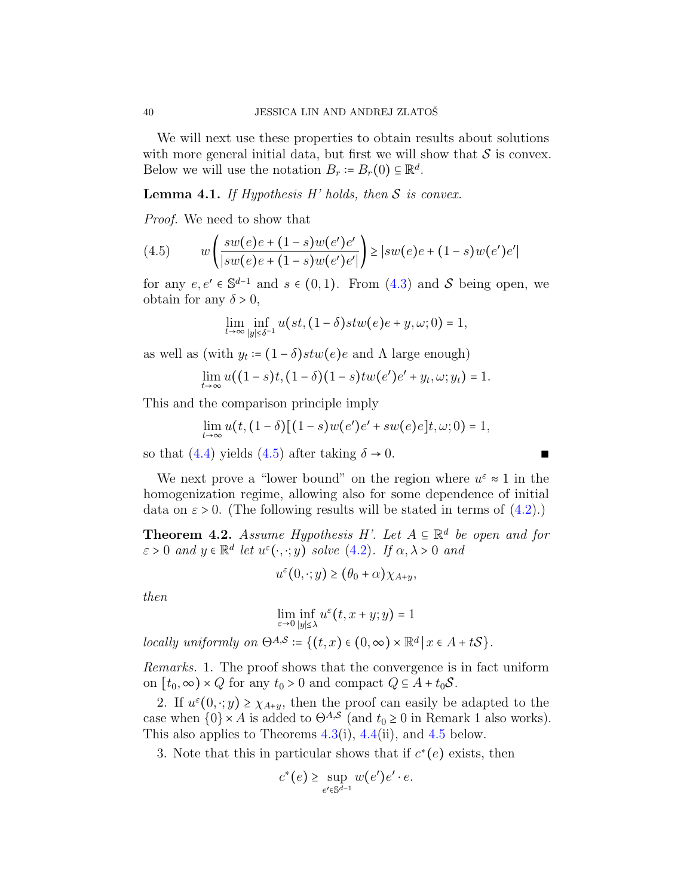We will next use these properties to obtain results about solutions with more general initial data, but first we will show that $\mathcal{S}$ is convex. Below we will use the notation $B_r := B_r(0) \subseteq \mathbb{R}^d$.

**Lemma 4.1.** *If Hypothesis H' holds, then $\mathcal{S}$ is convex.*

*Proof.* We need to show that

$$w\left(\frac{sw(e)e + (1-s)w(e')e'}{|sw(e)e + (1-s)w(e')e'|}\right) \geq |sw(e)e + (1-s)w(e')e'| \tag{4.5}$$

for any $e, e' \in \mathbb{S}^{d-1}$ and $s \in (0,1)$. From (4.3) and $\mathcal{S}$ being open, we obtain for any $\delta > 0$,

$$\lim_{t\to\infty} \inf_{|y|\leq \delta^{-1}} u(st, (1-\delta)stw(e)e + y, \omega; 0) = 1,$$

as well as (with $y_t := (1-\delta)stw(e)e$ and $\Lambda$ large enough)

$$\lim_{t\to\infty} u((1-s)t, (1-\delta)(1-s)tw(e')e' + y_t, \omega; y_t) = 1.$$

This and the comparison principle imply

$$\lim_{t\to\infty} u(t, (1-\delta)[(1-s)w(e')e' + sw(e)e]t, \omega; 0) = 1,$$

so that (4.4) yields (4.5) after taking $\delta \to 0$. ∎

We next prove a "lower bound" on the region where $u^\varepsilon \approx 1$ in the homogenization regime, allowing also for some dependence of initial data on $\varepsilon > 0$. (The following results will be stated in terms of (4.2).)

**Theorem 4.2.** *Assume Hypothesis H'. Let $A \subseteq \mathbb{R}^d$ be open and for $\varepsilon > 0$ and $y \in \mathbb{R}^d$ let $u^\varepsilon(\cdot,\cdot;y)$ solve (4.2). If $\alpha, \lambda > 0$ and*

$$u^\varepsilon(0,\cdot;y) \geq (\theta_0 + \alpha)\chi_{A+y},$$

*then*

$$\lim_{\varepsilon\to 0} \inf_{|y|\leq\lambda} u^\varepsilon(t, x+y; y) = 1$$

*locally uniformly on $\Theta^{A,\mathcal{S}} := \{(t,x) \in (0,\infty)\times\mathbb{R}^d \,|\, x \in A + t\mathcal{S}\}$.*

*Remarks.* 1. The proof shows that the convergence is in fact uniform on $[t_0, \infty) \times Q$ for any $t_0 > 0$ and compact $Q \subseteq A + t_0\mathcal{S}$.

2. If $u^\varepsilon(0,\cdot;y) \geq \chi_{A+y}$, then the proof can easily be adapted to the case when $\{0\}\times A$ is added to $\Theta^{A,\mathcal{S}}$ (and $t_0 \geq 0$ in Remark 1 also works). This also applies to Theorems 4.3(i), 4.4(ii), and 4.5 below.

3. Note that this in particular shows that if $c^*(e)$ exists, then

$$c^*(e) \geq \sup_{e'\in\mathbb{S}^{d-1}} w(e')e'\cdot e.$$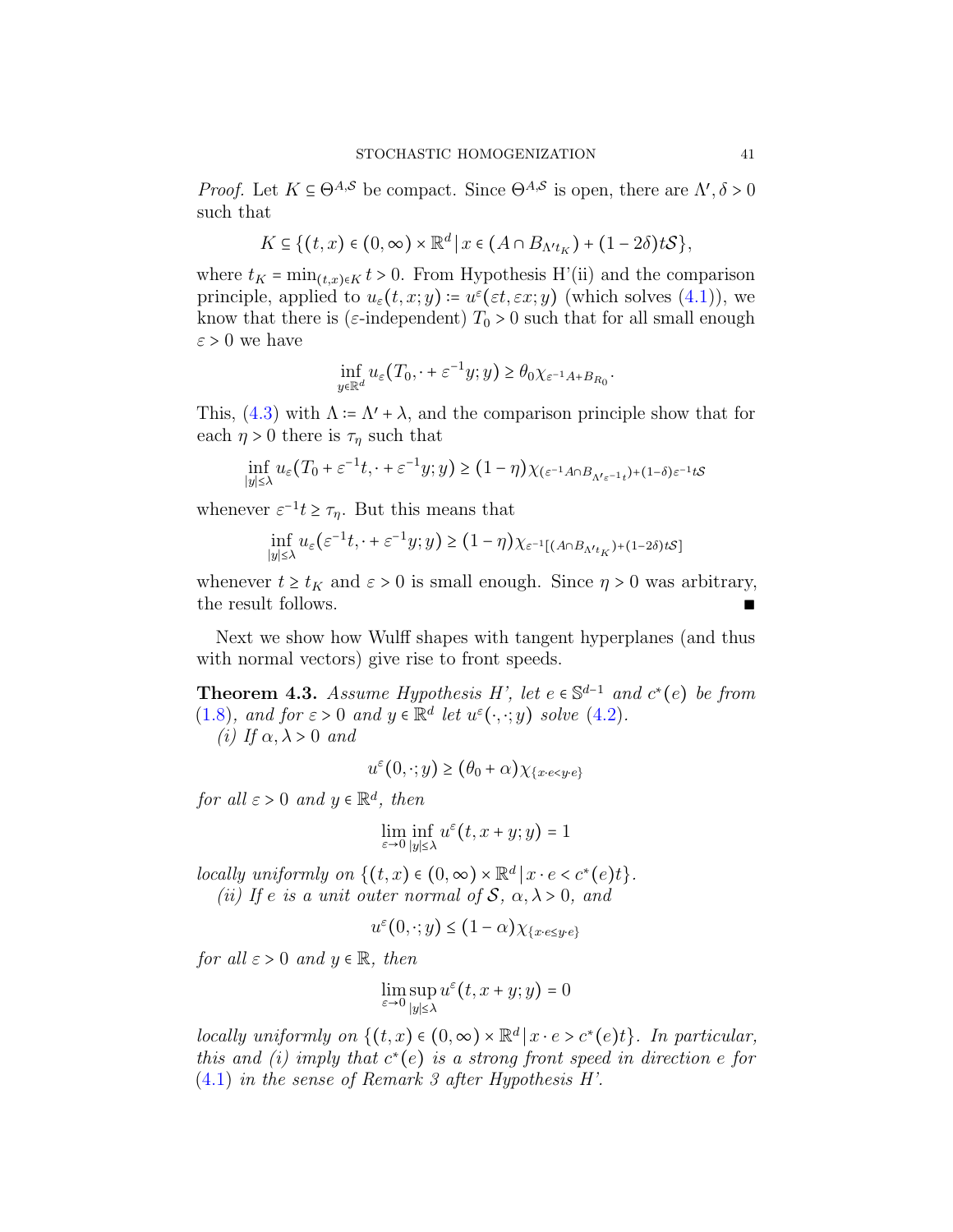*Proof.* Let $K \subseteq \Theta^{A,\mathcal{S}}$ be compact. Since $\Theta^{A,\mathcal{S}}$ is open, there are $\Lambda', \delta > 0$ such that

$$K \subseteq \{(t,x) \in (0,\infty) \times \mathbb{R}^d \,|\, x \in (A \cap B_{\Lambda' t_K}) + (1-2\delta)t\mathcal{S}\},$$

where $t_K = \min_{(t,x)\in K} t > 0$. From Hypothesis H'(ii) and the comparison principle, applied to $u_\varepsilon(t,x;y) \coloneqq u^\varepsilon(\varepsilon t, \varepsilon x; y)$ (which solves (4.1)), we know that there is ($\varepsilon$-independent) $T_0 > 0$ such that for all small enough $\varepsilon > 0$ we have

$$\inf_{y \in \mathbb{R}^d} u_\varepsilon(T_0, \cdot + \varepsilon^{-1} y; y) \geq \theta_0 \chi_{\varepsilon^{-1}A + B_{R_0}}.$$

This, (4.3) with $\Lambda \coloneqq \Lambda' + \lambda$, and the comparison principle show that for each $\eta > 0$ there is $\tau_\eta$ such that

$$\inf_{|y|\leq\lambda} u_\varepsilon(T_0 + \varepsilon^{-1}t, \cdot + \varepsilon^{-1}y; y) \geq (1-\eta)\chi_{(\varepsilon^{-1}A \cap B_{\Lambda'\varepsilon^{-1}t}) + (1-\delta)\varepsilon^{-1}t\mathcal{S}}$$

whenever $\varepsilon^{-1}t \geq \tau_\eta$. But this means that

$$\inf_{|y|\leq\lambda} u_\varepsilon(\varepsilon^{-1}t, \cdot + \varepsilon^{-1}y; y) \geq (1-\eta)\chi_{\varepsilon^{-1}[(A\cap B_{\Lambda' t_K}) + (1-2\delta)t\mathcal{S}]}$$

whenever $t \geq t_K$ and $\varepsilon > 0$ is small enough. Since $\eta > 0$ was arbitrary, the result follows. ∎

Next we show how Wulff shapes with tangent hyperplanes (and thus with normal vectors) give rise to front speeds.

**Theorem 4.3.** *Assume Hypothesis H', let $e \in \mathbb{S}^{d-1}$ and $c^*(e)$ be from (1.8), and for $\varepsilon > 0$ and $y \in \mathbb{R}^d$ let $u^\varepsilon(\cdot,\cdot;y)$ solve (4.2).*

*(i) If $\alpha, \lambda > 0$ and*

$$u^\varepsilon(0,\cdot;y) \geq (\theta_0 + \alpha)\chi_{\{x\cdot e < y \cdot e\}}$$

*for all $\varepsilon > 0$ and $y \in \mathbb{R}^d$, then*

$$\lim_{\varepsilon\to 0} \inf_{|y|\leq\lambda} u^\varepsilon(t, x+y; y) = 1$$

*locally uniformly on $\{(t,x) \in (0,\infty) \times \mathbb{R}^d \,|\, x \cdot e < c^*(e)t\}$.*

*(ii) If $e$ is a unit outer normal of $\mathcal{S}$, $\alpha, \lambda > 0$, and*

$$u^\varepsilon(0,\cdot;y) \leq (1-\alpha)\chi_{\{x\cdot e \leq y\cdot e\}}$$

*for all $\varepsilon > 0$ and $y \in \mathbb{R}$, then*

$$\lim_{\varepsilon\to 0} \sup_{|y|\leq\lambda} u^\varepsilon(t, x+y; y) = 0$$

*locally uniformly on $\{(t,x) \in (0,\infty) \times \mathbb{R}^d \,|\, x \cdot e > c^*(e)t\}$. In particular, this and (i) imply that $c^*(e)$ is a strong front speed in direction $e$ for (4.1) in the sense of Remark 3 after Hypothesis H'.*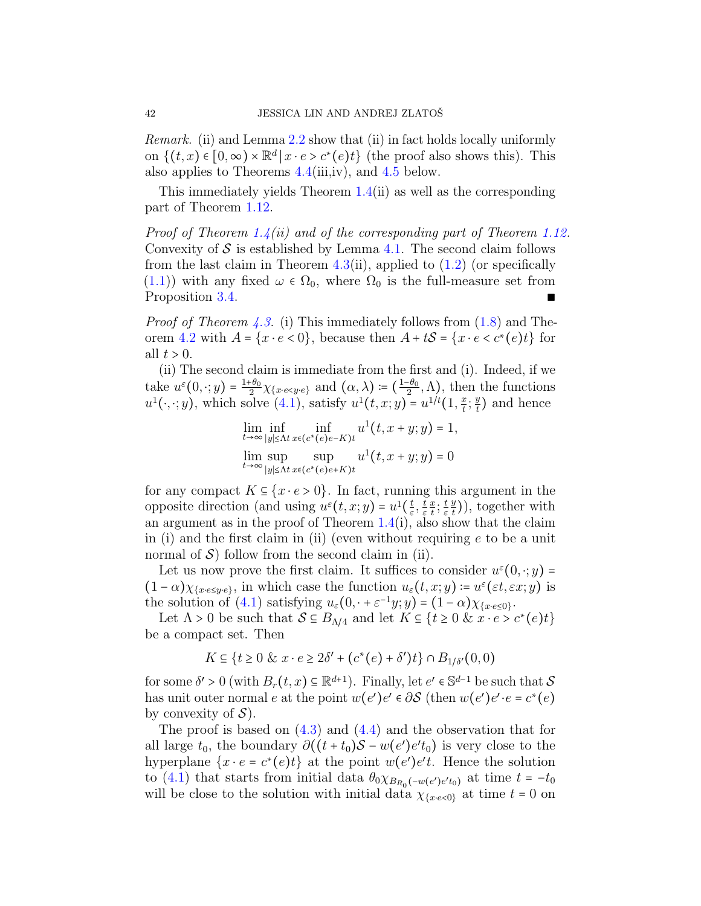*Remark.* (ii) and Lemma 2.2 show that (ii) in fact holds locally uniformly on $\{(t,x) \in [0,\infty) \times \mathbb{R}^d \,|\, x \cdot e > c^*(e)t\}$ (the proof also shows this). This also applies to Theorems 4.4(iii,iv), and 4.5 below.

This immediately yields Theorem 1.4(ii) as well as the corresponding part of Theorem 1.12.

*Proof of Theorem 1.4(ii) and of the corresponding part of Theorem 1.12.* Convexity of $\mathcal{S}$ is established by Lemma 4.1. The second claim follows from the last claim in Theorem 4.3(ii), applied to (1.2) (or specifically (1.1)) with any fixed $\omega \in \Omega_0$, where $\Omega_0$ is the full-measure set from Proposition 3.4. ∎

*Proof of Theorem 4.3.* (i) This immediately follows from (1.8) and Theorem 4.2 with $A = \{x \cdot e < 0\}$, because then $A + t\mathcal{S} = \{x \cdot e < c^*(e)t\}$ for all $t > 0$.

(ii) The second claim is immediate from the first and (i). Indeed, if we take $u^\varepsilon(0,\cdot;y) = \frac{1+\theta_0}{2}\chi_{\{x \cdot e < y \cdot e\}}$ and $(\alpha, \lambda) := (\frac{1-\theta_0}{2}, \Lambda)$, then the functions $u^1(\cdot,\cdot;y)$, which solve (4.1), satisfy $u^1(t,x;y) = u^{1/t}(1, \frac{x}{t}; \frac{y}{t})$ and hence

$$
\lim_{t\to\infty} \inf_{|y| \le \Lambda t} \inf_{x \in (c^*(e)e - K)t} u^1(t, x+y; y) = 1,
$$

$$
\lim_{t\to\infty} \sup_{|y| \le \Lambda t} \sup_{x \in (c^*(e)e + K)t} u^1(t, x+y; y) = 0
$$

for any compact $K \subseteq \{x \cdot e > 0\}$. In fact, running this argument in the opposite direction (and using $u^\varepsilon(t,x;y) = u^1(\frac{t}{\varepsilon}, \frac{t}{\varepsilon}\frac{x}{t}; \frac{t}{\varepsilon}\frac{y}{t})$), together with an argument as in the proof of Theorem 1.4(i), also show that the claim in (i) and the first claim in (ii) (even without requiring $e$ to be a unit normal of $\mathcal{S}$) follow from the second claim in (ii).

Let us now prove the first claim. It suffices to consider $u^\varepsilon(0,\cdot;y) = (1-\alpha)\chi_{\{x \cdot e \le y \cdot e\}}$, in which case the function $u_\varepsilon(t,x;y) := u^\varepsilon(\varepsilon t, \varepsilon x; y)$ is the solution of (4.1) satisfying $u_\varepsilon(0, \cdot + \varepsilon^{-1}y; y) = (1-\alpha)\chi_{\{x \cdot e \le 0\}}$.

Let $\Lambda > 0$ be such that $\mathcal{S} \subseteq B_{\Lambda/4}$ and let $K \subseteq \{t \ge 0 \;\&\; x \cdot e > c^*(e)t\}$ be a compact set. Then

$$
K \subseteq \{t \ge 0 \;\&\; x \cdot e \ge 2\delta' + (c^*(e) + \delta')t\} \cap B_{1/\delta'}(0,0)
$$

for some $\delta' > 0$ (with $B_r(t,x) \subseteq \mathbb{R}^{d+1}$). Finally, let $e' \in \mathbb{S}^{d-1}$ be such that $\mathcal{S}$ has unit outer normal $e$ at the point $w(e')e' \in \partial\mathcal{S}$ (then $w(e')e' \cdot e = c^*(e)$ by convexity of $\mathcal{S}$).

The proof is based on (4.3) and (4.4) and the observation that for all large $t_0$, the boundary $\partial((t+t_0)\mathcal{S} - w(e')e't_0)$ is very close to the hyperplane $\{x \cdot e = c^*(e)t\}$ at the point $w(e')e't$. Hence the solution to (4.1) that starts from initial data $\theta_0\chi_{B_{R_0}(-w(e')e't_0)}$ at time $t = -t_0$ will be close to the solution with initial data $\chi_{\{x \cdot e < 0\}}$ at time $t = 0$ on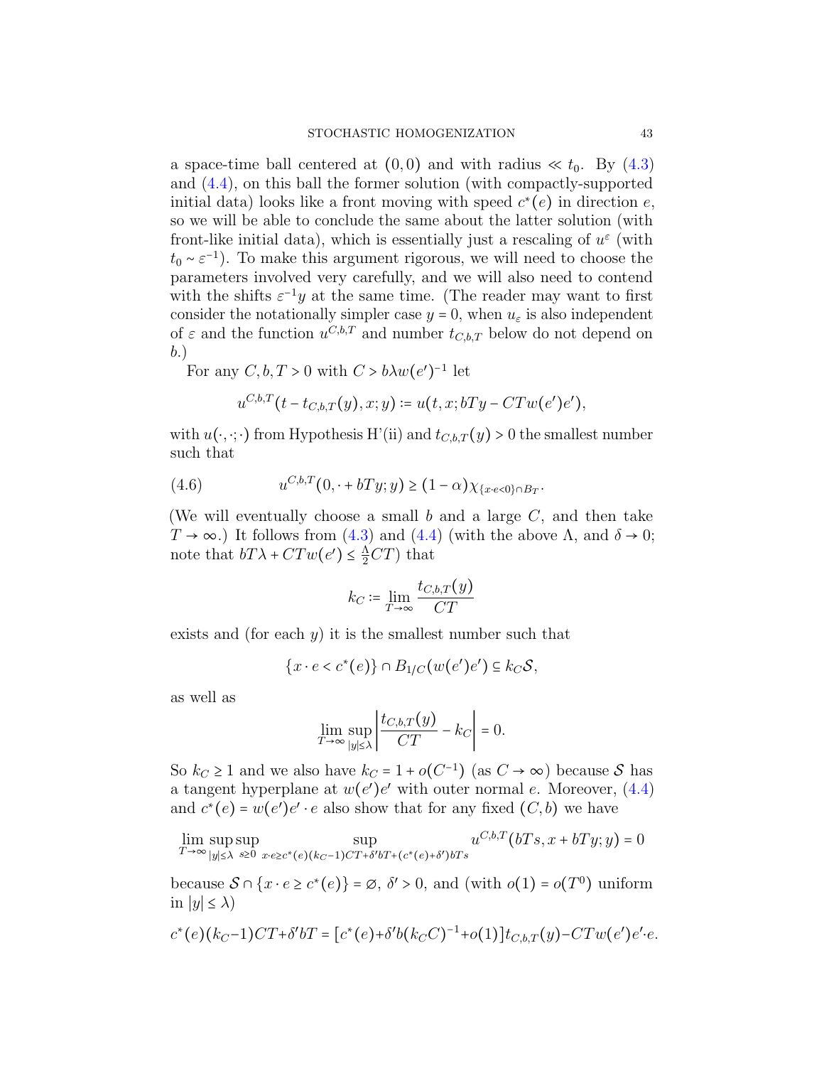a space-time ball centered at $(0,0)$ and with radius $\ll t_0$. By (4.3) and (4.4), on this ball the former solution (with compactly-supported initial data) looks like a front moving with speed $c^*(e)$ in direction $e$, so we will be able to conclude the same about the latter solution (with front-like initial data), which is essentially just a rescaling of $u^\varepsilon$ (with $t_0 \sim \varepsilon^{-1}$). To make this argument rigorous, we will need to choose the parameters involved very carefully, and we will also need to contend with the shifts $\varepsilon^{-1}y$ at the same time. (The reader may want to first consider the notationally simpler case $y = 0$, when $u_\varepsilon$ is also independent of $\varepsilon$ and the function $u^{C,b,T}$ and number $t_{C,b,T}$ below do not depend on $b$.)

For any $C, b, T > 0$ with $C > b\lambda w(e')^{-1}$ let

$$u^{C,b,T}(t - t_{C,b,T}(y), x; y) := u(t, x; bTy - CTw(e')e'),$$

with $u(\cdot,\cdot;\cdot)$ from Hypothesis H'(ii) and $t_{C,b,T}(y) > 0$ the smallest number such that

$$u^{C,b,T}(0, \cdot + bTy; y) \geq (1-\alpha)\chi_{\{x\cdot e<0\}\cap B_T}. \tag{4.6}$$

(We will eventually choose a small $b$ and a large $C$, and then take $T \to \infty$.) It follows from (4.3) and (4.4) (with the above $\Lambda$, and $\delta \to 0$; note that $bT\lambda + CTw(e') \leq \frac{\Lambda}{2}CT$) that

$$k_C := \lim_{T\to\infty} \frac{t_{C,b,T}(y)}{CT}$$

exists and (for each $y$) it is the smallest number such that

$$\{x \cdot e < c^*(e)\} \cap B_{1/C}(w(e')e') \subseteq k_C \mathcal{S},$$

as well as

$$\lim_{T\to\infty} \sup_{|y|\leq\lambda} \left| \frac{t_{C,b,T}(y)}{CT} - k_C \right| = 0.$$

So $k_C \geq 1$ and we also have $k_C = 1 + o(C^{-1})$ (as $C \to \infty$) because $\mathcal{S}$ has a tangent hyperplane at $w(e')e'$ with outer normal $e$. Moreover, (4.4) and $c^*(e) = w(e')e' \cdot e$ also show that for any fixed $(C, b)$ we have

$$\lim_{T\to\infty} \sup_{|y|\leq\lambda} \sup_{s\geq 0} \sup_{x\cdot e \geq c^*(e)(k_C-1)CT + \delta' bT + (c^*(e)+\delta')bTs} u^{C,b,T}(bTs, x + bTy; y) = 0$$

because $\mathcal{S} \cap \{x \cdot e \geq c^*(e)\} = \varnothing$, $\delta' > 0$, and (with $o(1) = o(T^0)$ uniform in $|y| \leq \lambda$)

$$c^*(e)(k_C - 1)CT + \delta' bT = [c^*(e) + \delta' b(k_C C)^{-1} + o(1)]t_{C,b,T}(y) - CTw(e')e' \cdot e.$$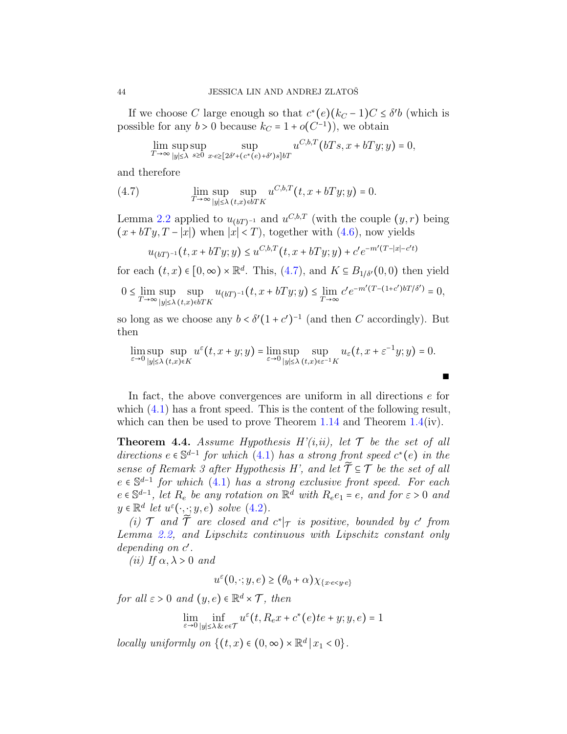If we choose $C$ large enough so that $c^*(e)(k_C - 1)C \le \delta' b$ (which is possible for any $b > 0$ because $k_C = 1 + o(C^{-1})$), we obtain

$$\lim_{T\to\infty} \sup_{|y|\le\lambda} \sup_{s\ge 0} \sup_{x\cdot e \ge [2\delta' + (c^*(e)+\delta')s]bT} u^{C,b,T}(bTs, x + bTy; y) = 0,$$

and therefore

$$\lim_{T\to\infty} \sup_{|y|\le\lambda} \sup_{(t,x)\in bTK} u^{C,b,T}(t, x + bTy; y) = 0. \tag{4.7}$$

Lemma 2.2 applied to $u_{(bT)^{-1}}$ and $u^{C,b,T}$ (with the couple $(y,r)$ being $(x + bTy, T - |x|)$ when $|x| < T$), together with (4.6), now yields

$$u_{(bT)^{-1}}(t, x + bTy; y) \le u^{C,b,T}(t, x + bTy; y) + c' e^{-m'(T - |x| - c't)}$$

for each $(t,x) \in [0,\infty) \times \mathbb{R}^d$. This, (4.7), and $K \subseteq B_{1/\delta'}(0,0)$ then yield

$$0 \le \lim_{T\to\infty} \sup_{|y|\le\lambda} \sup_{(t,x)\in bTK} u_{(bT)^{-1}}(t, x + bTy; y) \le \lim_{T\to\infty} c' e^{-m'(T - (1+c')bT/\delta')} = 0,$$

so long as we choose any $b < \delta'(1+c')^{-1}$ (and then $C$ accordingly). But then

$$\limsup_{\varepsilon\to 0} \sup_{|y|\le\lambda} \sup_{(t,x)\in K} u^\varepsilon(t, x + y; y) = \limsup_{\varepsilon\to 0} \sup_{|y|\le\lambda} \sup_{(t,x)\in \varepsilon^{-1}K} u_\varepsilon(t, x + \varepsilon^{-1}y; y) = 0.$$

■

In fact, the above convergences are uniform in all directions $e$ for which (4.1) has a front speed. This is the content of the following result, which can then be used to prove Theorem 1.14 and Theorem 1.4(iv).

**Theorem 4.4.** *Assume Hypothesis H'(i,ii), let $\mathcal{T}$ be the set of all directions $e \in \mathbb{S}^{d-1}$ for which (4.1) has a strong front speed $c^*(e)$ in the sense of Remark 3 after Hypothesis H', and let $\widetilde{\mathcal{T}} \subseteq \mathcal{T}$ be the set of all $e \in \mathbb{S}^{d-1}$ for which (4.1) has a strong exclusive front speed. For each $e \in \mathbb{S}^{d-1}$, let $R_e$ be any rotation on $\mathbb{R}^d$ with $R_e e_1 = e$, and for $\varepsilon > 0$ and $y \in \mathbb{R}^d$ let $u^\varepsilon(\cdot,\cdot; y, e)$ solve (4.2).*

*(i) $\mathcal{T}$ and $\widetilde{\mathcal{T}}$ are closed and $c^*|_{\mathcal{T}}$ is positive, bounded by $c'$ from Lemma 2.2, and Lipschitz continuous with Lipschitz constant only depending on $c'$.*

*(ii) If $\alpha, \lambda > 0$ and*

$$u^\varepsilon(0, \cdot; y, e) \ge (\theta_0 + \alpha)\chi_{\{x\cdot e < y\cdot e\}}$$

*for all $\varepsilon > 0$ and $(y,e) \in \mathbb{R}^d \times \mathcal{T}$, then*

$$\lim_{\varepsilon\to 0} \inf_{|y|\le\lambda \,\&\, e\in\mathcal{T}} u^\varepsilon(t, R_e x + c^*(e)te + y; y, e) = 1$$

*locally uniformly on $\{(t,x) \in (0,\infty) \times \mathbb{R}^d \,|\, x_1 < 0\}$.*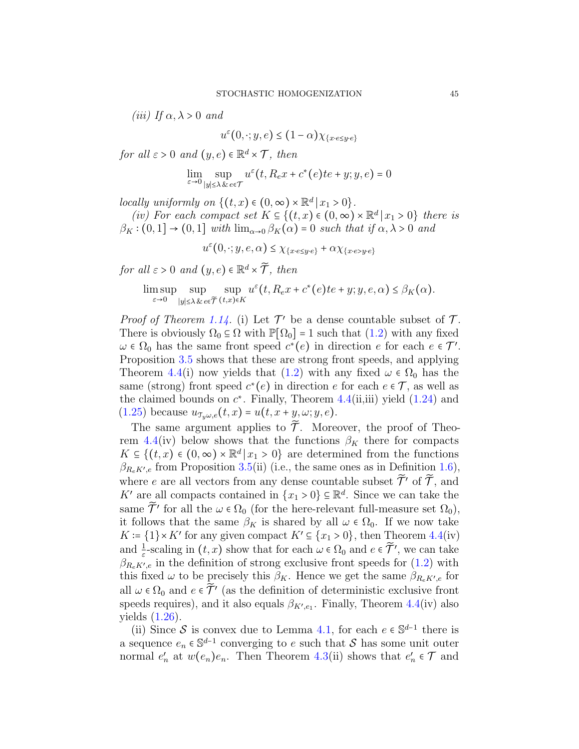*(iii) If $\alpha, \lambda > 0$ and*

$$u^\varepsilon(0,\cdot;y,e) \le (1-\alpha)\chi_{\{x\cdot e \le y\cdot e\}}$$

*for all $\varepsilon > 0$ and $(y,e) \in \mathbb{R}^d \times \mathcal{T}$, then*

$$\lim_{\varepsilon\to 0} \sup_{|y|\le\lambda \,\&\, e\in\mathcal{T}} u^\varepsilon(t, R_e x + c^*(e)te + y; y, e) = 0$$

*locally uniformly on $\{(t,x) \in (0,\infty)\times\mathbb{R}^d \,|\, x_1 > 0\}$.*

*(iv) For each compact set $K \subseteq \{(t,x) \in (0,\infty)\times\mathbb{R}^d \,|\, x_1 > 0\}$ there is $\beta_K : (0,1] \to (0,1]$ with $\lim_{\alpha\to 0}\beta_K(\alpha) = 0$ such that if $\alpha, \lambda > 0$ and*

$$u^\varepsilon(0,\cdot;y,e,\alpha) \le \chi_{\{x\cdot e\le y\cdot e\}} + \alpha\chi_{\{x\cdot e > y\cdot e\}}$$

*for all $\varepsilon > 0$ and $(y,e) \in \mathbb{R}^d \times \widetilde{\mathcal{T}}$, then*

$$\limsup_{\varepsilon\to 0} \sup_{|y|\le\lambda \,\&\, e\in\widetilde{\mathcal{T}}} \sup_{(t,x)\in K} u^\varepsilon(t, R_e x + c^*(e)te + y; y, e, \alpha) \le \beta_K(\alpha).$$

*Proof of Theorem 1.14.* (i) Let $\mathcal{T}'$ be a dense countable subset of $\mathcal{T}$. There is obviously $\Omega_0 \subseteq \Omega$ with $\mathbb{P}[\Omega_0] = 1$ such that (1.2) with any fixed $\omega \in \Omega_0$ has the same front speed $c^*(e)$ in direction $e$ for each $e \in \mathcal{T}'$. Proposition 3.5 shows that these are strong front speeds, and applying Theorem 4.4(i) now yields that (1.2) with any fixed $\omega \in \Omega_0$ has the same (strong) front speed $c^*(e)$ in direction $e$ for each $e \in \mathcal{T}$, as well as the claimed bounds on $c^*$. Finally, Theorem 4.4(ii,iii) yield (1.24) and (1.25) because $u_{\mathcal{T}_y\omega,e}(t,x) = u(t,x+y,\omega;y,e)$.

The same argument applies to $\widetilde{\mathcal{T}}$. Moreover, the proof of Theorem 4.4(iv) below shows that the functions $\beta_K$ there for compacts $K \subseteq \{(t,x) \in (0,\infty)\times\mathbb{R}^d \,|\, x_1 > 0\}$ are determined from the functions $\beta_{R_eK',e}$ from Proposition 3.5(ii) (i.e., the same ones as in Definition 1.6), where $e$ are all vectors from any dense countable subset $\widetilde{\mathcal{T}}'$ of $\widetilde{\mathcal{T}}$, and $K'$ are all compacts contained in $\{x_1 > 0\} \subseteq \mathbb{R}^d$. Since we can take the same $\widetilde{\mathcal{T}}'$ for all the $\omega \in \Omega_0$ (for the here-relevant full-measure set $\Omega_0$), it follows that the same $\beta_K$ is shared by all $\omega \in \Omega_0$. If we now take $K := \{1\}\times K'$ for any given compact $K' \subseteq \{x_1 > 0\}$, then Theorem 4.4(iv) and $\frac{1}{\varepsilon}$-scaling in $(t,x)$ show that for each $\omega \in \Omega_0$ and $e \in \widetilde{\mathcal{T}}'$, we can take $\beta_{R_eK',e}$ in the definition of strong exclusive front speeds for (1.2) with this fixed $\omega$ to be precisely this $\beta_K$. Hence we get the same $\beta_{R_eK',e}$ for all $\omega \in \Omega_0$ and $e \in \widetilde{\mathcal{T}}'$ (as the definition of deterministic exclusive front speeds requires), and it also equals $\beta_{K',e_1}$. Finally, Theorem 4.4(iv) also yields (1.26).

(ii) Since $\mathcal{S}$ is convex due to Lemma 4.1, for each $e \in \mathbb{S}^{d-1}$ there is a sequence $e_n \in \mathbb{S}^{d-1}$ converging to $e$ such that $\mathcal{S}$ has some unit outer normal $e_n'$ at $w(e_n)e_n$. Then Theorem 4.3(ii) shows that $e_n' \in \mathcal{T}$ and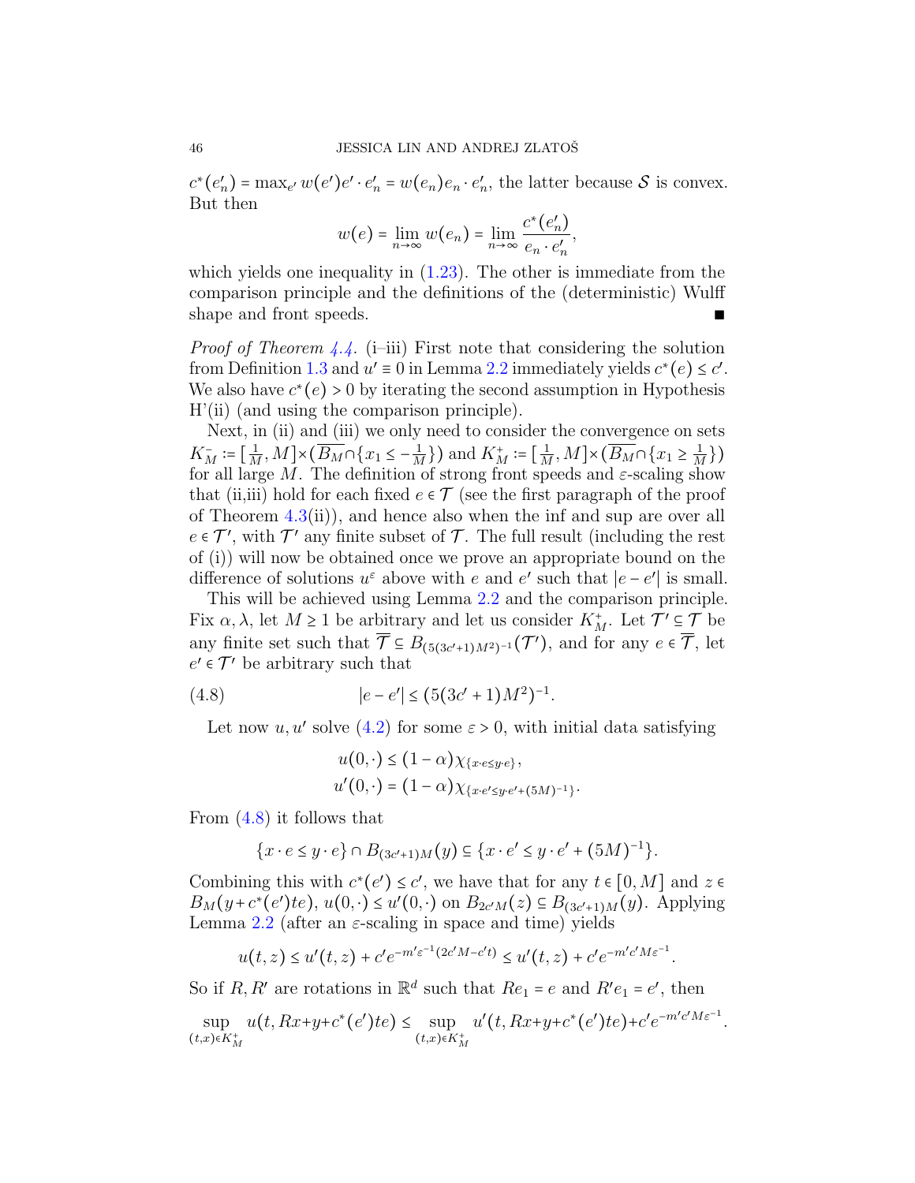$c^*(e'_n) = \max_{e'} w(e')e' \cdot e'_n = w(e_n)e_n \cdot e'_n$, the latter because $\mathcal{S}$ is convex. But then

$$w(e) = \lim_{n\to\infty} w(e_n) = \lim_{n\to\infty} \frac{c^*(e'_n)}{e_n \cdot e'_n},$$

which yields one inequality in (1.23). The other is immediate from the comparison principle and the definitions of the (deterministic) Wulff shape and front speeds. ∎

*Proof of Theorem 4.4.* (i–iii) First note that considering the solution from Definition 1.3 and $u' \equiv 0$ in Lemma 2.2 immediately yields $c^*(e) \le c'$. We also have $c^*(e) > 0$ by iterating the second assumption in Hypothesis H'(ii) (and using the comparison principle).

Next, in (ii) and (iii) we only need to consider the convergence on sets $K_M^- := [\frac{1}{M}, M] \times (\overline{B_M} \cap \{x_1 \le -\frac{1}{M}\})$ and $K_M^+ := [\frac{1}{M}, M] \times (\overline{B_M} \cap \{x_1 \ge \frac{1}{M}\})$ for all large $M$. The definition of strong front speeds and $\varepsilon$-scaling show that (ii,iii) hold for each fixed $e \in \mathcal{T}$ (see the first paragraph of the proof of Theorem 4.3(ii)), and hence also when the inf and sup are over all $e \in \mathcal{T}'$, with $\mathcal{T}'$ any finite subset of $\mathcal{T}$. The full result (including the rest of (i)) will now be obtained once we prove an appropriate bound on the difference of solutions $u^\varepsilon$ above with $e$ and $e'$ such that $|e - e'|$ is small.

This will be achieved using Lemma 2.2 and the comparison principle. Fix $\alpha, \lambda$, let $M \ge 1$ be arbitrary and let us consider $K_M^+$. Let $\mathcal{T}' \subseteq \mathcal{T}$ be any finite set such that $\overline{\mathcal{T}} \subseteq B_{(5(3c'+1)M^2)^{-1}}(\mathcal{T}')$, and for any $e \in \overline{\mathcal{T}}$, let $e' \in \mathcal{T}'$ be arbitrary such that

$$|e - e'| \le (5(3c'+1)M^2)^{-1}. \tag{4.8}$$

Let now $u, u'$ solve (4.2) for some $\varepsilon > 0$, with initial data satisfying

$$u(0,\cdot) \le (1-\alpha)\chi_{\{x\cdot e \le y \cdot e\}},$$
$$u'(0,\cdot) = (1-\alpha)\chi_{\{x\cdot e' \le y\cdot e' + (5M)^{-1}\}}.$$

From (4.8) it follows that

$$\{x \cdot e \le y \cdot e\} \cap B_{(3c'+1)M}(y) \subseteq \{x \cdot e' \le y \cdot e' + (5M)^{-1}\}.$$

Combining this with $c^*(e') \le c'$, we have that for any $t \in [0, M]$ and $z \in B_M(y + c^*(e')te)$, $u(0,\cdot) \le u'(0,\cdot)$ on $B_{2c'M}(z) \subseteq B_{(3c'+1)M}(y)$. Applying Lemma 2.2 (after an $\varepsilon$-scaling in space and time) yields

$$u(t,z) \le u'(t,z) + c' e^{-m'\varepsilon^{-1}(2c'M - c't)} \le u'(t,z) + c' e^{-m'c'M\varepsilon^{-1}}.$$

So if $R, R'$ are rotations in $\mathbb{R}^d$ such that $Re_1 = e$ and $R'e_1 = e'$, then

$$\sup_{(t,x)\in K_M^+} u(t, Rx + y + c^*(e')te) \le \sup_{(t,x)\in K_M^+} u'(t, Rx + y + c^*(e')te) + c' e^{-m'c'M\varepsilon^{-1}}.$$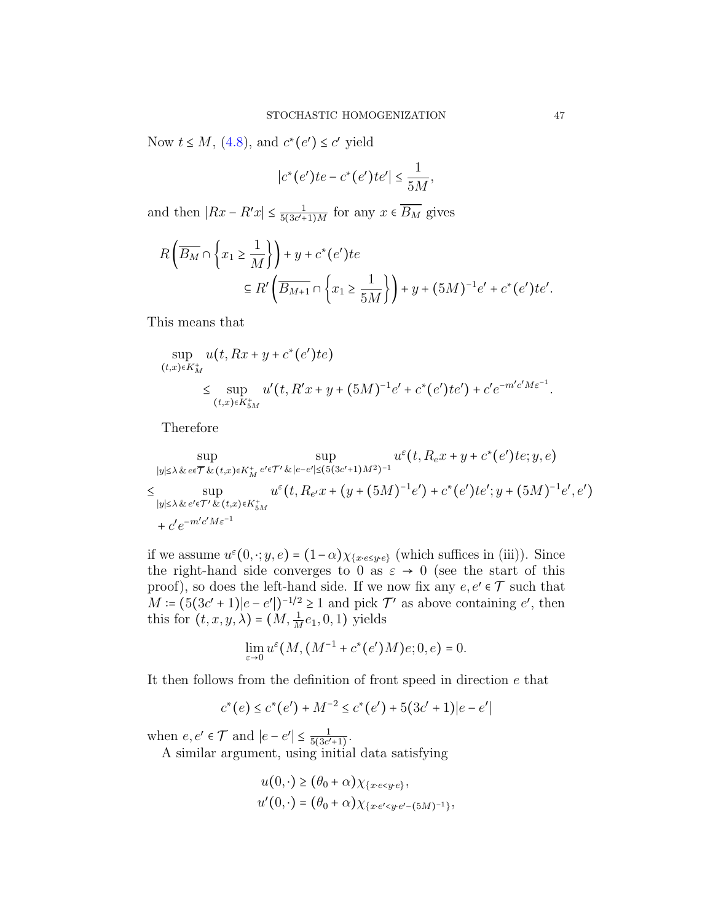Now $t \le M$, (4.8), and $c^*(e') \le c'$ yield

$$|c^*(e')te - c^*(e')te'| \le \frac{1}{5M},$$

and then $|Rx - R'x| \le \frac{1}{5(3c'+1)M}$ for any $x \in \overline{B_M}$ gives

$$R\left(\overline{B_M} \cap \left\{x_1 \ge \frac{1}{M}\right\}\right) + y + c^*(e')te \\ \subseteq R'\left(\overline{B_{M+1}} \cap \left\{x_1 \ge \frac{1}{5M}\right\}\right) + y + (5M)^{-1}e' + c^*(e')te'.$$

This means that

$$\sup_{(t,x)\in K_M^+} u(t, Rx + y + c^*(e')te) \\ \le \sup_{(t,x)\in K_{5M}^+} u'(t, R'x + y + (5M)^{-1}e' + c^*(e')te') + c'e^{-m'c'M\varepsilon^{-1}}.$$

Therefore

$$\sup_{|y|\le\lambda \,\&\, e\in\overline{\mathcal{T}} \,\&\, (t,x)\in K_M^+} \; \sup_{e'\in\mathcal{T}' \,\&\, |e-e'|\le(5(3c'+1)M^2)^{-1}} u^\varepsilon(t, R_e x + y + c^*(e')te; y, e)$$
$$\le \sup_{|y|\le\lambda \,\&\, e'\in\mathcal{T}' \,\&\, (t,x)\in K_{5M}^+} u^\varepsilon(t, R_{e'}x + (y + (5M)^{-1}e') + c^*(e')te'; y + (5M)^{-1}e', e')$$
$$+ c'e^{-m'c'M\varepsilon^{-1}}$$

if we assume $u^\varepsilon(0,\cdot;y,e) = (1-\alpha)\chi_{\{x\cdot e\le y\cdot e\}}$ (which suffices in (iii)). Since the right-hand side converges to 0 as $\varepsilon \to 0$ (see the start of this proof), so does the left-hand side. If we now fix any $e, e' \in \mathcal{T}$ such that $M := (5(3c'+1)|e-e'|)^{-1/2} \ge 1$ and pick $\mathcal{T}'$ as above containing $e'$, then this for $(t, x, y, \lambda) = (M, \frac{1}{M}e_1, 0, 1)$ yields

$$\lim_{\varepsilon\to 0} u^\varepsilon(M, (M^{-1} + c^*(e')M)e; 0, e) = 0.$$

It then follows from the definition of front speed in direction $e$ that

$$c^*(e) \le c^*(e') + M^{-2} \le c^*(e') + 5(3c'+1)|e-e'|$$

when $e, e' \in \mathcal{T}$ and $|e - e'| \le \frac{1}{5(3c'+1)}$.

A similar argument, using initial data satisfying

$$u(0,\cdot) \ge (\theta_0 + \alpha)\chi_{\{x\cdot e<y\cdot e\}},$$
$$u'(0,\cdot) = (\theta_0 + \alpha)\chi_{\{x\cdot e'<y\cdot e'-(5M)^{-1}\}},$$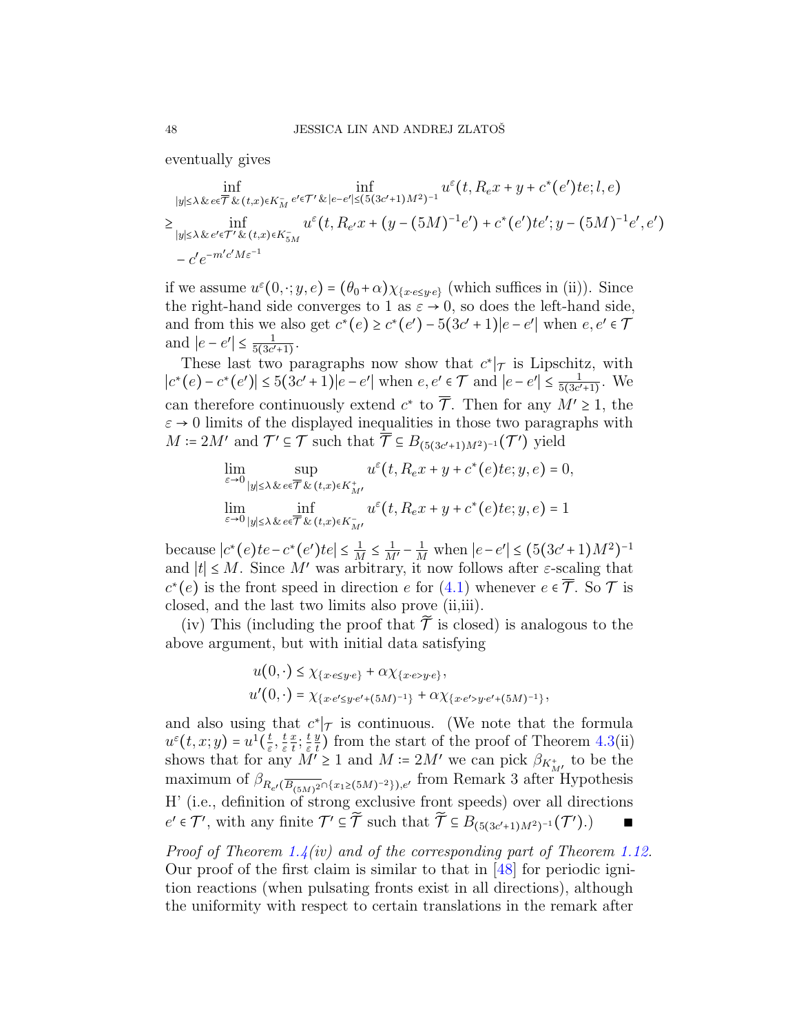eventually gives

$$
\begin{aligned}
&\inf_{|y|\le\lambda\,\&\, e\in\overline{\mathcal{T}}\,\&\,(t,x)\in K^-_M}\ \inf_{e'\in\mathcal{T}'\,\&\,|e-e'|\le(5(3c'+1)M^2)^{-1}} u^\varepsilon(t,R_e x+y+c^*(e')te;l,e)\\
&\ge \inf_{|y|\le\lambda\,\&\, e'\in\mathcal{T}'\,\&\,(t,x)\in K^-_{5M}} u^\varepsilon(t,R_{e'}x+(y-(5M)^{-1}e')+c^*(e')te';y-(5M)^{-1}e',e')\\
&\quad - c'e^{-m'c'M\varepsilon^{-1}}
\end{aligned}
$$

if we assume $u^\varepsilon(0,\cdot;y,e)=(\theta_0+\alpha)\chi_{\{x\cdot e\le y\cdot e\}}$ (which suffices in (ii)). Since the right-hand side converges to 1 as $\varepsilon\to 0$, so does the left-hand side, and from this we also get $c^*(e)\ge c^*(e')-5(3c'+1)|e-e'|$ when $e,e'\in\mathcal{T}$ and $|e-e'|\le\frac{1}{5(3c'+1)}$.

These last two paragraphs now show that $c^*|_{\mathcal{T}}$ is Lipschitz, with $|c^*(e)-c^*(e')|\le 5(3c'+1)|e-e'|$ when $e,e'\in\mathcal{T}$ and $|e-e'|\le\frac{1}{5(3c'+1)}$. We can therefore continuously extend $c^*$ to $\overline{\mathcal{T}}$. Then for any $M'\ge 1$, the $\varepsilon\to 0$ limits of the displayed inequalities in those two paragraphs with $M:=2M'$ and $\mathcal{T}'\subseteq\mathcal{T}$ such that $\overline{\mathcal{T}}\subseteq B_{(5(3c'+1)M^2)^{-1}}(\mathcal{T}')$ yield

$$
\lim_{\varepsilon\to0}\ \sup_{|y|\le\lambda\,\&\, e\in\overline{\mathcal{T}}\,\&\,(t,x)\in K^+_{M'}} u^\varepsilon(t,R_e x+y+c^*(e)te;y,e)=0,
$$

$$
\lim_{\varepsilon\to0}\ \inf_{|y|\le\lambda\,\&\, e\in\overline{\mathcal{T}}\,\&\,(t,x)\in K^-_{M'}} u^\varepsilon(t,R_e x+y+c^*(e)te;y,e)=1
$$

because $|c^*(e)te-c^*(e')te|\le\frac{1}{M}\le\frac{1}{M'}-\frac{1}{M}$ when $|e-e'|\le(5(3c'+1)M^2)^{-1}$ and $|t|\le M$. Since $M'$ was arbitrary, it now follows after $\varepsilon$-scaling that $c^*(e)$ is the front speed in direction $e$ for (4.1) whenever $e\in\overline{\mathcal{T}}$. So $\mathcal{T}$ is closed, and the last two limits also prove (ii,iii).

(iv) This (including the proof that $\widetilde{\mathcal{T}}$ is closed) is analogous to the above argument, but with initial data satisfying

$$
\begin{aligned}
u(0,\cdot)&\le\chi_{\{x\cdot e\le y\cdot e\}}+\alpha\chi_{\{x\cdot e>y\cdot e\}},\\
u'(0,\cdot)&=\chi_{\{x\cdot e'\le y\cdot e'+(5M)^{-1}\}}+\alpha\chi_{\{x\cdot e'>y\cdot e'+(5M)^{-1}\}},
\end{aligned}
$$

and also using that $c^*|_{\mathcal{T}}$ is continuous. (We note that the formula $u^\varepsilon(t,x;y)=u^1(\frac{t}{\varepsilon},\frac{t}{\varepsilon}\frac{x}{t};\frac{t}{\varepsilon}\frac{y}{t})$ from the start of the proof of Theorem 4.3(ii) shows that for any $M'\ge1$ and $M:=2M'$ we can pick $\beta_{K^+_{M'}}$ to be the maximum of $\beta_{R_{e'}(\overline{B_{(5M)^2}}\cap\{x_1\ge(5M)^{-2}\}),e'}$ from Remark 3 after Hypothesis H' (i.e., definition of strong exclusive front speeds) over all directions $e'\in\mathcal{T}'$, with any finite $\mathcal{T}'\subseteq\widetilde{\mathcal{T}}$ such that $\widetilde{\mathcal{T}}\subseteq B_{(5(3c'+1)M^2)^{-1}}(\mathcal{T}')$.) ■

*Proof of Theorem 1.4(iv) and of the corresponding part of Theorem 1.12.* Our proof of the first claim is similar to that in [48] for periodic ignition reactions (when pulsating fronts exist in all directions), although the uniformity with respect to certain translations in the remark after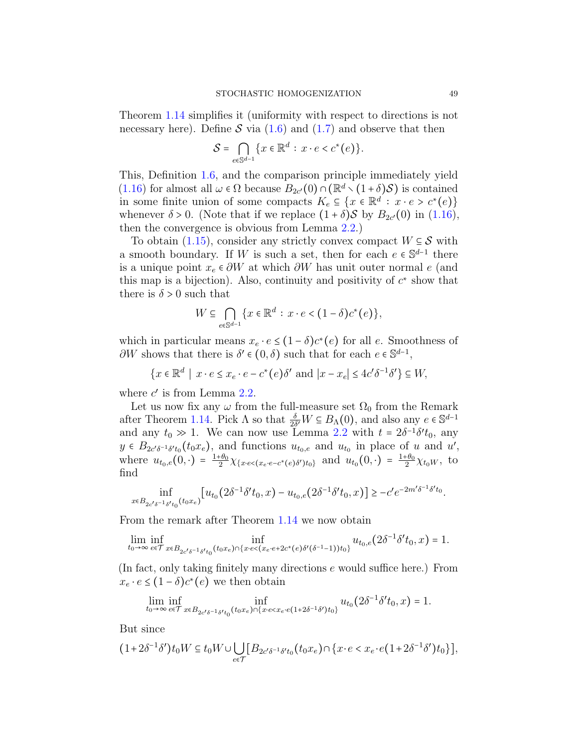Theorem 1.14 simplifies it (uniformity with respect to directions is not necessary here). Define $\mathcal{S}$ via (1.6) and (1.7) and observe that then

$$\mathcal{S} = \bigcap_{e\in\mathbb{S}^{d-1}} \{x \in \mathbb{R}^d : x\cdot e < c^*(e)\}.$$

This, Definition 1.6, and the comparison principle immediately yield (1.16) for almost all $\omega \in \Omega$ because $B_{2c'}(0) \cap (\mathbb{R}^d \setminus (1+\delta)\mathcal{S})$ is contained in some finite union of some compacts $K_e \subseteq \{x \in \mathbb{R}^d : x\cdot e > c^*(e)\}$ whenever $\delta > 0$. (Note that if we replace $(1+\delta)\mathcal{S}$ by $B_{2c'}(0)$ in (1.16), then the convergence is obvious from Lemma 2.2.)

To obtain (1.15), consider any strictly convex compact $W \subseteq \mathcal{S}$ with a smooth boundary. If $W$ is such a set, then for each $e \in \mathbb{S}^{d-1}$ there is a unique point $x_e \in \partial W$ at which $\partial W$ has unit outer normal $e$ (and this map is a bijection). Also, continuity and positivity of $c^*$ show that there is $\delta > 0$ such that

$$W \subseteq \bigcap_{e\in\mathbb{S}^{d-1}} \{x \in \mathbb{R}^d : x\cdot e < (1-\delta)c^*(e)\},$$

which in particular means $x_e \cdot e \le (1-\delta)c^*(e)$ for all $e$. Smoothness of $\partial W$ shows that there is $\delta' \in (0,\delta)$ such that for each $e \in \mathbb{S}^{d-1}$,

$$\{x \in \mathbb{R}^d \mid x\cdot e \le x_e\cdot e - c^*(e)\delta' \text{ and } |x - x_e| \le 4c'\delta^{-1}\delta'\} \subseteq W,$$

where $c'$ is from Lemma 2.2.

Let us now fix any $\omega$ from the full-measure set $\Omega_0$ from the Remark after Theorem 1.14. Pick $\Lambda$ so that $\frac{\delta}{2\delta'}W \subseteq B_\Lambda(0)$, and also any $e \in \mathbb{S}^{d-1}$ and any $t_0 \gg 1$. We can now use Lemma 2.2 with $t = 2\delta^{-1}\delta' t_0$, any $y \in B_{2c'\delta^{-1}\delta' t_0}(t_0 x_e)$, and functions $u_{t_0,e}$ and $u_{t_0}$ in place of $u$ and $u'$, where $u_{t_0,e}(0,\cdot) = \frac{1+\theta_0}{2}\chi_{\{x\cdot e<(x_e\cdot e - c^*(e)\delta')t_0\}}$ and $u_{t_0}(0,\cdot) = \frac{1+\theta_0}{2}\chi_{t_0 W}$, to find

$$\inf_{x\in B_{2c'\delta^{-1}\delta' t_0}(t_0 x_e)} \left[u_{t_0}(2\delta^{-1}\delta' t_0, x) - u_{t_0,e}(2\delta^{-1}\delta' t_0, x)\right] \ge -c' e^{-2m'\delta^{-1}\delta' t_0}.$$

From the remark after Theorem 1.14 we now obtain

$$\lim_{t_0\to\infty} \inf_{e\in\mathcal{T}} \inf_{x\in B_{2c'\delta^{-1}\delta' t_0}(t_0 x_e)\cap\{x\cdot e<(x_e\cdot e + 2c^*(e)\delta'(\delta^{-1}-1))t_0\}} u_{t_0,e}(2\delta^{-1}\delta' t_0, x) = 1.$$

(In fact, only taking finitely many directions $e$ would suffice here.) From $x_e \cdot e \le (1-\delta)c^*(e)$ we then obtain

$$\lim_{t_0\to\infty} \inf_{e\in\mathcal{T}} \inf_{x\in B_{2c'\delta^{-1}\delta' t_0}(t_0 x_e)\cap\{x\cdot e<x_e\cdot e(1+2\delta^{-1}\delta')t_0\}} u_{t_0}(2\delta^{-1}\delta' t_0, x) = 1.$$

But since

$$(1+2\delta^{-1}\delta')t_0 W \subseteq t_0 W \cup \bigcup_{e\in\mathcal{T}} \left[B_{2c'\delta^{-1}\delta' t_0}(t_0 x_e) \cap \{x\cdot e < x_e\cdot e(1+2\delta^{-1}\delta')t_0\}\right],$$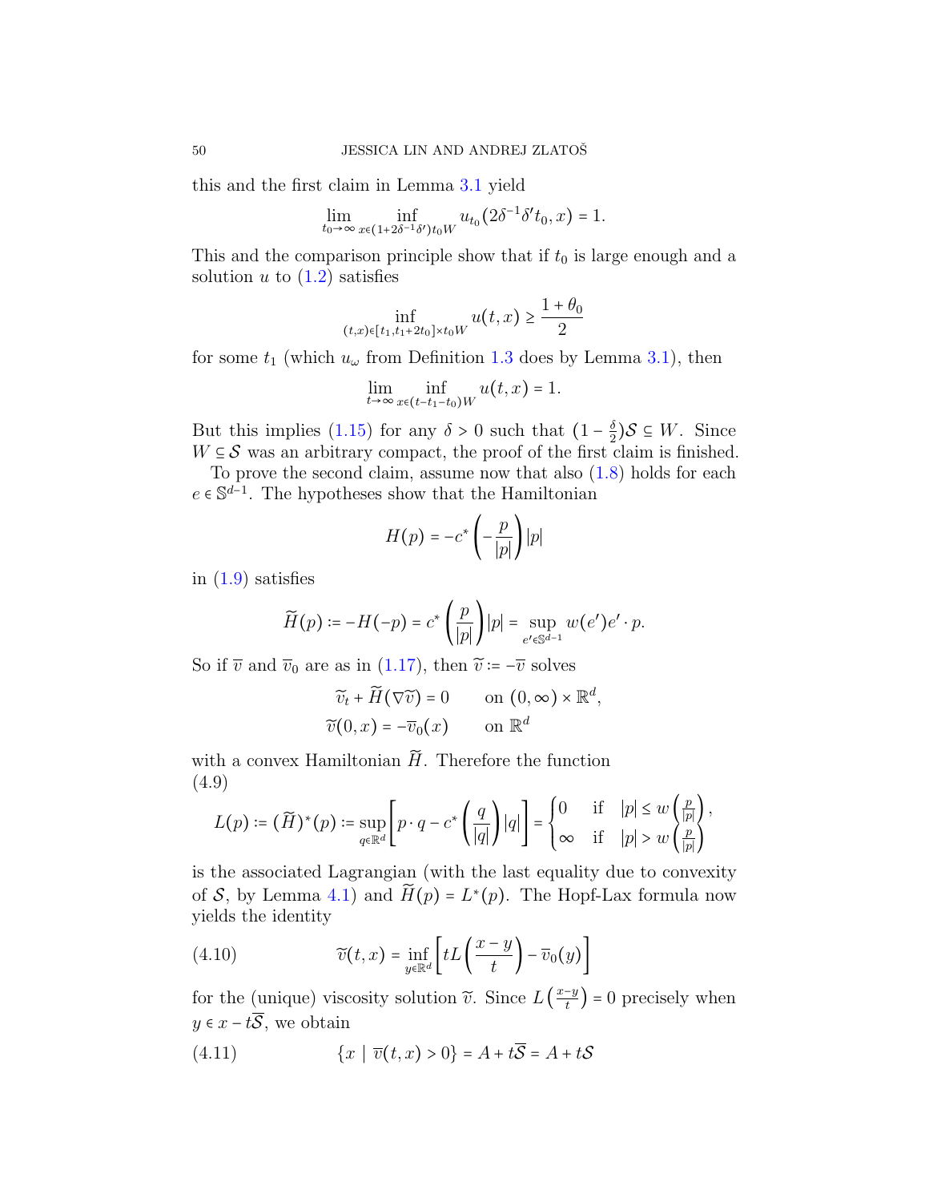this and the first claim in Lemma 3.1 yield

$$\lim_{t_0\to\infty} \inf_{x\in(1+2\delta^{-1}\delta')t_0 W} u_{t_0}(2\delta^{-1}\delta' t_0, x) = 1.$$

This and the comparison principle show that if $t_0$ is large enough and a solution $u$ to (1.2) satisfies

$$\inf_{(t,x)\in[t_1,t_1+2t_0]\times t_0 W} u(t,x) \geq \frac{1+\theta_0}{2}$$

for some $t_1$ (which $u_\omega$ from Definition 1.3 does by Lemma 3.1), then

$$\lim_{t\to\infty} \inf_{x\in(t-t_1-t_0)W} u(t,x) = 1.$$

But this implies (1.15) for any $\delta > 0$ such that $(1-\frac{\delta}{2})\mathcal{S} \subseteq W$. Since $W \subseteq \mathcal{S}$ was an arbitrary compact, the proof of the first claim is finished.

To prove the second claim, assume now that also (1.8) holds for each $e \in \mathbb{S}^{d-1}$. The hypotheses show that the Hamiltonian

$$H(p) = -c^*\left(-\frac{p}{|p|}\right)|p|$$

in (1.9) satisfies

$$\widetilde{H}(p) := -H(-p) = c^*\left(\frac{p}{|p|}\right)|p| = \sup_{e'\in\mathbb{S}^{d-1}} w(e')e'\cdot p.$$

So if $\overline{v}$ and $\overline{v}_0$ are as in (1.17), then $\widetilde{v} := -\overline{v}$ solves

$$\begin{aligned} \widetilde{v}_t + \widetilde{H}(\nabla\widetilde{v}) &= 0 \qquad \text{on } (0,\infty)\times\mathbb{R}^d, \\ \widetilde{v}(0,x) &= -\overline{v}_0(x) \qquad \text{on } \mathbb{R}^d \end{aligned}$$

with a convex Hamiltonian $\widetilde{H}$. Therefore the function

$$L(p) := (\widetilde{H})^*(p) := \sup_{q\in\mathbb{R}^d}\left[p\cdot q - c^*\left(\frac{q}{|q|}\right)|q|\right] = \begin{cases} 0 & \text{if } \ |p| \leq w\left(\frac{p}{|p|}\right), \\ \infty & \text{if } \ |p| > w\left(\frac{p}{|p|}\right) \end{cases} \tag{4.9}$$

is the associated Lagrangian (with the last equality due to convexity of $\mathcal{S}$, by Lemma 4.1) and $\widetilde{H}(p) = L^*(p)$. The Hopf-Lax formula now yields the identity

$$\widetilde{v}(t,x) = \inf_{y\in\mathbb{R}^d}\left[tL\left(\frac{x-y}{t}\right) - \overline{v}_0(y)\right] \tag{4.10}$$

for the (unique) viscosity solution $\widetilde{v}$. Since $L\left(\frac{x-y}{t}\right) = 0$ precisely when $y \in x - t\overline{\mathcal{S}}$, we obtain

$$\{x \mid \overline{v}(t,x) > 0\} = A + t\overline{\mathcal{S}} = A + t\mathcal{S} \tag{4.11}$$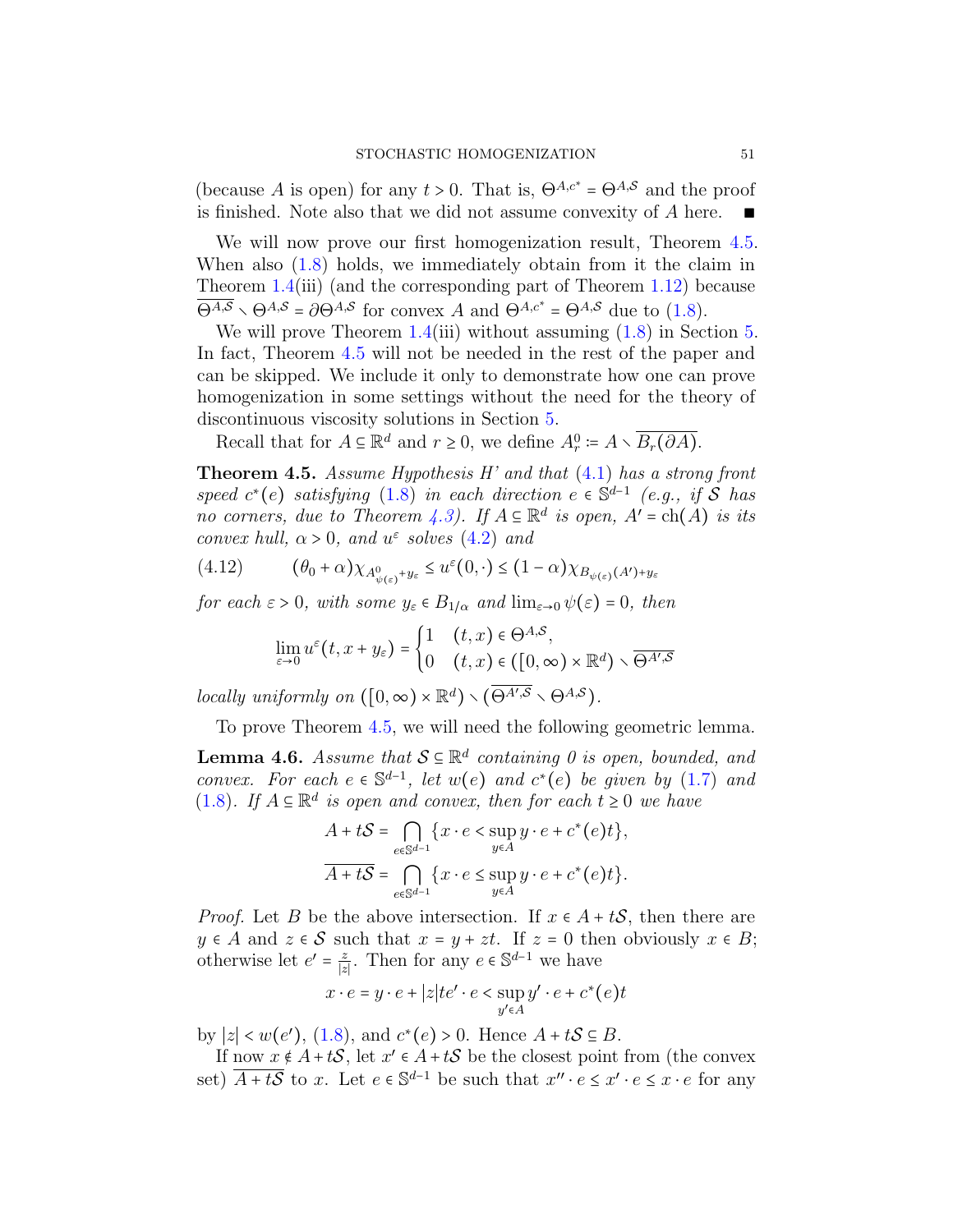(because $A$ is open) for any $t > 0$. That is, $\Theta^{A,c^*} = \Theta^{A,\mathcal{S}}$ and the proof is finished. Note also that we did not assume convexity of $A$ here. ■

We will now prove our first homogenization result, Theorem 4.5. When also (1.8) holds, we immediately obtain from it the claim in Theorem 1.4(iii) (and the corresponding part of Theorem 1.12) because $\overline{\Theta^{A,\mathcal{S}}} \setminus \Theta^{A,\mathcal{S}} = \partial\Theta^{A,\mathcal{S}}$ for convex $A$ and $\Theta^{A,c^*} = \Theta^{A,\mathcal{S}}$ due to (1.8).

We will prove Theorem 1.4(iii) without assuming (1.8) in Section 5. In fact, Theorem 4.5 will not be needed in the rest of the paper and can be skipped. We include it only to demonstrate how one can prove homogenization in some settings without the need for the theory of discontinuous viscosity solutions in Section 5.

Recall that for $A \subseteq \mathbb{R}^d$ and $r \geq 0$, we define $A_r^0 := A \setminus \overline{B_r(\partial A)}$.

**Theorem 4.5.** *Assume Hypothesis H' and that (4.1) has a strong front speed $c^*(e)$ satisfying (1.8) in each direction $e \in \mathbb{S}^{d-1}$ (e.g., if $\mathcal{S}$ has no corners, due to Theorem 4.3). If $A \subseteq \mathbb{R}^d$ is open, $A' = \mathrm{ch}(A)$ is its convex hull, $\alpha > 0$, and $u^\varepsilon$ solves (4.2) and*

$$(4.12) \qquad (\theta_0 + \alpha)\chi_{A^0_{\psi(\varepsilon)}+y_\varepsilon} \leq u^\varepsilon(0,\cdot) \leq (1-\alpha)\chi_{B_{\psi(\varepsilon)}(A')+y_\varepsilon}$$

*for each $\varepsilon > 0$, with some $y_\varepsilon \in B_{1/\alpha}$ and $\lim_{\varepsilon\to 0}\psi(\varepsilon) = 0$, then*

$$\lim_{\varepsilon\to 0} u^\varepsilon(t, x + y_\varepsilon) = \begin{cases} 1 & (t,x) \in \Theta^{A,\mathcal{S}}, \\ 0 & (t,x) \in ([0,\infty)\times\mathbb{R}^d) \setminus \overline{\Theta^{A',\mathcal{S}}} \end{cases}$$

*locally uniformly on $([0,\infty)\times\mathbb{R}^d) \setminus (\overline{\Theta^{A',\mathcal{S}}} \setminus \Theta^{A,\mathcal{S}})$.*

To prove Theorem 4.5, we will need the following geometric lemma.

**Lemma 4.6.** *Assume that $\mathcal{S} \subseteq \mathbb{R}^d$ containing 0 is open, bounded, and convex. For each $e \in \mathbb{S}^{d-1}$, let $w(e)$ and $c^*(e)$ be given by (1.7) and (1.8). If $A \subseteq \mathbb{R}^d$ is open and convex, then for each $t \geq 0$ we have*

$$A + t\mathcal{S} = \bigcap_{e\in\mathbb{S}^{d-1}} \{x \cdot e < \sup_{y\in A} y \cdot e + c^*(e)t\},$$

$$\overline{A + t\mathcal{S}} = \bigcap_{e\in\mathbb{S}^{d-1}} \{x \cdot e \leq \sup_{y\in A} y \cdot e + c^*(e)t\}.$$

*Proof.* Let $B$ be the above intersection. If $x \in A + t\mathcal{S}$, then there are $y \in A$ and $z \in \mathcal{S}$ such that $x = y + zt$. If $z = 0$ then obviously $x \in B$; otherwise let $e' = \frac{z}{|z|}$. Then for any $e \in \mathbb{S}^{d-1}$ we have

$$x \cdot e = y \cdot e + |z|te' \cdot e < \sup_{y'\in A} y' \cdot e + c^*(e)t$$

by $|z| < w(e')$, (1.8), and $c^*(e) > 0$. Hence $A + t\mathcal{S} \subseteq B$.

If now $x \notin A + t\mathcal{S}$, let $x' \in \overline{A + t\mathcal{S}}$ be the closest point from (the convex set) $\overline{A + t\mathcal{S}}$ to $x$. Let $e \in \mathbb{S}^{d-1}$ be such that $x'' \cdot e \leq x' \cdot e \leq x \cdot e$ for any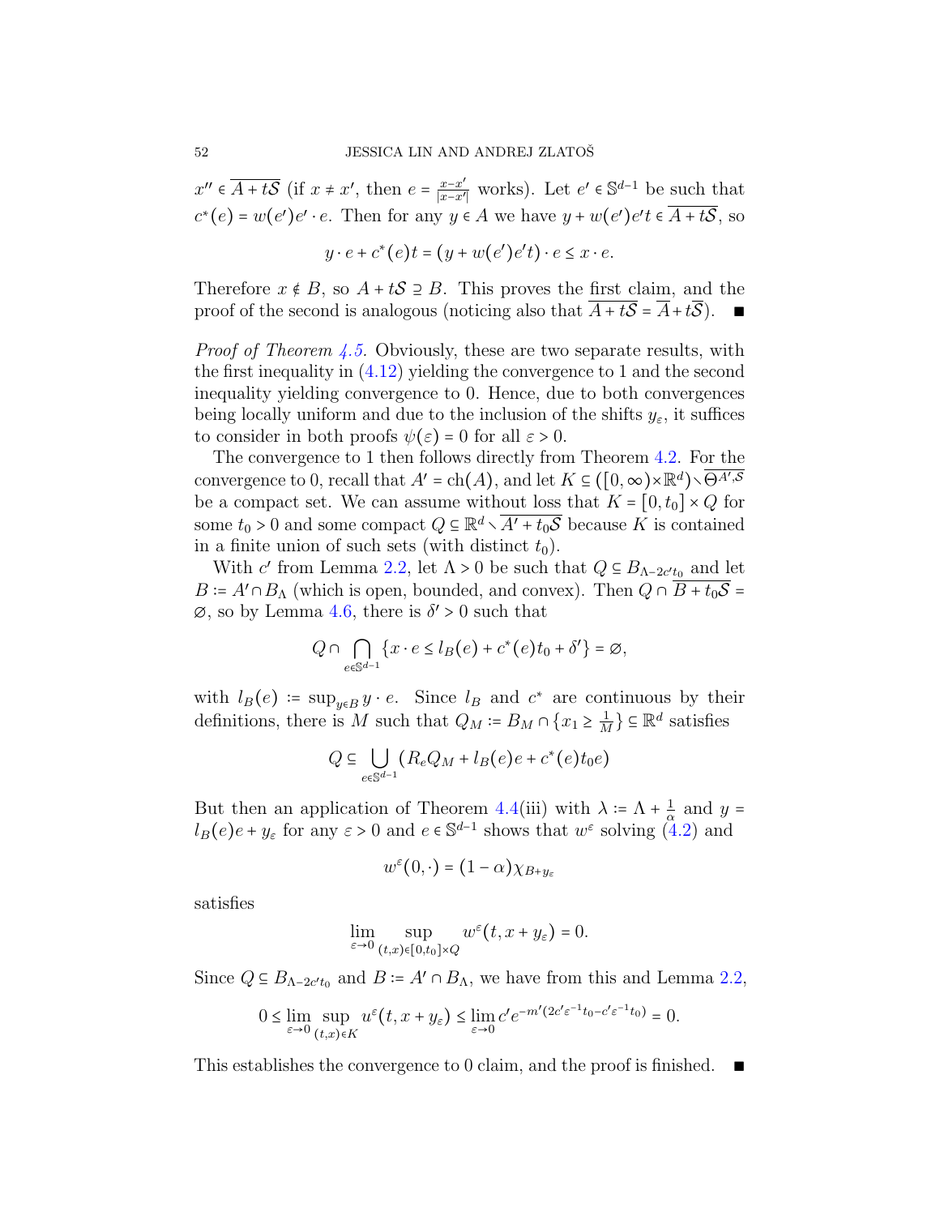$x'' \in \overline{A + t\mathcal{S}}$ (if $x \neq x'$, then $e = \frac{x-x'}{|x-x'|}$ works). Let $e' \in \mathbb{S}^{d-1}$ be such that $c^*(e) = w(e')e' \cdot e$. Then for any $y \in A$ we have $y + w(e')e't \in \overline{A + t\mathcal{S}}$, so

$$y \cdot e + c^*(e)t = (y + w(e')e't) \cdot e \leq x \cdot e.$$

Therefore $x \notin B$, so $A + t\mathcal{S} \supseteq B$. This proves the first claim, and the proof of the second is analogous (noticing also that $\overline{A + t\mathcal{S}} = \overline{A} + t\overline{\mathcal{S}}$). ∎

*Proof of Theorem 4.5.* Obviously, these are two separate results, with the first inequality in (4.12) yielding the convergence to 1 and the second inequality yielding convergence to 0. Hence, due to both convergences being locally uniform and due to the inclusion of the shifts $y_\varepsilon$, it suffices to consider in both proofs $\psi(\varepsilon) = 0$ for all $\varepsilon > 0$.

The convergence to 1 then follows directly from Theorem 4.2. For the convergence to 0, recall that $A' = \mathrm{ch}(A)$, and let $K \subseteq ([0,\infty) \times \mathbb{R}^d) \setminus \overline{\Theta^{A',\mathcal{S}}}$ be a compact set. We can assume without loss that $K = [0, t_0] \times Q$ for some $t_0 > 0$ and some compact $Q \subseteq \mathbb{R}^d \setminus \overline{A' + t_0\mathcal{S}}$ because $K$ is contained in a finite union of such sets (with distinct $t_0$).

With $c'$ from Lemma 2.2, let $\Lambda > 0$ be such that $Q \subseteq B_{\Lambda - 2c't_0}$ and let $B := A' \cap B_\Lambda$ (which is open, bounded, and convex). Then $Q \cap \overline{B + t_0\mathcal{S}} = \emptyset$, so by Lemma 4.6, there is $\delta' > 0$ such that

$$Q \cap \bigcap_{e \in \mathbb{S}^{d-1}} \{x \cdot e \leq l_B(e) + c^*(e)t_0 + \delta'\} = \emptyset,$$

with $l_B(e) := \sup_{y \in B} y \cdot e$. Since $l_B$ and $c^*$ are continuous by their definitions, there is $M$ such that $Q_M := B_M \cap \{x_1 \geq \frac{1}{M}\} \subseteq \mathbb{R}^d$ satisfies

$$Q \subseteq \bigcup_{e \in \mathbb{S}^{d-1}} (R_e Q_M + l_B(e)e + c^*(e)t_0 e)$$

But then an application of Theorem 4.4(iii) with $\lambda := \Lambda + \frac{1}{\alpha}$ and $y = l_B(e)e + y_\varepsilon$ for any $\varepsilon > 0$ and $e \in \mathbb{S}^{d-1}$ shows that $w^\varepsilon$ solving (4.2) and

$$w^\varepsilon(0, \cdot) = (1 - \alpha)\chi_{B + y_\varepsilon}$$

satisfies

$$\lim_{\varepsilon \to 0} \sup_{(t,x) \in [0,t_0] \times Q} w^\varepsilon(t, x + y_\varepsilon) = 0.$$

Since $Q \subseteq B_{\Lambda - 2c't_0}$ and $B := A' \cap B_\Lambda$, we have from this and Lemma 2.2,

$$0 \leq \lim_{\varepsilon \to 0} \sup_{(t,x) \in K} u^\varepsilon(t, x + y_\varepsilon) \leq \lim_{\varepsilon \to 0} c' e^{-m'(2c'\varepsilon^{-1}t_0 - c'\varepsilon^{-1}t_0)} = 0.$$

This establishes the convergence to 0 claim, and the proof is finished. ∎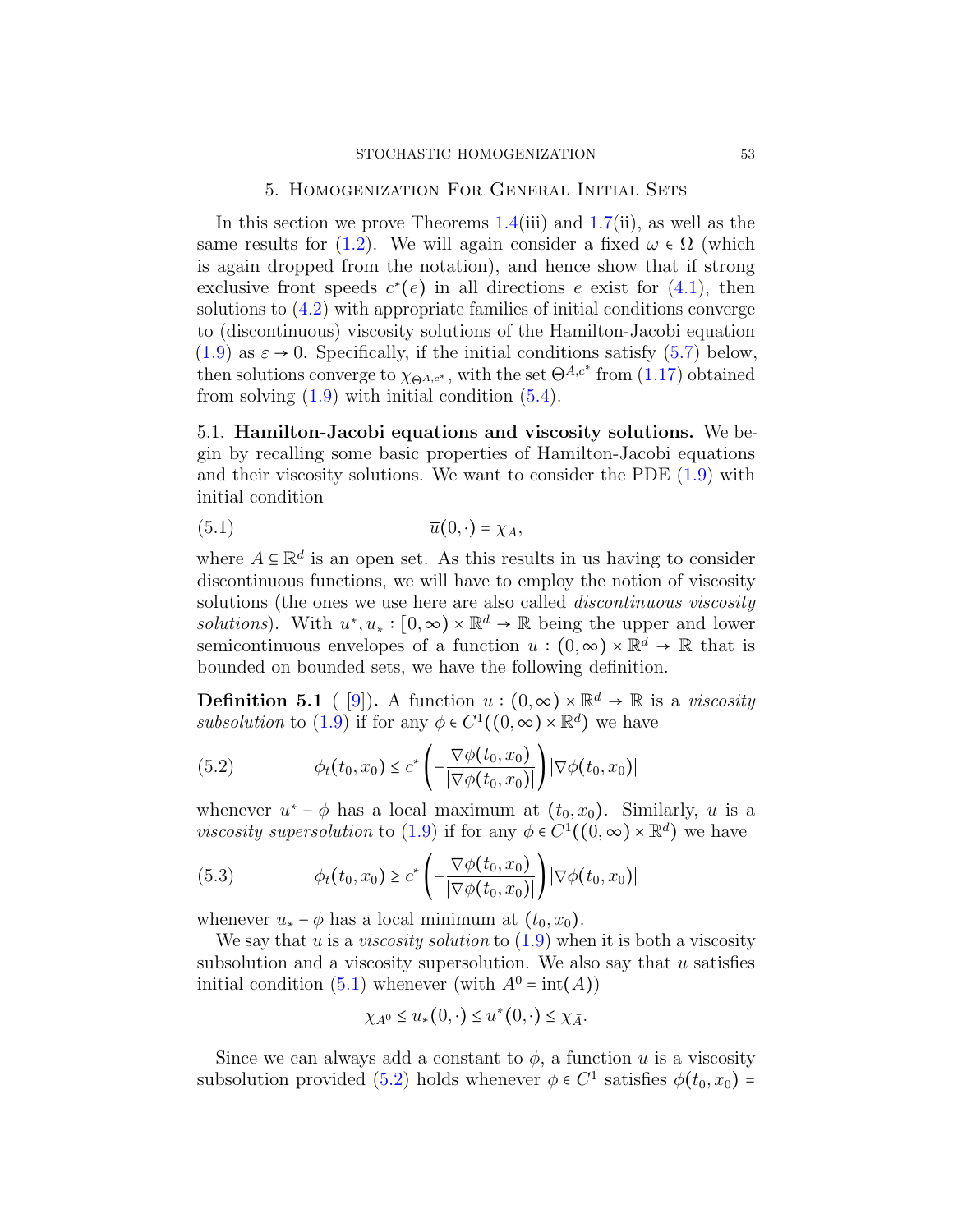## 5. Homogenization For General Initial Sets

In this section we prove Theorems 1.4(iii) and 1.7(ii), as well as the same results for (1.2). We will again consider a fixed $\omega \in \Omega$ (which is again dropped from the notation), and hence show that if strong exclusive front speeds $c^*(e)$ in all directions $e$ exist for (4.1), then solutions to (4.2) with appropriate families of initial conditions converge to (discontinuous) viscosity solutions of the Hamilton-Jacobi equation (1.9) as $\varepsilon \to 0$. Specifically, if the initial conditions satisfy (5.7) below, then solutions converge to $\chi_{\Theta^{A,c^*}}$, with the set $\Theta^{A,c^*}$ from (1.17) obtained from solving (1.9) with initial condition (5.4).

5.1. **Hamilton-Jacobi equations and viscosity solutions.** We begin by recalling some basic properties of Hamilton-Jacobi equations and their viscosity solutions. We want to consider the PDE (1.9) with initial condition

$$\overline{u}(0,\cdot) = \chi_A, \tag{5.1}$$

where $A \subseteq \mathbb{R}^d$ is an open set. As this results in us having to consider discontinuous functions, we will have to employ the notion of viscosity solutions (the ones we use here are also called *discontinuous viscosity solutions*). With $u^*, u_* : [0,\infty) \times \mathbb{R}^d \to \mathbb{R}$ being the upper and lower semicontinuous envelopes of a function $u : (0,\infty) \times \mathbb{R}^d \to \mathbb{R}$ that is bounded on bounded sets, we have the following definition.

**Definition 5.1** ( [9]). A function $u : (0,\infty) \times \mathbb{R}^d \to \mathbb{R}$ is a *viscosity subsolution* to (1.9) if for any $\phi \in C^1((0,\infty) \times \mathbb{R}^d)$ we have

$$\phi_t(t_0,x_0) \leq c^*\left(-\frac{\nabla\phi(t_0,x_0)}{|\nabla\phi(t_0,x_0)|}\right)|\nabla\phi(t_0,x_0)| \tag{5.2}$$

whenever $u^* - \phi$ has a local maximum at $(t_0,x_0)$. Similarly, $u$ is a *viscosity supersolution* to (1.9) if for any $\phi \in C^1((0,\infty) \times \mathbb{R}^d)$ we have

$$\phi_t(t_0,x_0) \geq c^*\left(-\frac{\nabla\phi(t_0,x_0)}{|\nabla\phi(t_0,x_0)|}\right)|\nabla\phi(t_0,x_0)| \tag{5.3}$$

whenever $u_* - \phi$ has a local minimum at $(t_0,x_0)$.

We say that $u$ is a *viscosity solution* to (1.9) when it is both a viscosity subsolution and a viscosity supersolution. We also say that $u$ satisfies initial condition (5.1) whenever (with $A^0 = \operatorname{int}(A)$)

$$\chi_{A^0} \leq u_*(0,\cdot) \leq u^*(0,\cdot) \leq \chi_{\bar{A}}.$$

Since we can always add a constant to $\phi$, a function $u$ is a viscosity subsolution provided (5.2) holds whenever $\phi \in C^1$ satisfies $\phi(t_0,x_0) =$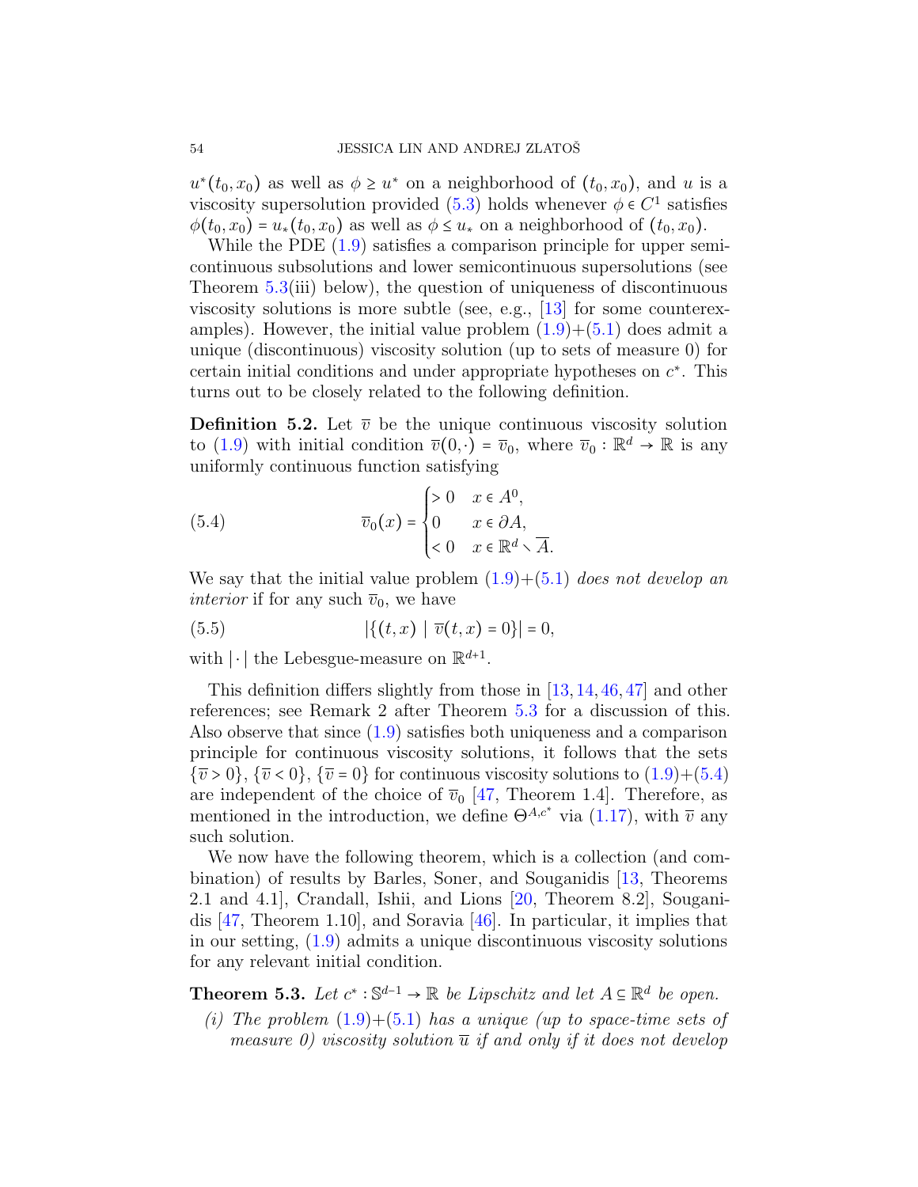$u^*(t_0, x_0)$ as well as $\phi \geq u^*$ on a neighborhood of $(t_0, x_0)$, and $u$ is a viscosity supersolution provided (5.3) holds whenever $\phi \in C^1$ satisfies $\phi(t_0, x_0) = u_*(t_0, x_0)$ as well as $\phi \leq u_*$ on a neighborhood of $(t_0, x_0)$.

While the PDE (1.9) satisfies a comparison principle for upper semicontinuous subsolutions and lower semicontinuous supersolutions (see Theorem 5.3(iii) below), the question of uniqueness of discontinuous viscosity solutions is more subtle (see, e.g., [13] for some counterexamples). However, the initial value problem (1.9)+(5.1) does admit a unique (discontinuous) viscosity solution (up to sets of measure 0) for certain initial conditions and under appropriate hypotheses on $c^*$. This turns out to be closely related to the following definition.

**Definition 5.2.** Let $\overline{v}$ be the unique continuous viscosity solution to (1.9) with initial condition $\overline{v}(0, \cdot) = \overline{v}_0$, where $\overline{v}_0 : \mathbb{R}^d \to \mathbb{R}$ is any uniformly continuous function satisfying

$$
\overline{v}_0(x) = \begin{cases} > 0 & x \in A^0, \\ 0 & x \in \partial A, \\ < 0 & x \in \mathbb{R}^d \setminus \overline{A}. \end{cases} \tag{5.4}
$$

We say that the initial value problem (1.9)+(5.1) *does not develop an interior* if for any such $\overline{v}_0$, we have

$$
|\{(t, x) \mid \overline{v}(t, x) = 0\}| = 0, \tag{5.5}
$$

with $|\cdot|$ the Lebesgue-measure on $\mathbb{R}^{d+1}$.

This definition differs slightly from those in [13, 14, 46, 47] and other references; see Remark 2 after Theorem 5.3 for a discussion of this. Also observe that since (1.9) satisfies both uniqueness and a comparison principle for continuous viscosity solutions, it follows that the sets $\{\overline{v} > 0\}$, $\{\overline{v} < 0\}$, $\{\overline{v} = 0\}$ for continuous viscosity solutions to (1.9)+(5.4) are independent of the choice of $\overline{v}_0$ [47, Theorem 1.4]. Therefore, as mentioned in the introduction, we define $\Theta^{A,c^*}$ via (1.17), with $\overline{v}$ any such solution.

We now have the following theorem, which is a collection (and combination) of results by Barles, Soner, and Souganidis [13, Theorems 2.1 and 4.1], Crandall, Ishii, and Lions [20, Theorem 8.2], Souganidis [47, Theorem 1.10], and Soravia [46]. In particular, it implies that in our setting, (1.9) admits a unique discontinuous viscosity solutions for any relevant initial condition.

**Theorem 5.3.** *Let $c^* : \mathbb{S}^{d-1} \to \mathbb{R}$ be Lipschitz and let $A \subseteq \mathbb{R}^d$ be open.*

*(i) The problem (1.9)+(5.1) has a unique (up to space-time sets of measure 0) viscosity solution $\overline{u}$ if and only if it does not develop*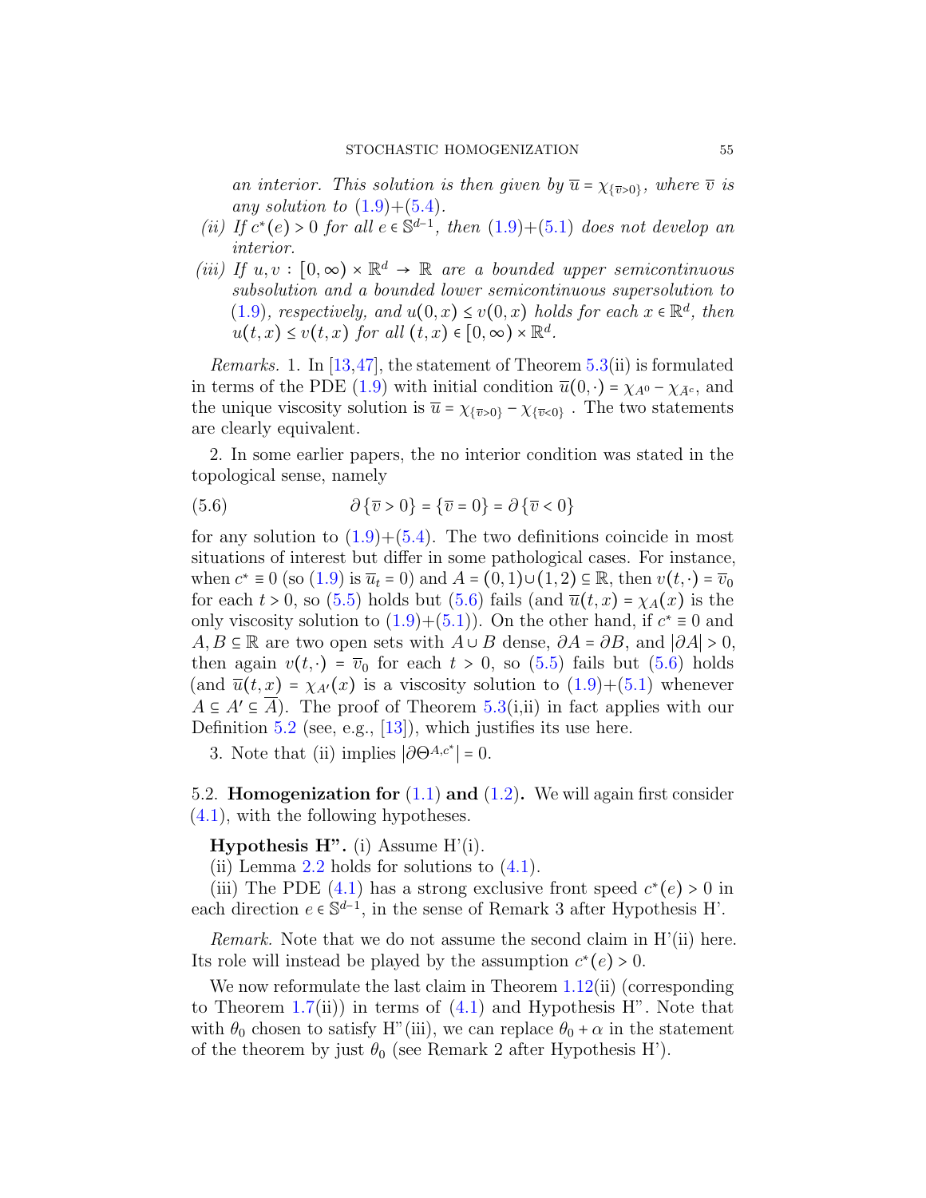*an interior. This solution is then given by $\overline{u} = \chi_{\{\overline{v}>0\}}$, where $\overline{v}$ is any solution to (1.9)+(5.4).*

*(ii) If $c^*(e) > 0$ for all $e \in \mathbb{S}^{d-1}$, then (1.9)+(5.1) does not develop an interior.*

*(iii) If $u, v : [0,\infty) \times \mathbb{R}^d \to \mathbb{R}$ are a bounded upper semicontinuous subsolution and a bounded lower semicontinuous supersolution to (1.9), respectively, and $u(0,x) \le v(0,x)$ holds for each $x \in \mathbb{R}^d$, then $u(t,x) \le v(t,x)$ for all $(t,x) \in [0,\infty) \times \mathbb{R}^d$.*

*Remarks.* 1. In [13,47], the statement of Theorem 5.3(ii) is formulated in terms of the PDE (1.9) with initial condition $\overline{u}(0,\cdot) = \chi_{A^0} - \chi_{\bar{A}^c}$, and the unique viscosity solution is $\overline{u} = \chi_{\{\overline{v}>0\}} - \chi_{\{\overline{v}<0\}}$. The two statements are clearly equivalent.

2. In some earlier papers, the no interior condition was stated in the topological sense, namely

$$\partial \{\overline{v} > 0\} = \{\overline{v} = 0\} = \partial \{\overline{v} < 0\} \tag{5.6}$$

for any solution to (1.9)+(5.4). The two definitions coincide in most situations of interest but differ in some pathological cases. For instance, when $c^* \equiv 0$ (so (1.9) is $\overline{u}_t = 0$) and $A = (0,1) \cup (1,2) \subseteq \mathbb{R}$, then $v(t,\cdot) = \overline{v}_0$ for each $t > 0$, so (5.5) holds but (5.6) fails (and $\overline{u}(t,x) = \chi_A(x)$ is the only viscosity solution to (1.9)+(5.1)). On the other hand, if $c^* \equiv 0$ and $A, B \subseteq \mathbb{R}$ are two open sets with $A \cup B$ dense, $\partial A = \partial B$, and $|\partial A| > 0$, then again $v(t,\cdot) = \overline{v}_0$ for each $t > 0$, so (5.5) fails but (5.6) holds (and $\overline{u}(t,x) = \chi_{A'}(x)$ is a viscosity solution to (1.9)+(5.1) whenever $A \subseteq A' \subseteq \overline{A}$). The proof of Theorem 5.3(i,ii) in fact applies with our Definition 5.2 (see, e.g., [13]), which justifies its use here.

3. Note that (ii) implies $|\partial \Theta^{A,c^*}| = 0$.

## 5.2. Homogenization for (1.1) and (1.2).

We will again first consider (4.1), with the following hypotheses.

**Hypothesis H".** (i) Assume H'(i).

(ii) Lemma 2.2 holds for solutions to (4.1).

(iii) The PDE (4.1) has a strong exclusive front speed $c^*(e) > 0$ in each direction $e \in \mathbb{S}^{d-1}$, in the sense of Remark 3 after Hypothesis H'.

*Remark.* Note that we do not assume the second claim in H'(ii) here. Its role will instead be played by the assumption $c^*(e) > 0$.

We now reformulate the last claim in Theorem 1.12(ii) (corresponding to Theorem 1.7(ii)) in terms of (4.1) and Hypothesis H". Note that with $\theta_0$ chosen to satisfy H"(iii), we can replace $\theta_0 + \alpha$ in the statement of the theorem by just $\theta_0$ (see Remark 2 after Hypothesis H').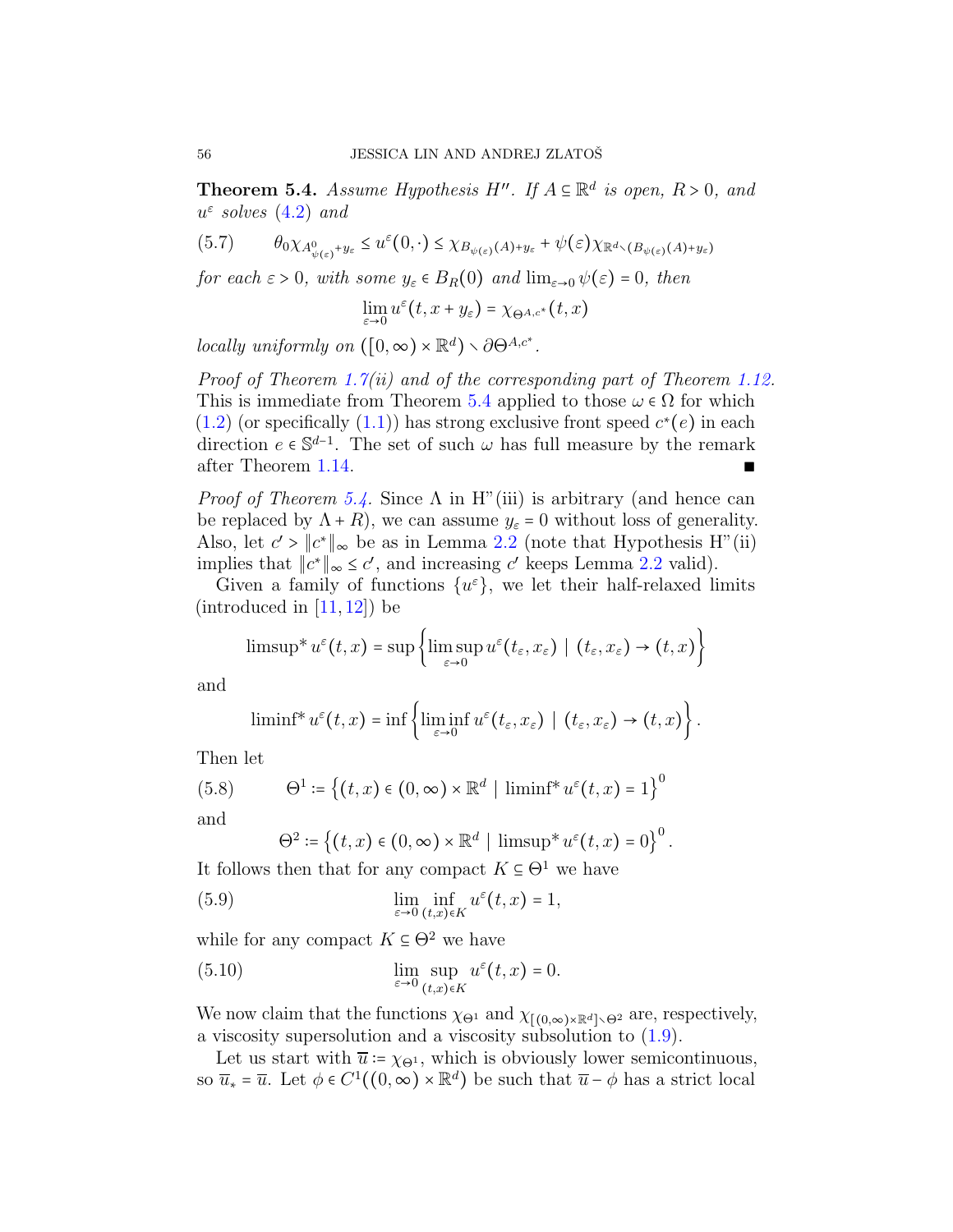**Theorem 5.4.** *Assume Hypothesis H''. If $A \subseteq \mathbb{R}^d$ is open, $R > 0$, and $u^\varepsilon$ solves (4.2) and*

$$\theta_0 \chi_{A^0_{\psi(\varepsilon)}+y_\varepsilon} \le u^\varepsilon(0,\cdot) \le \chi_{B_{\psi(\varepsilon)}(A)+y_\varepsilon} + \psi(\varepsilon)\chi_{\mathbb{R}^d \setminus (B_{\psi(\varepsilon)}(A)+y_\varepsilon)} \tag{5.7}$$

*for each $\varepsilon > 0$, with some $y_\varepsilon \in B_R(0)$ and $\lim_{\varepsilon\to 0}\psi(\varepsilon) = 0$, then*

$$\lim_{\varepsilon\to 0} u^\varepsilon(t, x + y_\varepsilon) = \chi_{\Theta^{A,c^*}}(t,x)$$

*locally uniformly on $([0,\infty)\times\mathbb{R}^d) \setminus \partial\Theta^{A,c^*}$.*

*Proof of Theorem 1.7(ii) and of the corresponding part of Theorem 1.12.* This is immediate from Theorem 5.4 applied to those $\omega \in \Omega$ for which (1.2) (or specifically (1.1)) has strong exclusive front speed $c^*(e)$ in each direction $e \in \mathbb{S}^{d-1}$. The set of such $\omega$ has full measure by the remark after Theorem 1.14. ∎

*Proof of Theorem 5.4.* Since $\Lambda$ in H''(iii) is arbitrary (and hence can be replaced by $\Lambda + R$), we can assume $y_\varepsilon = 0$ without loss of generality. Also, let $c' > \|c^*\|_\infty$ be as in Lemma 2.2 (note that Hypothesis H''(ii) implies that $\|c^*\|_\infty \le c'$, and increasing $c'$ keeps Lemma 2.2 valid).

Given a family of functions $\{u^\varepsilon\}$, we let their half-relaxed limits (introduced in [11, 12]) be

$$\operatorname{limsup}^* u^\varepsilon(t,x) = \sup\left\{\limsup_{\varepsilon\to 0} u^\varepsilon(t_\varepsilon, x_\varepsilon) \mid (t_\varepsilon, x_\varepsilon) \to (t,x)\right\}$$

and

$$\operatorname{liminf}^* u^\varepsilon(t,x) = \inf\left\{\liminf_{\varepsilon\to 0} u^\varepsilon(t_\varepsilon, x_\varepsilon) \mid (t_\varepsilon, x_\varepsilon) \to (t,x)\right\}.$$

Then let

$$\Theta^1 := \left\{(t,x) \in (0,\infty)\times\mathbb{R}^d \mid \operatorname{liminf}^* u^\varepsilon(t,x) = 1\right\}^0 \tag{5.8}$$

and

$$\Theta^2 := \left\{(t,x) \in (0,\infty)\times\mathbb{R}^d \mid \operatorname{limsup}^* u^\varepsilon(t,x) = 0\right\}^0.$$

It follows then that for any compact $K \subseteq \Theta^1$ we have

$$\lim_{\varepsilon\to 0} \inf_{(t,x)\in K} u^\varepsilon(t,x) = 1, \tag{5.9}$$

while for any compact $K \subseteq \Theta^2$ we have

$$\lim_{\varepsilon\to 0} \sup_{(t,x)\in K} u^\varepsilon(t,x) = 0. \tag{5.10}$$

We now claim that the functions $\chi_{\Theta^1}$ and $\chi_{[(0,\infty)\times\mathbb{R}^d]\setminus\Theta^2}$ are, respectively, a viscosity supersolution and a viscosity subsolution to (1.9).

Let us start with $\overline{u} := \chi_{\Theta^1}$, which is obviously lower semicontinuous, so $\overline{u}_* = \overline{u}$. Let $\phi \in C^1((0,\infty)\times\mathbb{R}^d)$ be such that $\overline{u} - \phi$ has a strict local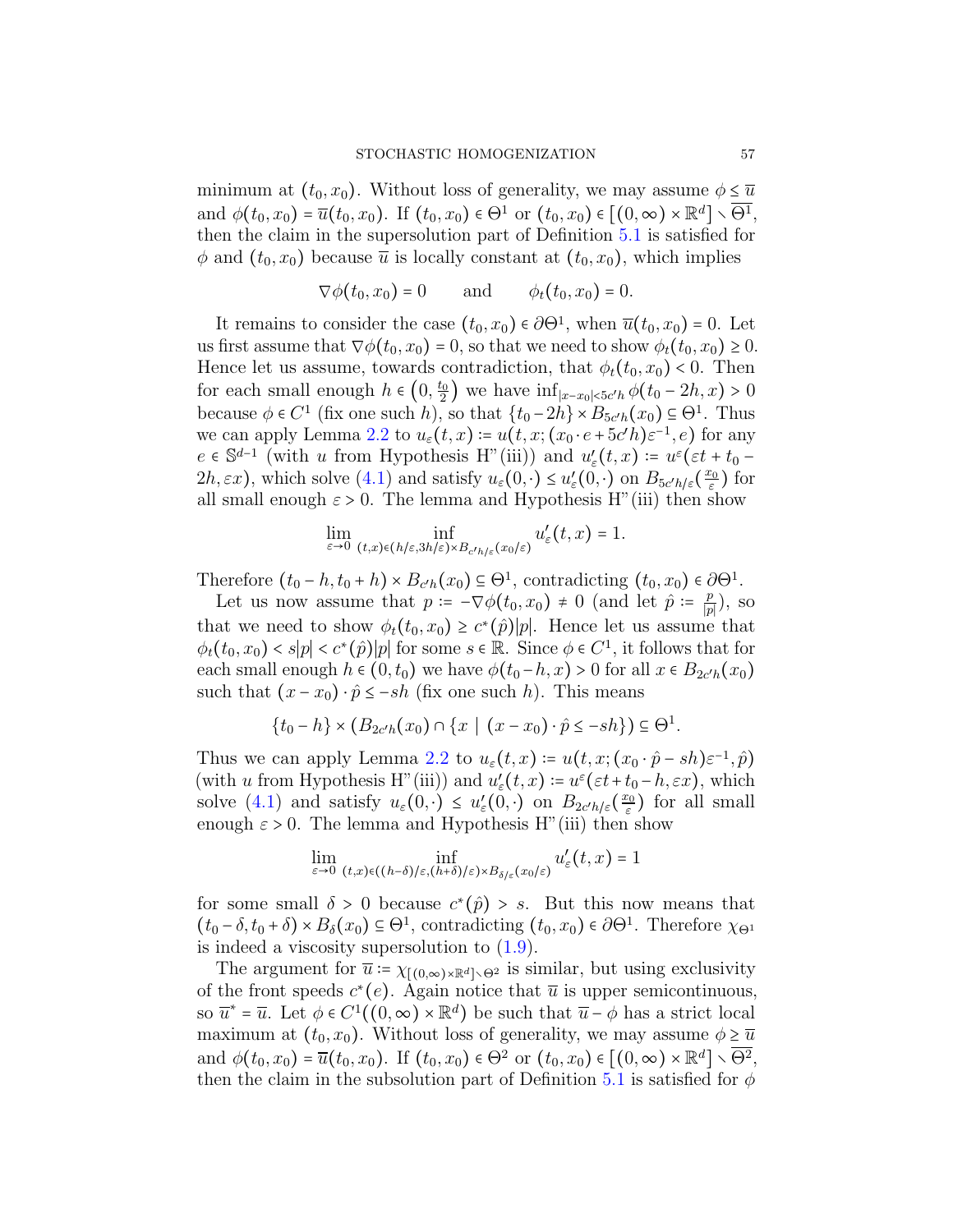minimum at $(t_0, x_0)$. Without loss of generality, we may assume $\phi \le \overline{u}$ and $\phi(t_0, x_0) = \overline{u}(t_0, x_0)$. If $(t_0, x_0) \in \Theta^1$ or $(t_0, x_0) \in [(0, \infty) \times \mathbb{R}^d] \setminus \overline{\Theta^1}$, then the claim in the supersolution part of Definition 5.1 is satisfied for $\phi$ and $(t_0, x_0)$ because $\overline{u}$ is locally constant at $(t_0, x_0)$, which implies

$$\nabla \phi(t_0, x_0) = 0 \qquad \text{and} \qquad \phi_t(t_0, x_0) = 0.$$

It remains to consider the case $(t_0, x_0) \in \partial \Theta^1$, when $\overline{u}(t_0, x_0) = 0$. Let us first assume that $\nabla \phi(t_0, x_0) = 0$, so that we need to show $\phi_t(t_0, x_0) \ge 0$. Hence let us assume, towards contradiction, that $\phi_t(t_0, x_0) < 0$. Then for each small enough $h \in (0, \frac{t_0}{2})$ we have $\inf_{|x-x_0|<5c'h} \phi(t_0 - 2h, x) > 0$ because $\phi \in C^1$ (fix one such $h$), so that $\{t_0 - 2h\} \times B_{5c'h}(x_0) \subseteq \Theta^1$. Thus we can apply Lemma 2.2 to $u_\varepsilon(t,x) := u(t, x; (x_0 \cdot e + 5c'h)\varepsilon^{-1}, e)$ for any $e \in \mathbb{S}^{d-1}$ (with $u$ from Hypothesis H"(iii)) and $u'_\varepsilon(t,x) := u^\varepsilon(\varepsilon t + t_0 - 2h, \varepsilon x)$, which solve (4.1) and satisfy $u_\varepsilon(0, \cdot) \le u'_\varepsilon(0, \cdot)$ on $B_{5c'h/\varepsilon}(\frac{x_0}{\varepsilon})$ for all small enough $\varepsilon > 0$. The lemma and Hypothesis H"(iii) then show

$$\lim_{\varepsilon \to 0} \inf_{(t,x) \in (h/\varepsilon, 3h/\varepsilon) \times B_{c'h/\varepsilon}(x_0/\varepsilon)} u'_\varepsilon(t,x) = 1.$$

Therefore $(t_0 - h, t_0 + h) \times B_{c'h}(x_0) \subseteq \Theta^1$, contradicting $(t_0, x_0) \in \partial \Theta^1$.

Let us now assume that $p := -\nabla \phi(t_0, x_0) \ne 0$ (and let $\hat{p} := \frac{p}{|p|}$), so that we need to show $\phi_t(t_0, x_0) \ge c^*(\hat{p})|p|$. Hence let us assume that $\phi_t(t_0, x_0) < s|p| < c^*(\hat{p})|p|$ for some $s \in \mathbb{R}$. Since $\phi \in C^1$, it follows that for each small enough $h \in (0, t_0)$ we have $\phi(t_0 - h, x) > 0$ for all $x \in B_{2c'h}(x_0)$ such that $(x - x_0) \cdot \hat{p} \le -sh$ (fix one such $h$). This means

$$\{t_0 - h\} \times (B_{2c'h}(x_0) \cap \{x \mid (x - x_0) \cdot \hat{p} \le -sh\}) \subseteq \Theta^1.$$

Thus we can apply Lemma 2.2 to $u_\varepsilon(t,x) := u(t, x; (x_0 \cdot \hat{p} - sh)\varepsilon^{-1}, \hat{p})$ (with $u$ from Hypothesis H"(iii)) and $u'_\varepsilon(t,x) := u^\varepsilon(\varepsilon t + t_0 - h, \varepsilon x)$, which solve (4.1) and satisfy $u_\varepsilon(0, \cdot) \le u'_\varepsilon(0, \cdot)$ on $B_{2c'h/\varepsilon}(\frac{x_0}{\varepsilon})$ for all small enough $\varepsilon > 0$. The lemma and Hypothesis H"(iii) then show

$$\lim_{\varepsilon \to 0} \inf_{(t,x) \in ((h-\delta)/\varepsilon, (h+\delta)/\varepsilon) \times B_{\delta/\varepsilon}(x_0/\varepsilon)} u'_\varepsilon(t,x) = 1$$

for some small $\delta > 0$ because $c^*(\hat{p}) > s$. But this now means that $(t_0 - \delta, t_0 + \delta) \times B_\delta(x_0) \subseteq \Theta^1$, contradicting $(t_0, x_0) \in \partial \Theta^1$. Therefore $\chi_{\Theta^1}$ is indeed a viscosity supersolution to (1.9).

The argument for $\overline{u} := \chi_{[(0,\infty) \times \mathbb{R}^d] \setminus \Theta^2}$ is similar, but using exclusivity of the front speeds $c^*(e)$. Again notice that $\overline{u}$ is upper semicontinuous, so $\overline{u}^* = \overline{u}$. Let $\phi \in C^1((0,\infty) \times \mathbb{R}^d)$ be such that $\overline{u} - \phi$ has a strict local maximum at $(t_0, x_0)$. Without loss of generality, we may assume $\phi \ge \overline{u}$ and $\phi(t_0, x_0) = \overline{u}(t_0, x_0)$. If $(t_0, x_0) \in \Theta^2$ or $(t_0, x_0) \in [(0, \infty) \times \mathbb{R}^d] \setminus \overline{\Theta^2}$, then the claim in the subsolution part of Definition 5.1 is satisfied for $\phi$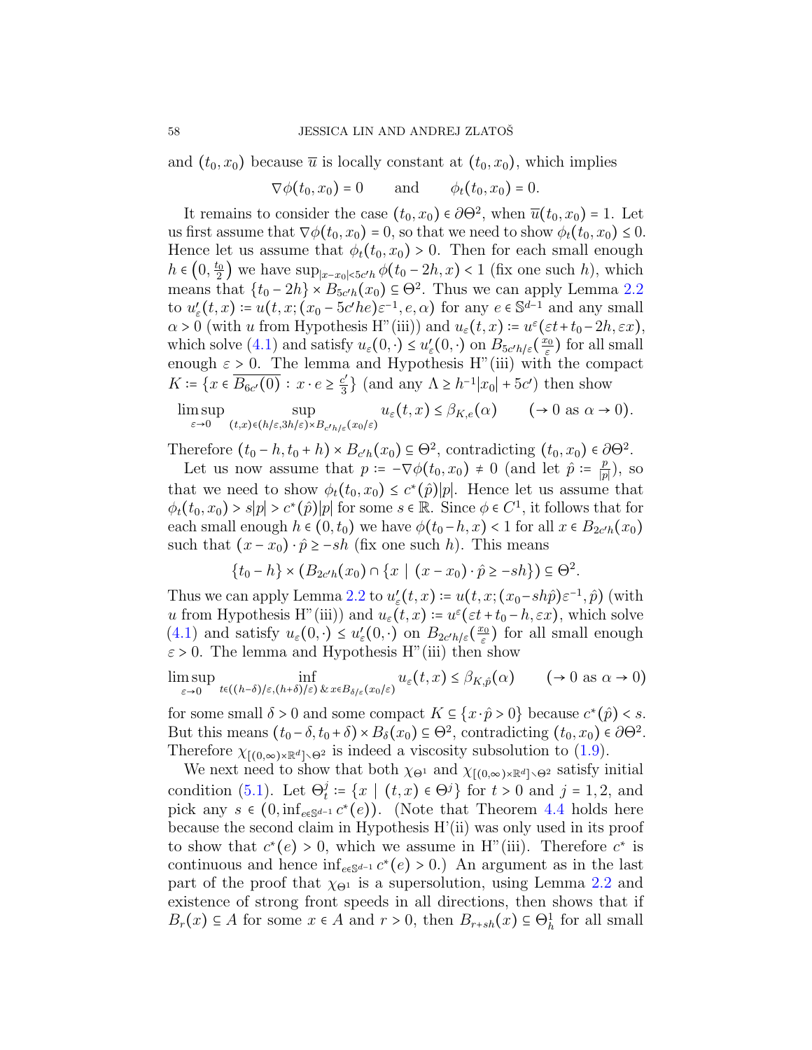and $(t_0, x_0)$ because $\overline{u}$ is locally constant at $(t_0, x_0)$, which implies

$$\nabla\phi(t_0, x_0) = 0 \qquad \text{and} \qquad \phi_t(t_0, x_0) = 0.$$

It remains to consider the case $(t_0, x_0) \in \partial\Theta^2$, when $\overline{u}(t_0, x_0) = 1$. Let us first assume that $\nabla\phi(t_0, x_0) = 0$, so that we need to show $\phi_t(t_0, x_0) \le 0$. Hence let us assume that $\phi_t(t_0, x_0) > 0$. Then for each small enough $h \in \left(0, \frac{t_0}{2}\right)$ we have $\sup_{|x-x_0|<5c'h} \phi(t_0 - 2h, x) < 1$ (fix one such $h$), which means that $\{t_0 - 2h\} \times B_{5c'h}(x_0) \subseteq \Theta^2$. Thus we can apply Lemma 2.2 to $u'_\varepsilon(t, x) := u(t, x; (x_0 - 5c'he)\varepsilon^{-1}, e, \alpha)$ for any $e \in \mathbb{S}^{d-1}$ and any small $\alpha > 0$ (with $u$ from Hypothesis H"(iii)) and $u_\varepsilon(t, x) := u^\varepsilon(\varepsilon t + t_0 - 2h, \varepsilon x)$, which solve (4.1) and satisfy $u_\varepsilon(0, \cdot) \le u'_\varepsilon(0, \cdot)$ on $B_{5c'h/\varepsilon}(\frac{x_0}{\varepsilon})$ for all small enough $\varepsilon > 0$. The lemma and Hypothesis H"(iii) with the compact $K := \{x \in \overline{B_{6c'}(0)} : x \cdot e \ge \frac{c'}{3}\}$ (and any $\Lambda \ge h^{-1}|x_0| + 5c'$) then show

$$\limsup_{\varepsilon\to 0} \sup_{(t,x)\in(h/\varepsilon, 3h/\varepsilon)\times B_{c'h/\varepsilon}(x_0/\varepsilon)} u_\varepsilon(t, x) \le \beta_{K,e}(\alpha) \qquad (\to 0 \text{ as } \alpha \to 0).$$

Therefore $(t_0 - h, t_0 + h) \times B_{c'h}(x_0) \subseteq \Theta^2$, contradicting $(t_0, x_0) \in \partial\Theta^2$.

Let us now assume that $p := -\nabla\phi(t_0, x_0) \ne 0$ (and let $\hat{p} := \frac{p}{|p|}$), so that we need to show $\phi_t(t_0, x_0) \le c^*(\hat{p})|p|$. Hence let us assume that $\phi_t(t_0, x_0) > s|p| > c^*(\hat{p})|p|$ for some $s \in \mathbb{R}$. Since $\phi \in C^1$, it follows that for each small enough $h \in (0, t_0)$ we have $\phi(t_0 - h, x) < 1$ for all $x \in B_{2c'h}(x_0)$ such that $(x - x_0) \cdot \hat{p} \ge -sh$ (fix one such $h$). This means

$$\{t_0 - h\} \times (B_{2c'h}(x_0) \cap \{x \mid (x - x_0) \cdot \hat{p} \ge -sh\}) \subseteq \Theta^2.$$

Thus we can apply Lemma 2.2 to $u'_\varepsilon(t, x) := u(t, x; (x_0 - sh\hat{p})\varepsilon^{-1}, \hat{p})$ (with $u$ from Hypothesis H"(iii)) and $u_\varepsilon(t, x) := u^\varepsilon(\varepsilon t + t_0 - h, \varepsilon x)$, which solve (4.1) and satisfy $u_\varepsilon(0, \cdot) \le u'_\varepsilon(0, \cdot)$ on $B_{2c'h/\varepsilon}(\frac{x_0}{\varepsilon})$ for all small enough $\varepsilon > 0$. The lemma and Hypothesis H"(iii) then show

$$\limsup_{\varepsilon\to 0} \inf_{t\in((h-\delta)/\varepsilon, (h+\delta)/\varepsilon) \,\&\, x\in B_{\delta/\varepsilon}(x_0/\varepsilon)} u_\varepsilon(t, x) \le \beta_{K,\hat{p}}(\alpha) \qquad (\to 0 \text{ as } \alpha \to 0)$$

for some small $\delta > 0$ and some compact $K \subseteq \{x \cdot \hat{p} > 0\}$ because $c^*(\hat{p}) < s$. But this means $(t_0 - \delta, t_0 + \delta) \times B_\delta(x_0) \subseteq \Theta^2$, contradicting $(t_0, x_0) \in \partial\Theta^2$. Therefore $\chi_{[(0,\infty)\times\mathbb{R}^d]\setminus\Theta^2}$ is indeed a viscosity subsolution to (1.9).

We next need to show that both $\chi_{\Theta^1}$ and $\chi_{[(0,\infty)\times\mathbb{R}^d]\setminus\Theta^2}$ satisfy initial condition (5.1). Let $\Theta^j_t := \{x \mid (t, x) \in \Theta^j\}$ for $t > 0$ and $j = 1, 2$, and pick any $s \in (0, \inf_{e\in\mathbb{S}^{d-1}} c^*(e))$. (Note that Theorem 4.4 holds here because the second claim in Hypothesis H'(ii) was only used in its proof to show that $c^*(e) > 0$, which we assume in H"(iii). Therefore $c^*$ is continuous and hence $\inf_{e\in\mathbb{S}^{d-1}} c^*(e) > 0$.) An argument as in the last part of the proof that $\chi_{\Theta^1}$ is a supersolution, using Lemma 2.2 and existence of strong front speeds in all directions, then shows that if $B_r(x) \subseteq A$ for some $x \in A$ and $r > 0$, then $B_{r+sh}(x) \subseteq \Theta^1_h$ for all small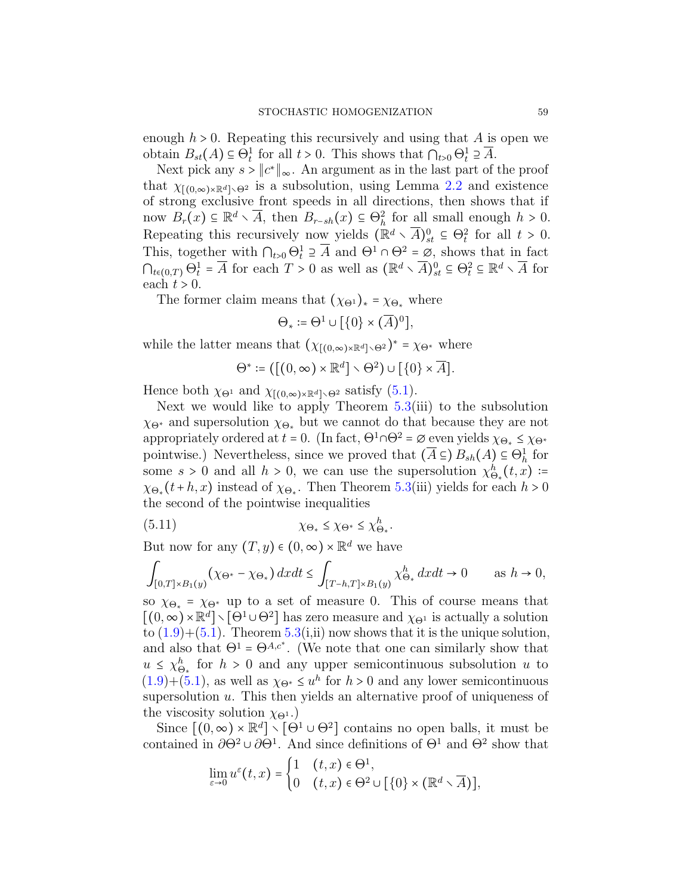enough $h > 0$. Repeating this recursively and using that $A$ is open we obtain $B_{st}(A) \subseteq \Theta_t^1$ for all $t > 0$. This shows that $\bigcap_{t>0} \Theta_t^1 \supseteq \overline{A}$.

Next pick any $s > \|c^*\|_\infty$. An argument as in the last part of the proof that $\chi_{[(0,\infty)\times\mathbb{R}^d]\setminus\Theta^2}$ is a subsolution, using Lemma 2.2 and existence of strong exclusive front speeds in all directions, then shows that if now $B_r(x) \subseteq \mathbb{R}^d \setminus \overline{A}$, then $B_{r-sh}(x) \subseteq \Theta_h^2$ for all small enough $h > 0$. Repeating this recursively now yields $(\mathbb{R}^d \setminus \overline{A})_{st}^0 \subseteq \Theta_t^2$ for all $t > 0$. This, together with $\bigcap_{t>0} \Theta_t^1 \supseteq \overline{A}$ and $\Theta^1 \cap \Theta^2 = \varnothing$, shows that in fact $\bigcap_{t\in(0,T)} \Theta_t^1 = \overline{A}$ for each $T > 0$ as well as $(\mathbb{R}^d \setminus \overline{A})_{st}^0 \subseteq \Theta_t^2 \subseteq \mathbb{R}^d \setminus \overline{A}$ for each $t > 0$.

The former claim means that $(\chi_{\Theta^1})_* = \chi_{\Theta_*}$ where

$$\Theta_* := \Theta^1 \cup [\{0\} \times (\overline{A})^0],$$

while the latter means that $(\chi_{[(0,\infty)\times\mathbb{R}^d]\setminus\Theta^2})^* = \chi_{\Theta^*}$ where

$$\Theta^* := ([(0,\infty) \times \mathbb{R}^d] \setminus \Theta^2) \cup [\{0\} \times \overline{A}].$$

Hence both $\chi_{\Theta^1}$ and $\chi_{[(0,\infty)\times\mathbb{R}^d]\setminus\Theta^2}$ satisfy (5.1).

Next we would like to apply Theorem 5.3(iii) to the subsolution $\chi_{\Theta^*}$ and supersolution $\chi_{\Theta_*}$ but we cannot do that because they are not appropriately ordered at $t = 0$. (In fact, $\Theta^1 \cap \Theta^2 = \varnothing$ even yields $\chi_{\Theta_*} \le \chi_{\Theta^*}$ pointwise.) Nevertheless, since we proved that $(\overline{A} \subseteq) B_{sh}(A) \subseteq \Theta_h^1$ for some $s > 0$ and all $h > 0$, we can use the supersolution $\chi_{\Theta_*}^h(t,x) := \chi_{\Theta_*}(t+h,x)$ instead of $\chi_{\Theta_*}$. Then Theorem 5.3(iii) yields for each $h > 0$ the second of the pointwise inequalities

$$\chi_{\Theta_*} \le \chi_{\Theta^*} \le \chi_{\Theta_*}^h. \tag{5.11}$$

But now for any $(T,y) \in (0,\infty) \times \mathbb{R}^d$ we have

$$\int_{[0,T]\times B_1(y)} (\chi_{\Theta^*} - \chi_{\Theta_*})\, dxdt \le \int_{[T-h,T]\times B_1(y)} \chi_{\Theta_*}^h\, dxdt \to 0 \qquad \text{as } h \to 0,$$

so $\chi_{\Theta_*} = \chi_{\Theta^*}$ up to a set of measure 0. This of course means that $[(0,\infty)\times\mathbb{R}^d] \setminus [\Theta^1 \cup \Theta^2]$ has zero measure and $\chi_{\Theta^1}$ is actually a solution to (1.9)+(5.1). Theorem 5.3(i,ii) now shows that it is the unique solution, and also that $\Theta^1 = \Theta^{A,c^*}$. (We note that one can similarly show that $u \le \chi_{\Theta_*}^h$ for $h > 0$ and any upper semicontinuous subsolution $u$ to (1.9)+(5.1), as well as $\chi_{\Theta^*} \le u^h$ for $h > 0$ and any lower semicontinuous supersolution $u$. This then yields an alternative proof of uniqueness of the viscosity solution $\chi_{\Theta^1}$.)

Since $[(0,\infty) \times \mathbb{R}^d] \setminus [\Theta^1 \cup \Theta^2]$ contains no open balls, it must be contained in $\partial\Theta^2 \cup \partial\Theta^1$. And since definitions of $\Theta^1$ and $\Theta^2$ show that

$$\lim_{\varepsilon\to 0} u^\varepsilon(t,x) = \begin{cases} 1 & (t,x) \in \Theta^1, \\ 0 & (t,x) \in \Theta^2 \cup [\{0\} \times (\mathbb{R}^d \setminus \overline{A})], \end{cases}$$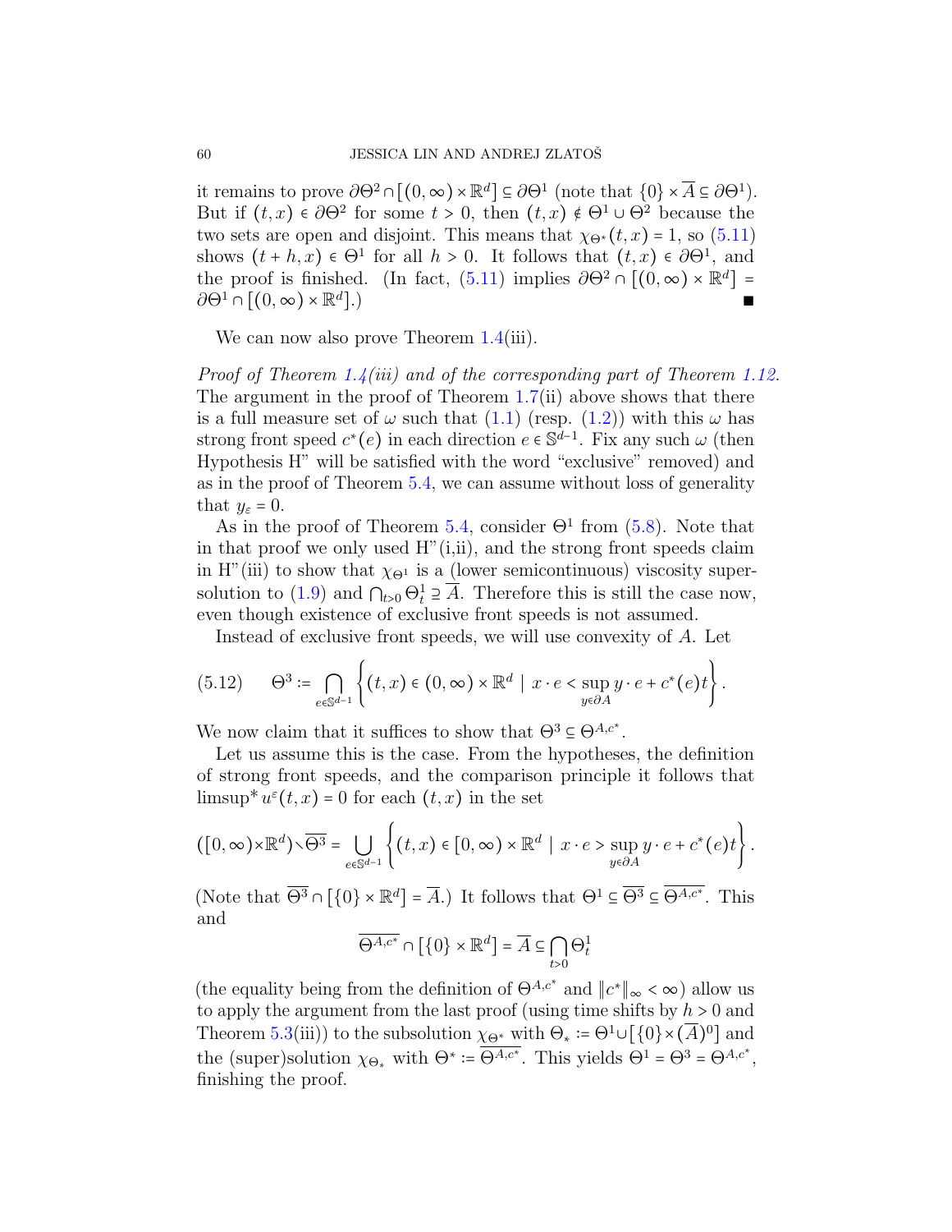it remains to prove $\partial\Theta^2 \cap [(0,\infty)\times\mathbb{R}^d] \subseteq \partial\Theta^1$ (note that $\{0\}\times\overline{A} \subseteq \partial\Theta^1$). But if $(t,x)\in\partial\Theta^2$ for some $t>0$, then $(t,x)\notin\Theta^1\cup\Theta^2$ because the two sets are open and disjoint. This means that $\chi_{\Theta^*}(t,x)=1$, so (5.11) shows $(t+h,x)\in\Theta^1$ for all $h>0$. It follows that $(t,x)\in\partial\Theta^1$, and the proof is finished. (In fact, (5.11) implies $\partial\Theta^2\cap[(0,\infty)\times\mathbb{R}^d] = \partial\Theta^1\cap[(0,\infty)\times\mathbb{R}^d]$.) ∎

We can now also prove Theorem 1.4(iii).

*Proof of Theorem 1.4(iii) and of the corresponding part of Theorem 1.12.* The argument in the proof of Theorem 1.7(ii) above shows that there is a full measure set of $\omega$ such that (1.1) (resp. (1.2)) with this $\omega$ has strong front speed $c^*(e)$ in each direction $e\in\mathbb{S}^{d-1}$. Fix any such $\omega$ (then Hypothesis H" will be satisfied with the word "exclusive" removed) and as in the proof of Theorem 5.4, we can assume without loss of generality that $y_\varepsilon = 0$.

As in the proof of Theorem 5.4, consider $\Theta^1$ from (5.8). Note that in that proof we only used H"(i,ii), and the strong front speeds claim in H"(iii) to show that $\chi_{\Theta^1}$ is a (lower semicontinuous) viscosity supersolution to (1.9) and $\bigcap_{t>0}\Theta^1_t \supseteq \overline{A}$. Therefore this is still the case now, even though existence of exclusive front speeds is not assumed.

Instead of exclusive front speeds, we will use convexity of $A$. Let

$$\Theta^3 := \bigcap_{e\in\mathbb{S}^{d-1}} \left\{(t,x)\in(0,\infty)\times\mathbb{R}^d \;\middle|\; x\cdot e < \sup_{y\in\partial A} y\cdot e + c^*(e)t\right\}. \tag{5.12}$$

We now claim that it suffices to show that $\Theta^3\subseteq\Theta^{A,c^*}$.

Let us assume this is the case. From the hypotheses, the definition of strong front speeds, and the comparison principle it follows that $\limsup^* u^\varepsilon(t,x)=0$ for each $(t,x)$ in the set

$$([0,\infty)\times\mathbb{R}^d)\setminus\overline{\Theta^3} = \bigcup_{e\in\mathbb{S}^{d-1}} \left\{(t,x)\in[0,\infty)\times\mathbb{R}^d \;\middle|\; x\cdot e > \sup_{y\in\partial A} y\cdot e + c^*(e)t\right\}.$$

(Note that $\overline{\Theta^3}\cap[\{0\}\times\mathbb{R}^d] = \overline{A}$.) It follows that $\Theta^1\subseteq\overline{\Theta^3}\subseteq\overline{\Theta^{A,c^*}}$. This and

$$\overline{\Theta^{A,c^*}}\cap[\{0\}\times\mathbb{R}^d] = \overline{A}\subseteq\bigcap_{t>0}\Theta^1_t$$

(the equality being from the definition of $\Theta^{A,c^*}$ and $\|c^*\|_\infty<\infty$) allow us to apply the argument from the last proof (using time shifts by $h>0$ and Theorem 5.3(iii)) to the subsolution $\chi_{\Theta^*}$ with $\Theta_* := \Theta^1\cup[\{0\}\times(\overline{A})^0]$ and the (super)solution $\chi_{\Theta_*}$ with $\Theta^* := \overline{\Theta^{A,c^*}}$. This yields $\Theta^1=\Theta^3=\Theta^{A,c^*}$, finishing the proof.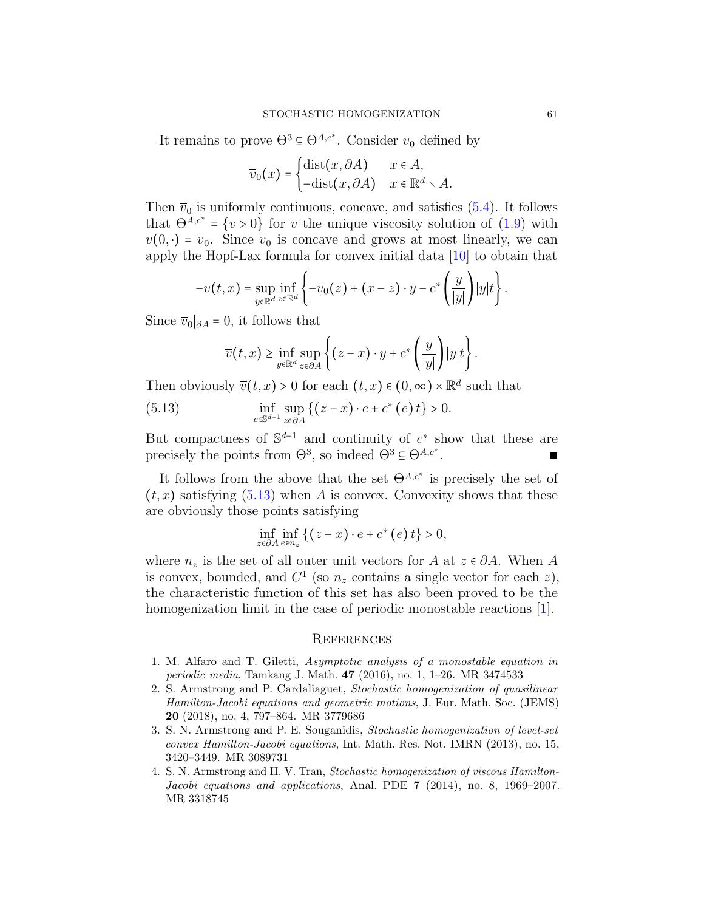It remains to prove $\Theta^3 \subseteq \Theta^{A,c^*}$. Consider $\overline{v}_0$ defined by

$$\overline{v}_0(x) = \begin{cases} \operatorname{dist}(x, \partial A) & x \in A, \\ -\operatorname{dist}(x, \partial A) & x \in \mathbb{R}^d \setminus A. \end{cases}$$

Then $\overline{v}_0$ is uniformly continuous, concave, and satisfies (5.4). It follows that $\Theta^{A,c^*} = \{\overline{v} > 0\}$ for $\overline{v}$ the unique viscosity solution of (1.9) with $\overline{v}(0, \cdot) = \overline{v}_0$. Since $\overline{v}_0$ is concave and grows at most linearly, we can apply the Hopf-Lax formula for convex initial data [10] to obtain that

$$-\overline{v}(t,x) = \sup_{y \in \mathbb{R}^d} \inf_{z \in \mathbb{R}^d} \left\{ -\overline{v}_0(z) + (x-z) \cdot y - c^* \left( \frac{y}{|y|} \right) |y| t \right\}.$$

Since $\overline{v}_0|_{\partial A} = 0$, it follows that

$$\overline{v}(t,x) \geq \inf_{y \in \mathbb{R}^d} \sup_{z \in \partial A} \left\{ (z-x) \cdot y + c^* \left( \frac{y}{|y|} \right) |y| t \right\}.$$

Then obviously $\overline{v}(t,x) > 0$ for each $(t,x) \in (0,\infty) \times \mathbb{R}^d$ such that

$$\inf_{e \in \mathbb{S}^{d-1}} \sup_{z \in \partial A} \left\{ (z-x) \cdot e + c^*(e)\, t \right\} > 0. \tag{5.13}$$

But compactness of $\mathbb{S}^{d-1}$ and continuity of $c^*$ show that these are precisely the points from $\Theta^3$, so indeed $\Theta^3 \subseteq \Theta^{A,c^*}$. ■

It follows from the above that the set $\Theta^{A,c^*}$ is precisely the set of $(t,x)$ satisfying (5.13) when $A$ is convex. Convexity shows that these are obviously those points satisfying

$$\inf_{z \in \partial A} \inf_{e \in n_z} \left\{ (z-x) \cdot e + c^*(e)\, t \right\} > 0,$$

where $n_z$ is the set of all outer unit vectors for $A$ at $z \in \partial A$. When $A$ is convex, bounded, and $C^1$ (so $n_z$ contains a single vector for each $z$), the characteristic function of this set has also been proved to be the homogenization limit in the case of periodic monostable reactions [1].

## References

1. M. Alfaro and T. Giletti, *Asymptotic analysis of a monostable equation in periodic media*, Tamkang J. Math. **47** (2016), no. 1, 1–26. MR 3474533
2. S. Armstrong and P. Cardaliaguet, *Stochastic homogenization of quasilinear Hamilton-Jacobi equations and geometric motions*, J. Eur. Math. Soc. (JEMS) **20** (2018), no. 4, 797–864. MR 3779686
3. S. N. Armstrong and P. E. Souganidis, *Stochastic homogenization of level-set convex Hamilton-Jacobi equations*, Int. Math. Res. Not. IMRN (2013), no. 15, 3420–3449. MR 3089731
4. S. N. Armstrong and H. V. Tran, *Stochastic homogenization of viscous Hamilton-Jacobi equations and applications*, Anal. PDE **7** (2014), no. 8, 1969–2007. MR 3318745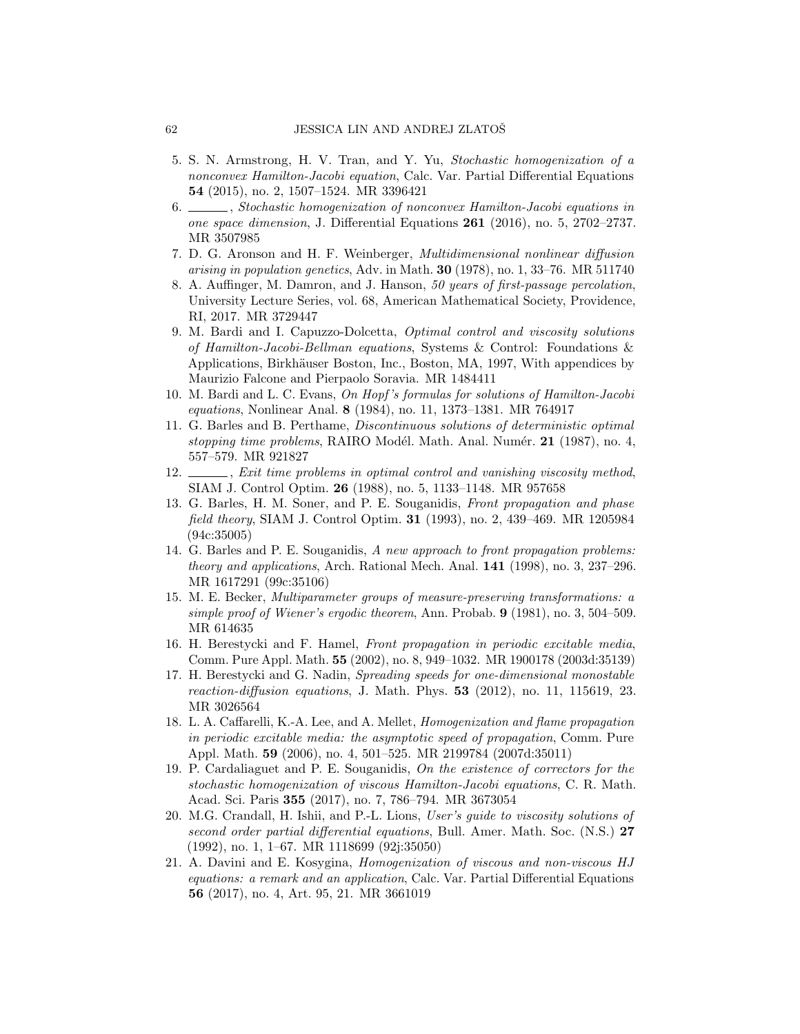5. S. N. Armstrong, H. V. Tran, and Y. Yu, *Stochastic homogenization of a nonconvex Hamilton-Jacobi equation*, Calc. Var. Partial Differential Equations **54** (2015), no. 2, 1507–1524. MR 3396421
6. ______, *Stochastic homogenization of nonconvex Hamilton-Jacobi equations in one space dimension*, J. Differential Equations **261** (2016), no. 5, 2702–2737. MR 3507985
7. D. G. Aronson and H. F. Weinberger, *Multidimensional nonlinear diffusion arising in population genetics*, Adv. in Math. **30** (1978), no. 1, 33–76. MR 511740
8. A. Auffinger, M. Damron, and J. Hanson, *50 years of first-passage percolation*, University Lecture Series, vol. 68, American Mathematical Society, Providence, RI, 2017. MR 3729447
9. M. Bardi and I. Capuzzo-Dolcetta, *Optimal control and viscosity solutions of Hamilton-Jacobi-Bellman equations*, Systems & Control: Foundations & Applications, Birkhäuser Boston, Inc., Boston, MA, 1997, With appendices by Maurizio Falcone and Pierpaolo Soravia. MR 1484411
10. M. Bardi and L. C. Evans, *On Hopf's formulas for solutions of Hamilton-Jacobi equations*, Nonlinear Anal. **8** (1984), no. 11, 1373–1381. MR 764917
11. G. Barles and B. Perthame, *Discontinuous solutions of deterministic optimal stopping time problems*, RAIRO Modél. Math. Anal. Numér. **21** (1987), no. 4, 557–579. MR 921827
12. ______, *Exit time problems in optimal control and vanishing viscosity method*, SIAM J. Control Optim. **26** (1988), no. 5, 1133–1148. MR 957658
13. G. Barles, H. M. Soner, and P. E. Souganidis, *Front propagation and phase field theory*, SIAM J. Control Optim. **31** (1993), no. 2, 439–469. MR 1205984 (94c:35005)
14. G. Barles and P. E. Souganidis, *A new approach to front propagation problems: theory and applications*, Arch. Rational Mech. Anal. **141** (1998), no. 3, 237–296. MR 1617291 (99c:35106)
15. M. E. Becker, *Multiparameter groups of measure-preserving transformations: a simple proof of Wiener's ergodic theorem*, Ann. Probab. **9** (1981), no. 3, 504–509. MR 614635
16. H. Berestycki and F. Hamel, *Front propagation in periodic excitable media*, Comm. Pure Appl. Math. **55** (2002), no. 8, 949–1032. MR 1900178 (2003d:35139)
17. H. Berestycki and G. Nadin, *Spreading speeds for one-dimensional monostable reaction-diffusion equations*, J. Math. Phys. **53** (2012), no. 11, 115619, 23. MR 3026564
18. L. A. Caffarelli, K.-A. Lee, and A. Mellet, *Homogenization and flame propagation in periodic excitable media: the asymptotic speed of propagation*, Comm. Pure Appl. Math. **59** (2006), no. 4, 501–525. MR 2199784 (2007d:35011)
19. P. Cardaliaguet and P. E. Souganidis, *On the existence of correctors for the stochastic homogenization of viscous Hamilton-Jacobi equations*, C. R. Math. Acad. Sci. Paris **355** (2017), no. 7, 786–794. MR 3673054
20. M.G. Crandall, H. Ishii, and P.-L. Lions, *User's guide to viscosity solutions of second order partial differential equations*, Bull. Amer. Math. Soc. (N.S.) **27** (1992), no. 1, 1–67. MR 1118699 (92j:35050)
21. A. Davini and E. Kosygina, *Homogenization of viscous and non-viscous HJ equations: a remark and an application*, Calc. Var. Partial Differential Equations **56** (2017), no. 4, Art. 95, 21. MR 3661019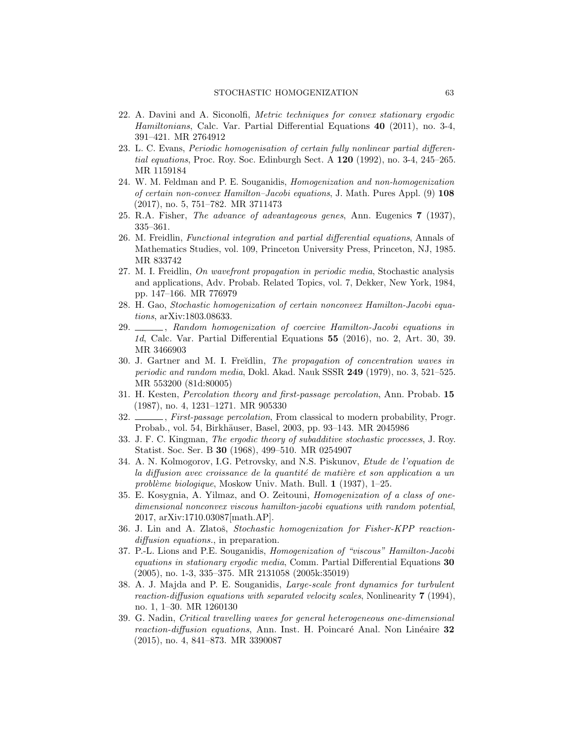22. A. Davini and A. Siconolfi, *Metric techniques for convex stationary ergodic Hamiltonians*, Calc. Var. Partial Differential Equations **40** (2011), no. 3-4, 391–421. MR 2764912
23. L. C. Evans, *Periodic homogenisation of certain fully nonlinear partial differential equations*, Proc. Roy. Soc. Edinburgh Sect. A **120** (1992), no. 3-4, 245–265. MR 1159184
24. W. M. Feldman and P. E. Souganidis, *Homogenization and non-homogenization of certain non-convex Hamilton–Jacobi equations*, J. Math. Pures Appl. (9) **108** (2017), no. 5, 751–782. MR 3711473
25. R.A. Fisher, *The advance of advantageous genes*, Ann. Eugenics **7** (1937), 335–361.
26. M. Freidlin, *Functional integration and partial differential equations*, Annals of Mathematics Studies, vol. 109, Princeton University Press, Princeton, NJ, 1985. MR 833742
27. M. I. Freidlin, *On wavefront propagation in periodic media*, Stochastic analysis and applications, Adv. Probab. Related Topics, vol. 7, Dekker, New York, 1984, pp. 147–166. MR 776979
28. H. Gao, *Stochastic homogenization of certain nonconvex Hamilton-Jacobi equations*, arXiv:1803.08633.
29. ______, *Random homogenization of coercive Hamilton-Jacobi equations in 1d*, Calc. Var. Partial Differential Equations **55** (2016), no. 2, Art. 30, 39. MR 3466903
30. J. Gartner and M. I. Freĭdlin, *The propagation of concentration waves in periodic and random media*, Dokl. Akad. Nauk SSSR **249** (1979), no. 3, 521–525. MR 553200 (81d:80005)
31. H. Kesten, *Percolation theory and first-passage percolation*, Ann. Probab. **15** (1987), no. 4, 1231–1271. MR 905330
32. ______, *First-passage percolation*, From classical to modern probability, Progr. Probab., vol. 54, Birkhäuser, Basel, 2003, pp. 93–143. MR 2045986
33. J. F. C. Kingman, *The ergodic theory of subadditive stochastic processes*, J. Roy. Statist. Soc. Ser. B **30** (1968), 499–510. MR 0254907
34. A. N. Kolmogorov, I.G. Petrovsky, and N.S. Piskunov, *Etude de l'equation de la diffusion avec croissance de la quantité de matière et son application a un problème biologique*, Moskow Univ. Math. Bull. **1** (1937), 1–25.
35. E. Kosygnia, A. Yilmaz, and O. Zeitouni, *Homogenization of a class of one-dimensional nonconvex viscous hamilton-jacobi equations with random potential*, 2017, arXiv:1710.03087[math.AP].
36. J. Lin and A. Zlatoš, *Stochastic homogenization for Fisher-KPP reaction-diffusion equations.*, in preparation.
37. P.-L. Lions and P.E. Souganidis, *Homogenization of "viscous" Hamilton-Jacobi equations in stationary ergodic media*, Comm. Partial Differential Equations **30** (2005), no. 1-3, 335–375. MR 2131058 (2005k:35019)
38. A. J. Majda and P. E. Souganidis, *Large-scale front dynamics for turbulent reaction-diffusion equations with separated velocity scales*, Nonlinearity **7** (1994), no. 1, 1–30. MR 1260130
39. G. Nadin, *Critical travelling waves for general heterogeneous one-dimensional reaction-diffusion equations*, Ann. Inst. H. Poincaré Anal. Non Linéaire **32** (2015), no. 4, 841–873. MR 3390087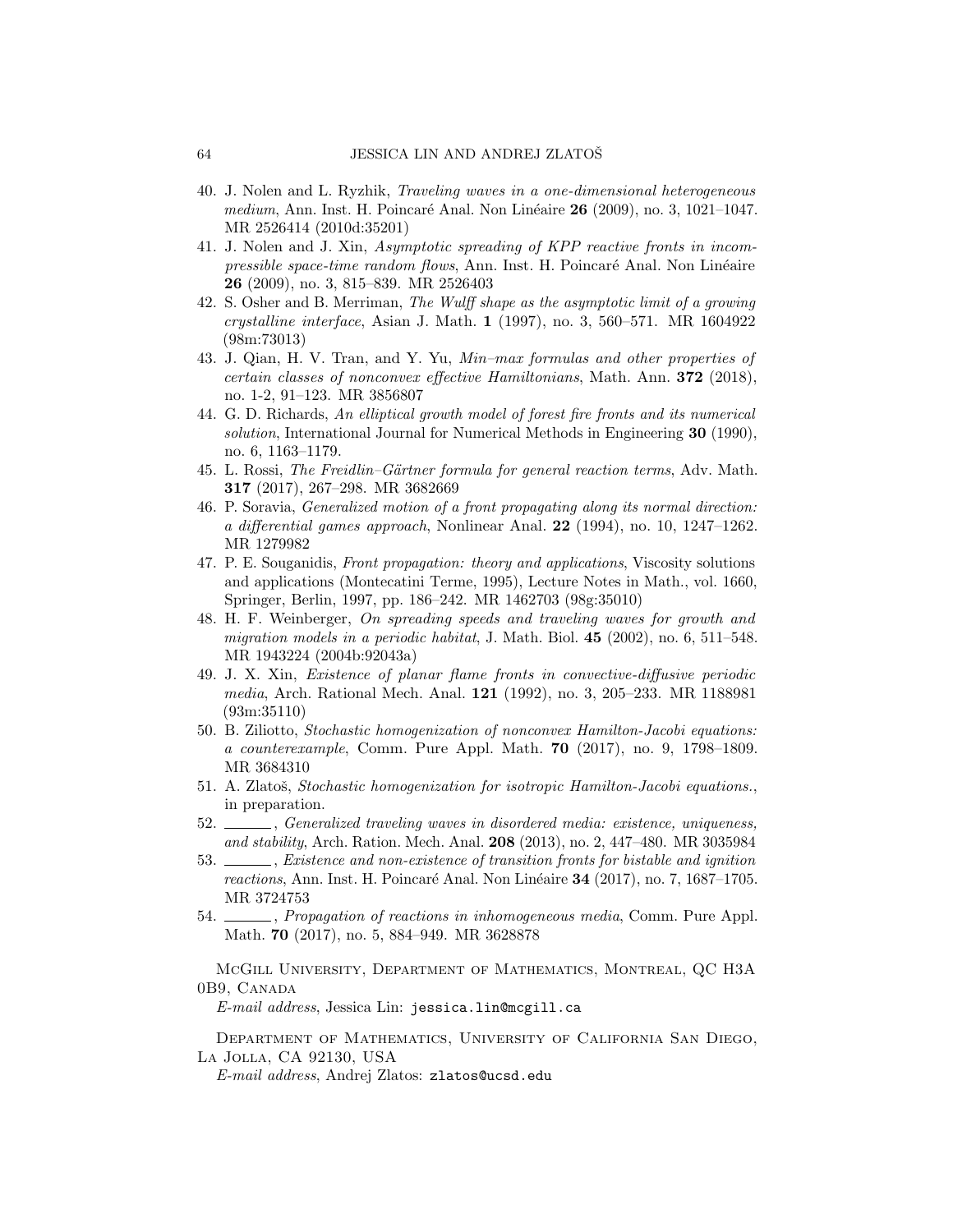40. J. Nolen and L. Ryzhik, *Traveling waves in a one-dimensional heterogeneous medium*, Ann. Inst. H. Poincaré Anal. Non Linéaire **26** (2009), no. 3, 1021–1047. MR 2526414 (2010d:35201)
41. J. Nolen and J. Xin, *Asymptotic spreading of KPP reactive fronts in incompressible space-time random flows*, Ann. Inst. H. Poincaré Anal. Non Linéaire **26** (2009), no. 3, 815–839. MR 2526403
42. S. Osher and B. Merriman, *The Wulff shape as the asymptotic limit of a growing crystalline interface*, Asian J. Math. **1** (1997), no. 3, 560–571. MR 1604922 (98m:73013)
43. J. Qian, H. V. Tran, and Y. Yu, *Min–max formulas and other properties of certain classes of nonconvex effective Hamiltonians*, Math. Ann. **372** (2018), no. 1-2, 91–123. MR 3856807
44. G. D. Richards, *An elliptical growth model of forest fire fronts and its numerical solution*, International Journal for Numerical Methods in Engineering **30** (1990), no. 6, 1163–1179.
45. L. Rossi, *The Freidlin–Gärtner formula for general reaction terms*, Adv. Math. **317** (2017), 267–298. MR 3682669
46. P. Soravia, *Generalized motion of a front propagating along its normal direction: a differential games approach*, Nonlinear Anal. **22** (1994), no. 10, 1247–1262. MR 1279982
47. P. E. Souganidis, *Front propagation: theory and applications*, Viscosity solutions and applications (Montecatini Terme, 1995), Lecture Notes in Math., vol. 1660, Springer, Berlin, 1997, pp. 186–242. MR 1462703 (98g:35010)
48. H. F. Weinberger, *On spreading speeds and traveling waves for growth and migration models in a periodic habitat*, J. Math. Biol. **45** (2002), no. 6, 511–548. MR 1943224 (2004b:92043a)
49. J. X. Xin, *Existence of planar flame fronts in convective-diffusive periodic media*, Arch. Rational Mech. Anal. **121** (1992), no. 3, 205–233. MR 1188981 (93m:35110)
50. B. Ziliotto, *Stochastic homogenization of nonconvex Hamilton-Jacobi equations: a counterexample*, Comm. Pure Appl. Math. **70** (2017), no. 9, 1798–1809. MR 3684310
51. A. Zlatoš, *Stochastic homogenization for isotropic Hamilton-Jacobi equations.*, in preparation.
52. ______, *Generalized traveling waves in disordered media: existence, uniqueness, and stability*, Arch. Ration. Mech. Anal. **208** (2013), no. 2, 447–480. MR 3035984
53. ______, *Existence and non-existence of transition fronts for bistable and ignition reactions*, Ann. Inst. H. Poincaré Anal. Non Linéaire **34** (2017), no. 7, 1687–1705. MR 3724753
54. ______, *Propagation of reactions in inhomogeneous media*, Comm. Pure Appl. Math. **70** (2017), no. 5, 884–949. MR 3628878

McGill University, Department of Mathematics, Montreal, QC H3A 0B9, Canada

*E-mail address*, Jessica Lin: `jessica.lin@mcgill.ca`

Department of Mathematics, University of California San Diego, La Jolla, CA 92130, USA

*E-mail address*, Andrej Zlatos: `zlatos@ucsd.edu`